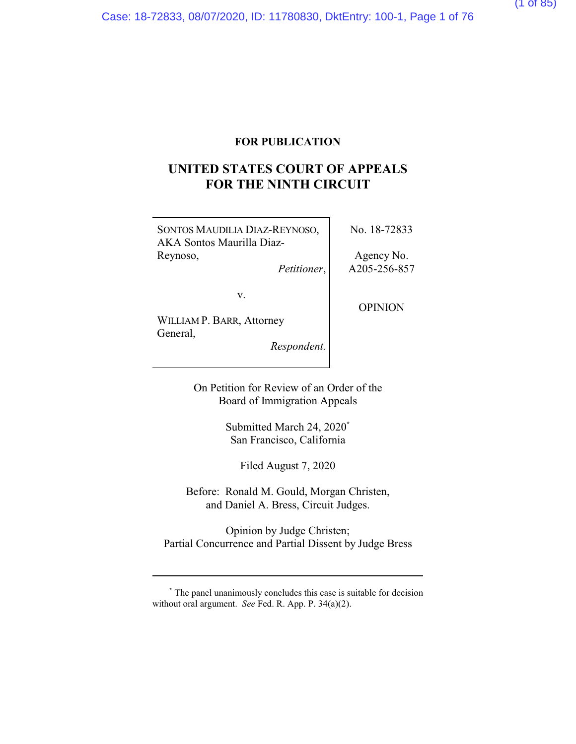**FOR PUBLICATION**

# UNITED STATES COURT OF APPEALS FOR THE NINTH CIRCUIT

| | |
|---|---|
| SONTOS MAUDILIA DIAZ-REYNOSO, AKA Sontos Maurilla Diaz-Reynoso, *Petitioner*, | No. 18-72833 |
| v. | Agency No. A205-256-857 |
| WILLIAM P. BARR, Attorney General, *Respondent.* | OPINION |

On Petition for Review of an Order of the Board of Immigration Appeals

Submitted March 24, 2020*
San Francisco, California

Filed August 7, 2020

Before: Ronald M. Gould, Morgan Christen, and Daniel A. Bress, Circuit Judges.

Opinion by Judge Christen;
Partial Concurrence and Partial Dissent by Judge Bress

---

* The panel unanimously concludes this case is suitable for decision without oral argument. *See* Fed. R. App. P. 34(a)(2).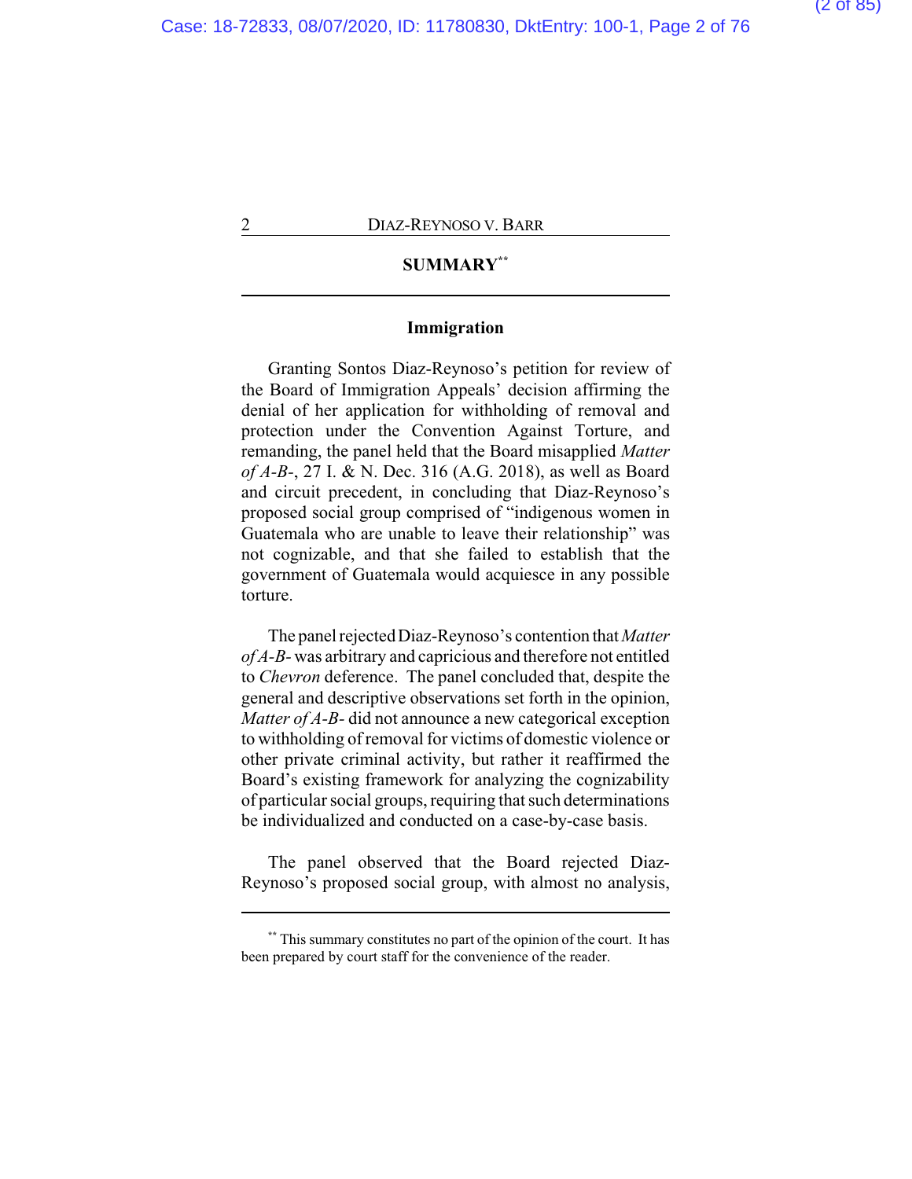## SUMMARY[**]

### Immigration

Granting Sontos Diaz-Reynoso's petition for review of the Board of Immigration Appeals' decision affirming the denial of her application for withholding of removal and protection under the Convention Against Torture, and remanding, the panel held that the Board misapplied *Matter of A-B-*, 27 I. & N. Dec. 316 (A.G. 2018), as well as Board and circuit precedent, in concluding that Diaz-Reynoso's proposed social group comprised of "indigenous women in Guatemala who are unable to leave their relationship" was not cognizable, and that she failed to establish that the government of Guatemala would acquiesce in any possible torture.

The panel rejected Diaz-Reynoso's contention that *Matter of A-B-* was arbitrary and capricious and therefore not entitled to *Chevron* deference. The panel concluded that, despite the general and descriptive observations set forth in the opinion, *Matter of A-B-* did not announce a new categorical exception to withholding of removal for victims of domestic violence or other private criminal activity, but rather it reaffirmed the Board's existing framework for analyzing the cognizability of particular social groups, requiring that such determinations be individualized and conducted on a case-by-case basis.

The panel observed that the Board rejected Diaz-Reynoso's proposed social group, with almost no analysis,

---

[**] This summary constitutes no part of the opinion of the court. It has been prepared by court staff for the convenience of the reader.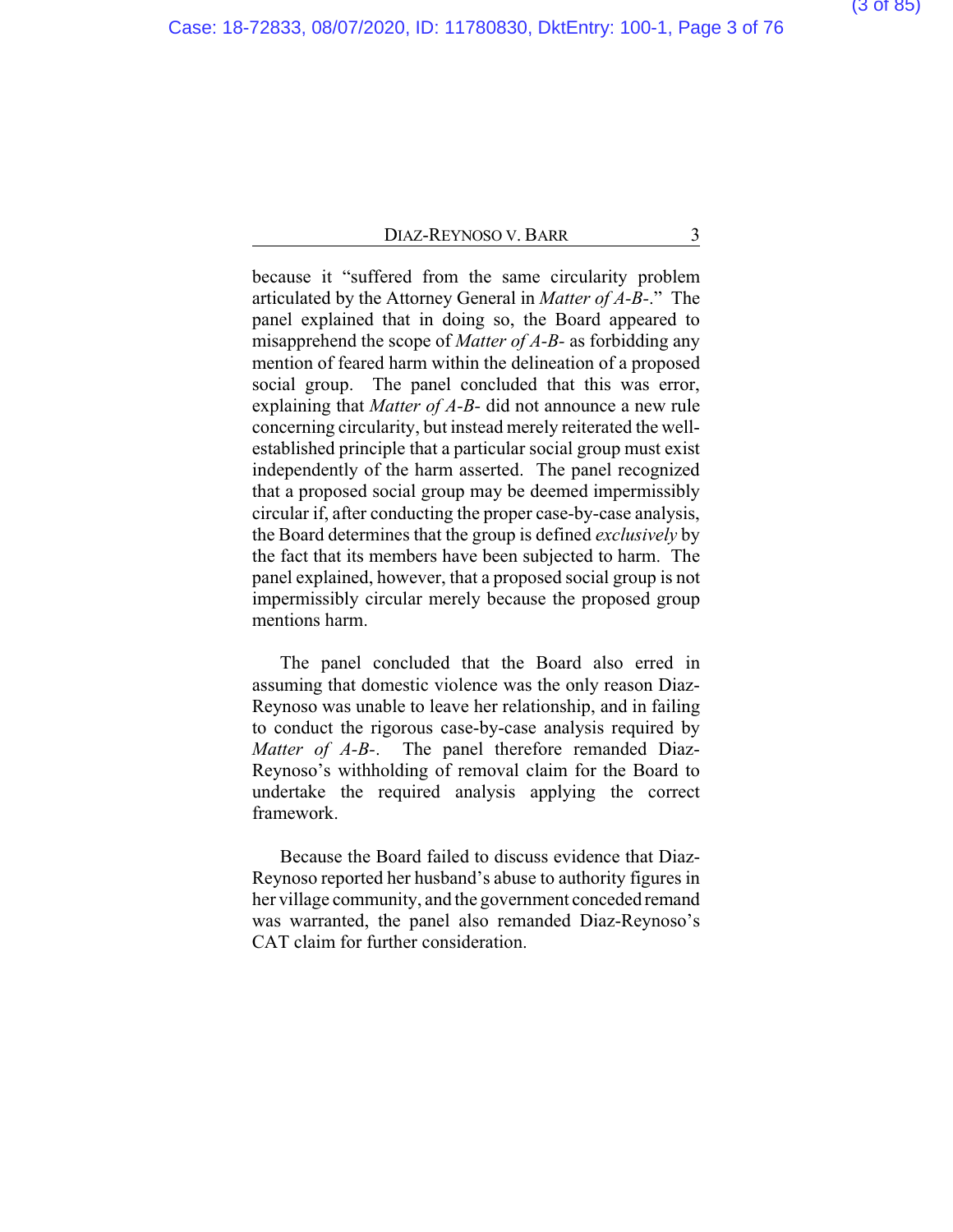because it "suffered from the same circularity problem articulated by the Attorney General in *Matter of A-B-*." The panel explained that in doing so, the Board appeared to misapprehend the scope of *Matter of A-B-* as forbidding any mention of feared harm within the delineation of a proposed social group. The panel concluded that this was error, explaining that *Matter of A-B-* did not announce a new rule concerning circularity, but instead merely reiterated the well-established principle that a particular social group must exist independently of the harm asserted. The panel recognized that a proposed social group may be deemed impermissibly circular if, after conducting the proper case-by-case analysis, the Board determines that the group is defined *exclusively* by the fact that its members have been subjected to harm. The panel explained, however, that a proposed social group is not impermissibly circular merely because the proposed group mentions harm.

The panel concluded that the Board also erred in assuming that domestic violence was the only reason Diaz-Reynoso was unable to leave her relationship, and in failing to conduct the rigorous case-by-case analysis required by *Matter of A-B-*. The panel therefore remanded Diaz-Reynoso's withholding of removal claim for the Board to undertake the required analysis applying the correct framework.

Because the Board failed to discuss evidence that Diaz-Reynoso reported her husband's abuse to authority figures in her village community, and the government conceded remand was warranted, the panel also remanded Diaz-Reynoso's CAT claim for further consideration.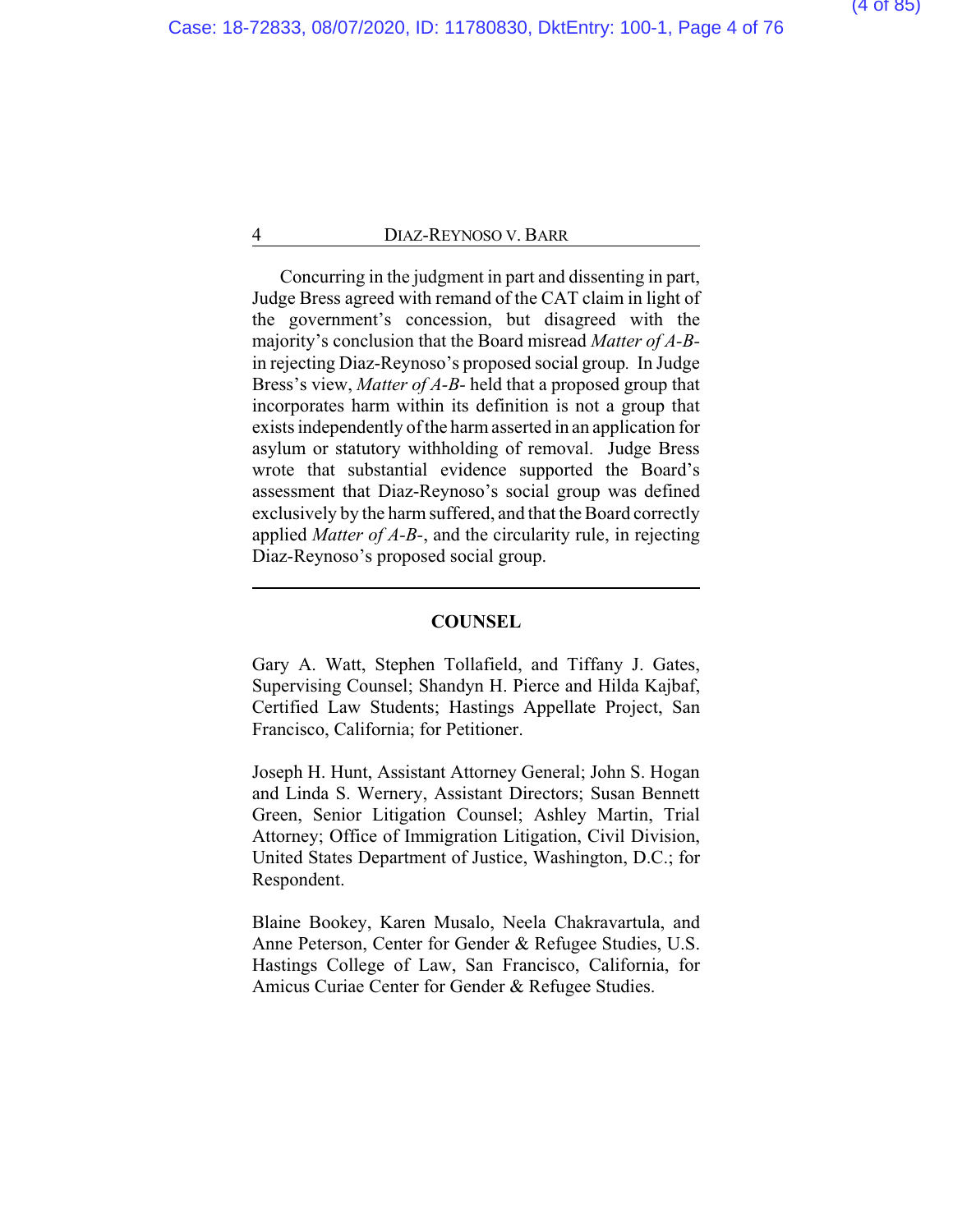Concurring in the judgment in part and dissenting in part, Judge Bress agreed with remand of the CAT claim in light of the government's concession, but disagreed with the majority's conclusion that the Board misread *Matter of A-B-* in rejecting Diaz-Reynoso's proposed social group. In Judge Bress's view, *Matter of A-B-* held that a proposed group that incorporates harm within its definition is not a group that exists independently of the harm asserted in an application for asylum or statutory withholding of removal. Judge Bress wrote that substantial evidence supported the Board's assessment that Diaz-Reynoso's social group was defined exclusively by the harm suffered, and that the Board correctly applied *Matter of A-B-*, and the circularity rule, in rejecting Diaz-Reynoso's proposed social group.

---

## COUNSEL

Gary A. Watt, Stephen Tollafield, and Tiffany J. Gates, Supervising Counsel; Shandyn H. Pierce and Hilda Kajbaf, Certified Law Students; Hastings Appellate Project, San Francisco, California; for Petitioner.

Joseph H. Hunt, Assistant Attorney General; John S. Hogan and Linda S. Wernery, Assistant Directors; Susan Bennett Green, Senior Litigation Counsel; Ashley Martin, Trial Attorney; Office of Immigration Litigation, Civil Division, United States Department of Justice, Washington, D.C.; for Respondent.

Blaine Bookey, Karen Musalo, Neela Chakravartula, and Anne Peterson, Center for Gender & Refugee Studies, U.S. Hastings College of Law, San Francisco, California, for Amicus Curiae Center for Gender & Refugee Studies.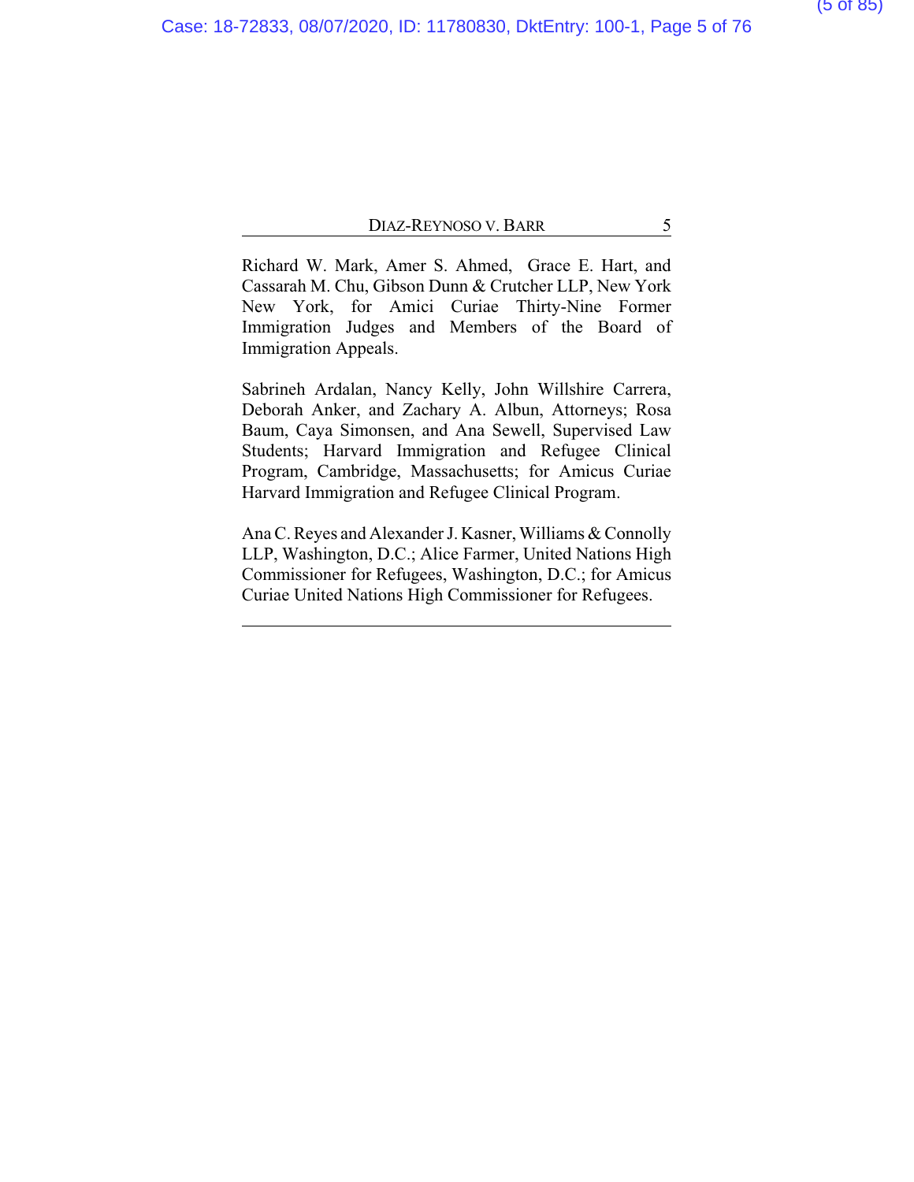Richard W. Mark, Amer S. Ahmed, Grace E. Hart, and Cassarah M. Chu, Gibson Dunn & Crutcher LLP, New York New York, for Amici Curiae Thirty-Nine Former Immigration Judges and Members of the Board of Immigration Appeals.

Sabrineh Ardalan, Nancy Kelly, John Willshire Carrera, Deborah Anker, and Zachary A. Albun, Attorneys; Rosa Baum, Caya Simonsen, and Ana Sewell, Supervised Law Students; Harvard Immigration and Refugee Clinical Program, Cambridge, Massachusetts; for Amicus Curiae Harvard Immigration and Refugee Clinical Program.

Ana C. Reyes and Alexander J. Kasner, Williams & Connolly LLP, Washington, D.C.; Alice Farmer, United Nations High Commissioner for Refugees, Washington, D.C.; for Amicus Curiae United Nations High Commissioner for Refugees.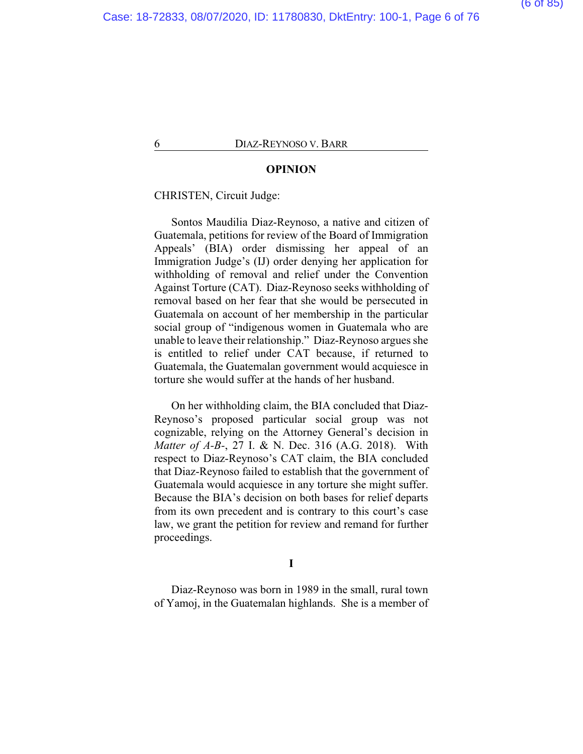## OPINION

CHRISTEN, Circuit Judge:

Sontos Maudilia Diaz-Reynoso, a native and citizen of Guatemala, petitions for review of the Board of Immigration Appeals' (BIA) order dismissing her appeal of an Immigration Judge's (IJ) order denying her application for withholding of removal and relief under the Convention Against Torture (CAT). Diaz-Reynoso seeks withholding of removal based on her fear that she would be persecuted in Guatemala on account of her membership in the particular social group of "indigenous women in Guatemala who are unable to leave their relationship." Diaz-Reynoso argues she is entitled to relief under CAT because, if returned to Guatemala, the Guatemalan government would acquiesce in torture she would suffer at the hands of her husband.

On her withholding claim, the BIA concluded that Diaz-Reynoso's proposed particular social group was not cognizable, relying on the Attorney General's decision in *Matter of A-B-*, 27 I. & N. Dec. 316 (A.G. 2018). With respect to Diaz-Reynoso's CAT claim, the BIA concluded that Diaz-Reynoso failed to establish that the government of Guatemala would acquiesce in any torture she might suffer. Because the BIA's decision on both bases for relief departs from its own precedent and is contrary to this court's case law, we grant the petition for review and remand for further proceedings.

## I

Diaz-Reynoso was born in 1989 in the small, rural town of Yamoj, in the Guatemalan highlands. She is a member of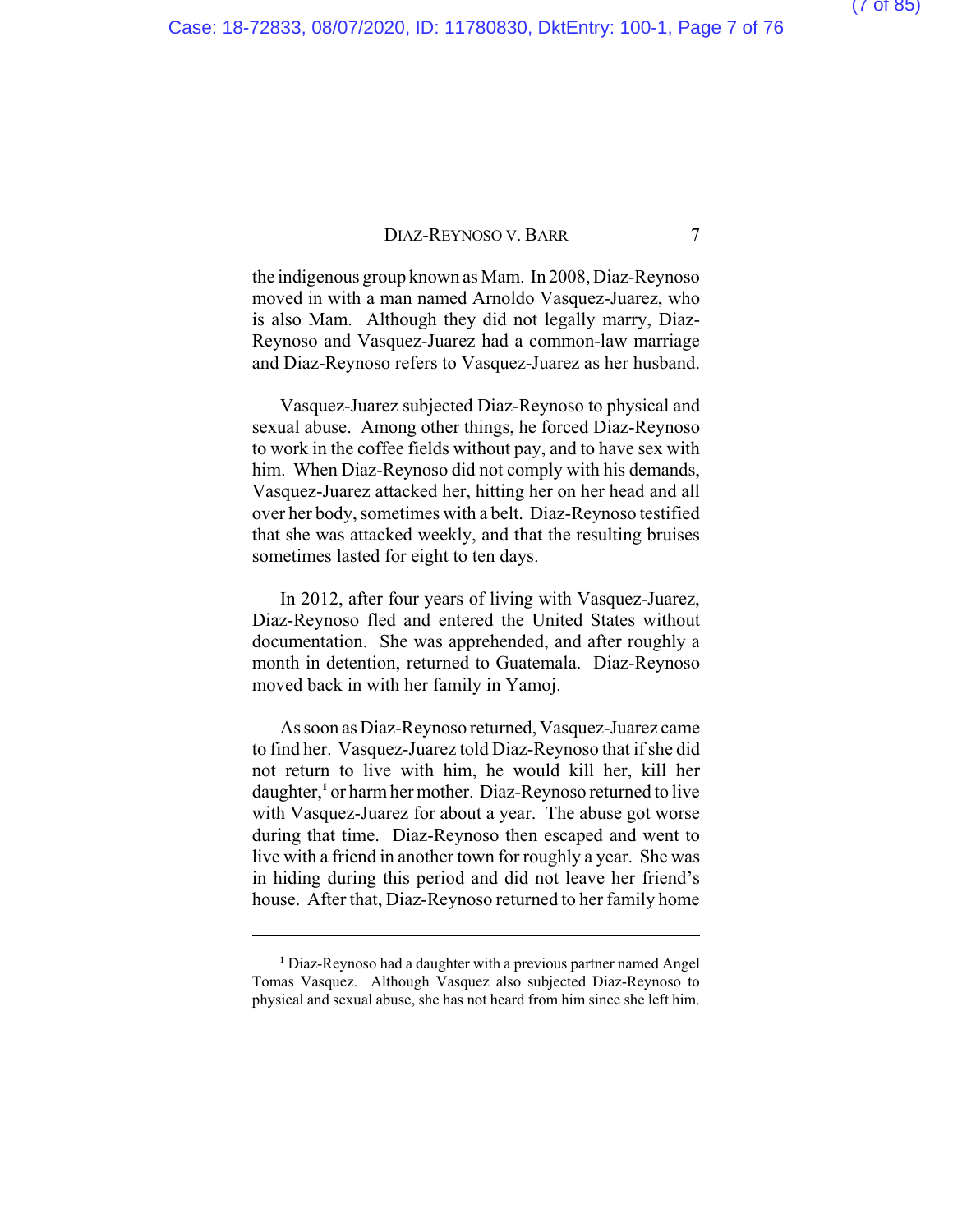the indigenous group known as Mam. In 2008, Diaz-Reynoso moved in with a man named Arnoldo Vasquez-Juarez, who is also Mam. Although they did not legally marry, Diaz-Reynoso and Vasquez-Juarez had a common-law marriage and Diaz-Reynoso refers to Vasquez-Juarez as her husband.

Vasquez-Juarez subjected Diaz-Reynoso to physical and sexual abuse. Among other things, he forced Diaz-Reynoso to work in the coffee fields without pay, and to have sex with him. When Diaz-Reynoso did not comply with his demands, Vasquez-Juarez attacked her, hitting her on her head and all over her body, sometimes with a belt. Diaz-Reynoso testified that she was attacked weekly, and that the resulting bruises sometimes lasted for eight to ten days.

In 2012, after four years of living with Vasquez-Juarez, Diaz-Reynoso fled and entered the United States without documentation. She was apprehended, and after roughly a month in detention, returned to Guatemala. Diaz-Reynoso moved back in with her family in Yamoj.

As soon as Diaz-Reynoso returned, Vasquez-Juarez came to find her. Vasquez-Juarez told Diaz-Reynoso that if she did not return to live with him, he would kill her, kill her daughter,[1] or harm her mother. Diaz-Reynoso returned to live with Vasquez-Juarez for about a year. The abuse got worse during that time. Diaz-Reynoso then escaped and went to live with a friend in another town for roughly a year. She was in hiding during this period and did not leave her friend's house. After that, Diaz-Reynoso returned to her family home

---

[1] Diaz-Reynoso had a daughter with a previous partner named Angel Tomas Vasquez. Although Vasquez also subjected Diaz-Reynoso to physical and sexual abuse, she has not heard from him since she left him.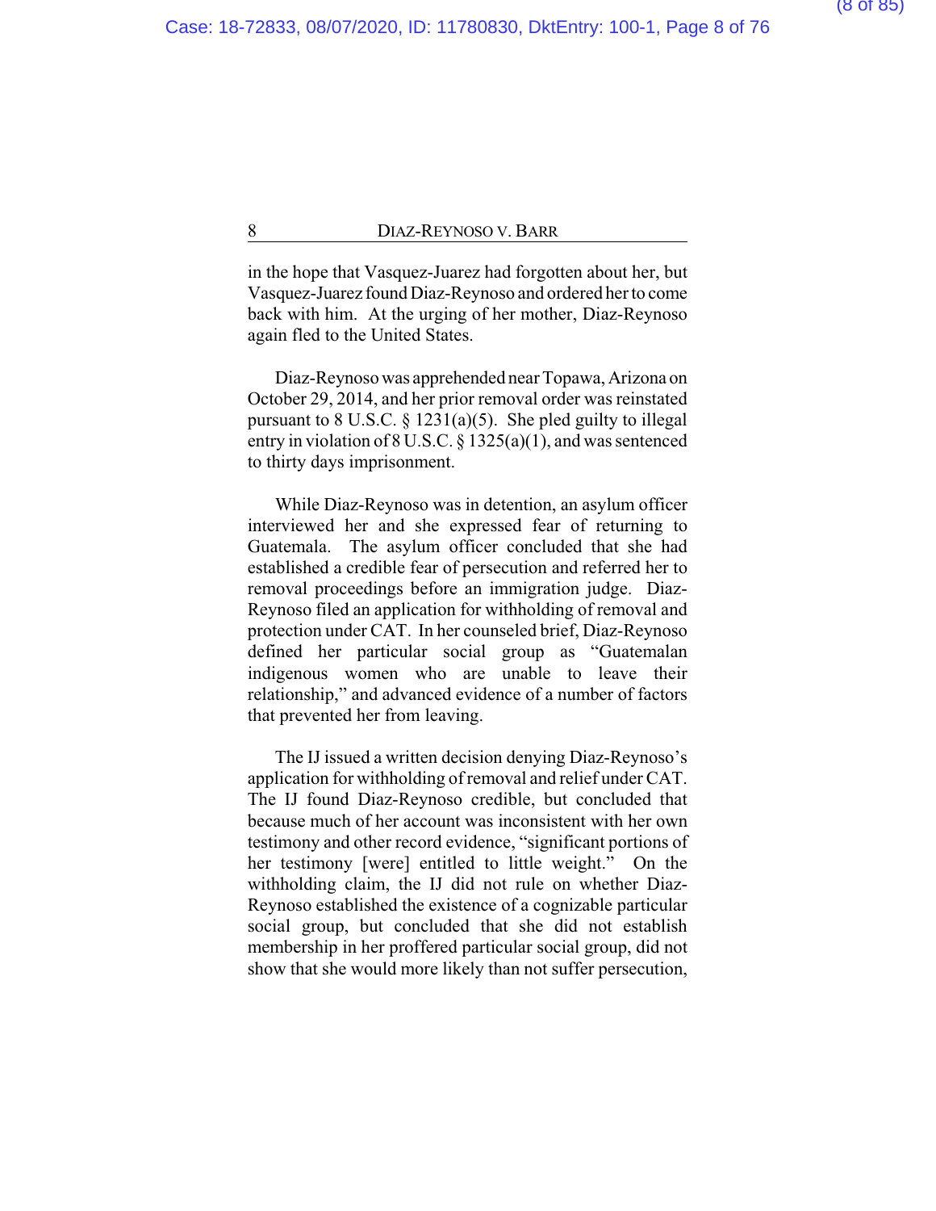in the hope that Vasquez-Juarez had forgotten about her, but Vasquez-Juarez found Diaz-Reynoso and ordered her to come back with him. At the urging of her mother, Diaz-Reynoso again fled to the United States.

Diaz-Reynoso was apprehended near Topawa, Arizona on October 29, 2014, and her prior removal order was reinstated pursuant to 8 U.S.C. § 1231(a)(5). She pled guilty to illegal entry in violation of 8 U.S.C. § 1325(a)(1), and was sentenced to thirty days imprisonment.

While Diaz-Reynoso was in detention, an asylum officer interviewed her and she expressed fear of returning to Guatemala. The asylum officer concluded that she had established a credible fear of persecution and referred her to removal proceedings before an immigration judge. Diaz-Reynoso filed an application for withholding of removal and protection under CAT. In her counseled brief, Diaz-Reynoso defined her particular social group as "Guatemalan indigenous women who are unable to leave their relationship," and advanced evidence of a number of factors that prevented her from leaving.

The IJ issued a written decision denying Diaz-Reynoso's application for withholding of removal and relief under CAT. The IJ found Diaz-Reynoso credible, but concluded that because much of her account was inconsistent with her own testimony and other record evidence, "significant portions of her testimony [were] entitled to little weight." On the withholding claim, the IJ did not rule on whether Diaz-Reynoso established the existence of a cognizable particular social group, but concluded that she did not establish membership in her proffered particular social group, did not show that she would more likely than not suffer persecution,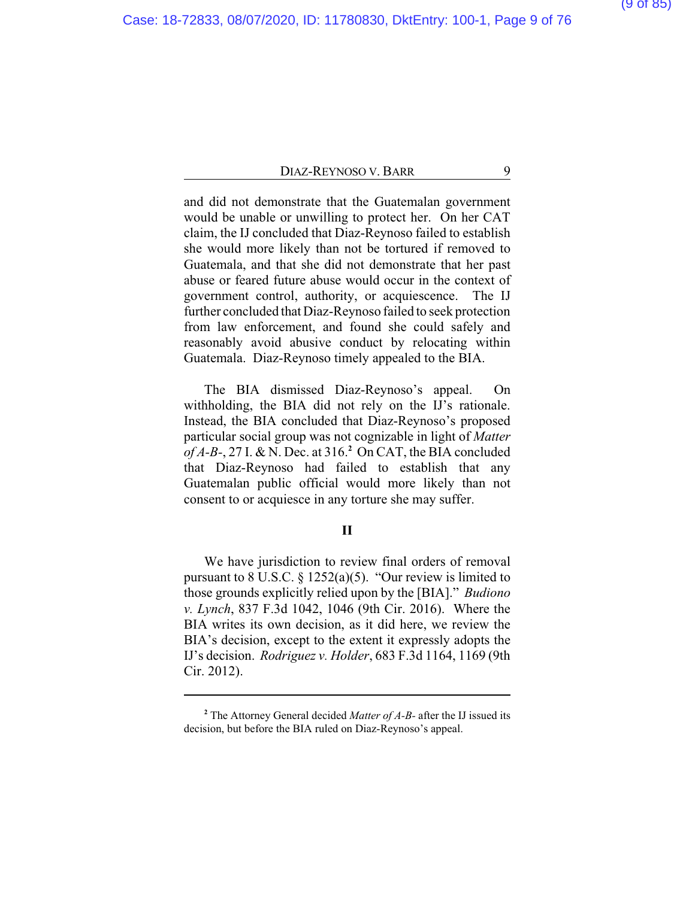and did not demonstrate that the Guatemalan government would be unable or unwilling to protect her. On her CAT claim, the IJ concluded that Diaz-Reynoso failed to establish she would more likely than not be tortured if removed to Guatemala, and that she did not demonstrate that her past abuse or feared future abuse would occur in the context of government control, authority, or acquiescence. The IJ further concluded that Diaz-Reynoso failed to seek protection from law enforcement, and found she could safely and reasonably avoid abusive conduct by relocating within Guatemala. Diaz-Reynoso timely appealed to the BIA.

The BIA dismissed Diaz-Reynoso's appeal. On withholding, the BIA did not rely on the IJ's rationale. Instead, the BIA concluded that Diaz-Reynoso's proposed particular social group was not cognizable in light of *Matter of A-B-*, 27 I. & N. Dec. at 316.[2] On CAT, the BIA concluded that Diaz-Reynoso had failed to establish that any Guatemalan public official would more likely than not consent to or acquiesce in any torture she may suffer.

## II

We have jurisdiction to review final orders of removal pursuant to 8 U.S.C. § 1252(a)(5). "Our review is limited to those grounds explicitly relied upon by the [BIA]." *Budiono v. Lynch*, 837 F.3d 1042, 1046 (9th Cir. 2016). Where the BIA writes its own decision, as it did here, we review the BIA's decision, except to the extent it expressly adopts the IJ's decision. *Rodriguez v. Holder*, 683 F.3d 1164, 1169 (9th Cir. 2012).

---

[2] The Attorney General decided *Matter of A-B-* after the IJ issued its decision, but before the BIA ruled on Diaz-Reynoso's appeal.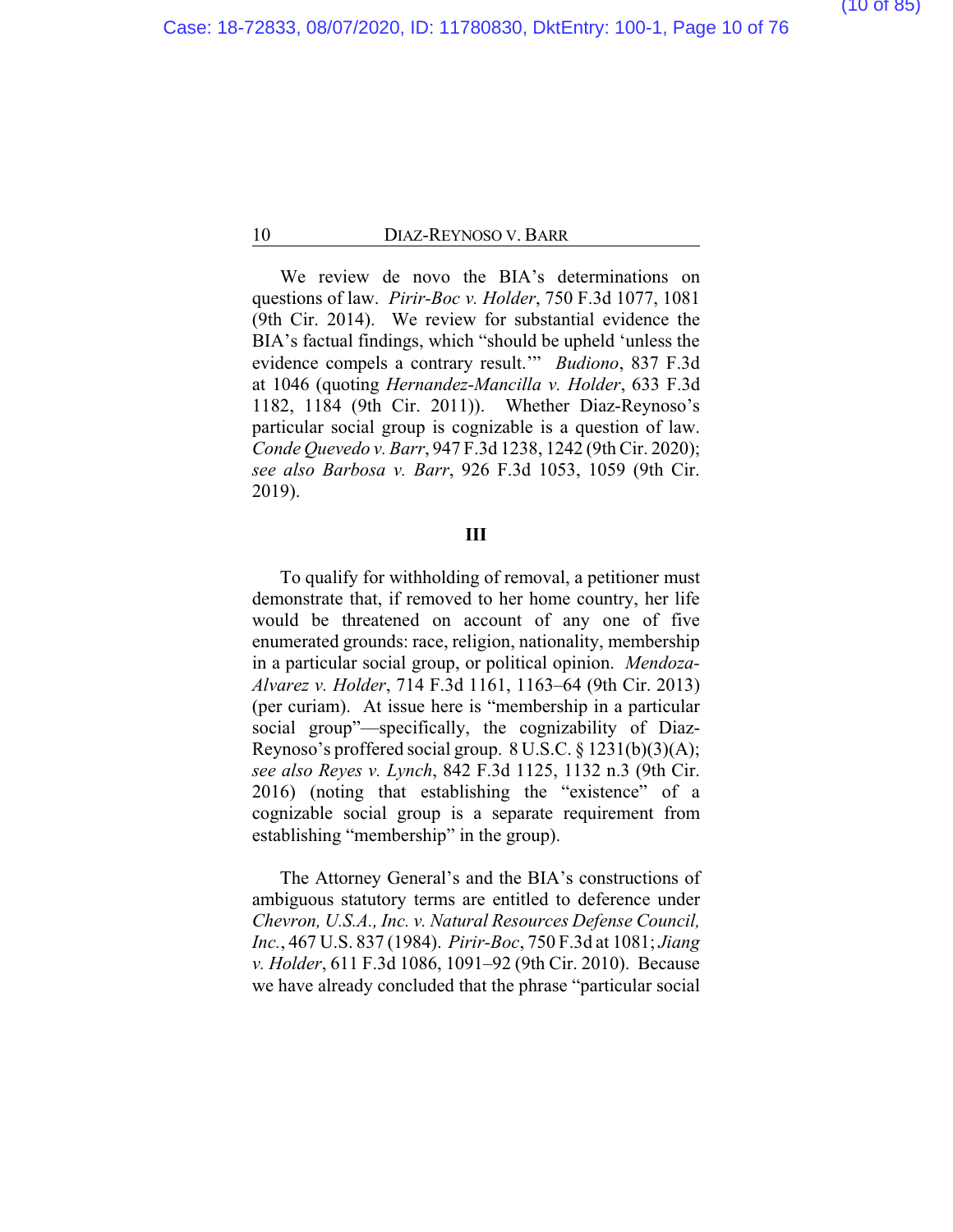We review de novo the BIA's determinations on questions of law. *Pirir-Boc v. Holder*, 750 F.3d 1077, 1081 (9th Cir. 2014). We review for substantial evidence the BIA's factual findings, which "should be upheld 'unless the evidence compels a contrary result.'" *Budiono*, 837 F.3d at 1046 (quoting *Hernandez-Mancilla v. Holder*, 633 F.3d 1182, 1184 (9th Cir. 2011)). Whether Diaz-Reynoso's particular social group is cognizable is a question of law. *Conde Quevedo v. Barr*, 947 F.3d 1238, 1242 (9th Cir. 2020); *see also Barbosa v. Barr*, 926 F.3d 1053, 1059 (9th Cir. 2019).

## III

To qualify for withholding of removal, a petitioner must demonstrate that, if removed to her home country, her life would be threatened on account of any one of five enumerated grounds: race, religion, nationality, membership in a particular social group, or political opinion. *Mendoza-Alvarez v. Holder*, 714 F.3d 1161, 1163–64 (9th Cir. 2013) (per curiam). At issue here is "membership in a particular social group"—specifically, the cognizability of Diaz-Reynoso's proffered social group. 8 U.S.C. § 1231(b)(3)(A); *see also Reyes v. Lynch*, 842 F.3d 1125, 1132 n.3 (9th Cir. 2016) (noting that establishing the "existence" of a cognizable social group is a separate requirement from establishing "membership" in the group).

The Attorney General's and the BIA's constructions of ambiguous statutory terms are entitled to deference under *Chevron, U.S.A., Inc. v. Natural Resources Defense Council, Inc.*, 467 U.S. 837 (1984). *Pirir-Boc*, 750 F.3d at 1081; *Jiang v. Holder*, 611 F.3d 1086, 1091–92 (9th Cir. 2010). Because we have already concluded that the phrase "particular social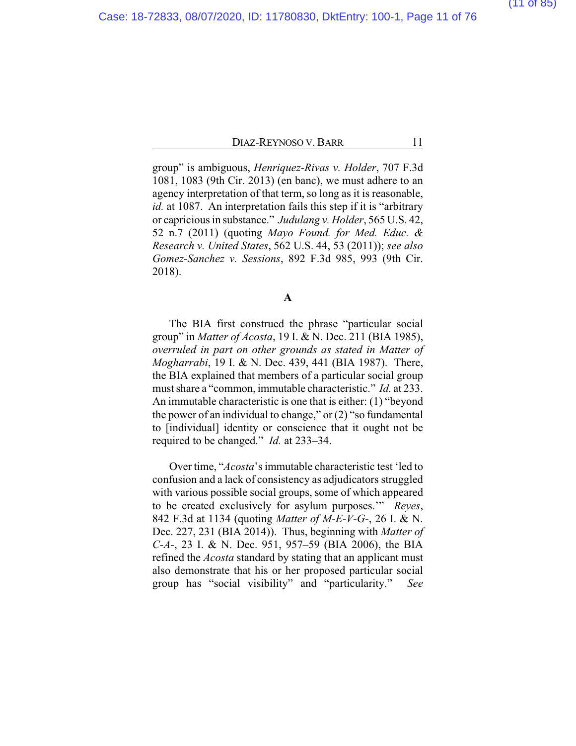group" is ambiguous, *Henriquez-Rivas v. Holder*, 707 F.3d 1081, 1083 (9th Cir. 2013) (en banc), we must adhere to an agency interpretation of that term, so long as it is reasonable, *id.* at 1087. An interpretation fails this step if it is "arbitrary or capricious in substance." *Judulang v. Holder*, 565 U.S. 42, 52 n.7 (2011) (quoting *Mayo Found. for Med. Educ. & Research v. United States*, 562 U.S. 44, 53 (2011)); *see also Gomez-Sanchez v. Sessions*, 892 F.3d 985, 993 (9th Cir. 2018).

### A

The BIA first construed the phrase "particular social group" in *Matter of Acosta*, 19 I. & N. Dec. 211 (BIA 1985), *overruled in part on other grounds as stated in Matter of Mogharrabi*, 19 I. & N. Dec. 439, 441 (BIA 1987). There, the BIA explained that members of a particular social group must share a "common, immutable characteristic." *Id.* at 233. An immutable characteristic is one that is either: (1) "beyond the power of an individual to change," or (2) "so fundamental to [individual] identity or conscience that it ought not be required to be changed." *Id.* at 233–34.

Over time, "*Acosta*'s immutable characteristic test 'led to confusion and a lack of consistency as adjudicators struggled with various possible social groups, some of which appeared to be created exclusively for asylum purposes.'" *Reyes*, 842 F.3d at 1134 (quoting *Matter of M-E-V-G-*, 26 I. & N. Dec. 227, 231 (BIA 2014)). Thus, beginning with *Matter of C-A-*, 23 I. & N. Dec. 951, 957–59 (BIA 2006), the BIA refined the *Acosta* standard by stating that an applicant must also demonstrate that his or her proposed particular social group has "social visibility" and "particularity." *See*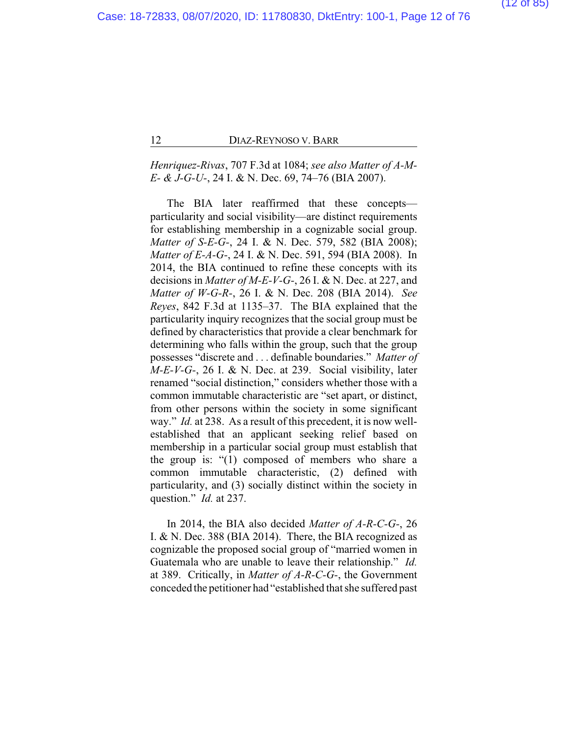*Henriquez-Rivas*, 707 F.3d at 1084; *see also Matter of A-M-E- & J-G-U-*, 24 I. & N. Dec. 69, 74–76 (BIA 2007).

The BIA later reaffirmed that these concepts—particularity and social visibility—are distinct requirements for establishing membership in a cognizable social group. *Matter of S-E-G-*, 24 I. & N. Dec. 579, 582 (BIA 2008); *Matter of E-A-G-*, 24 I. & N. Dec. 591, 594 (BIA 2008). In 2014, the BIA continued to refine these concepts with its decisions in *Matter of M-E-V-G-*, 26 I. & N. Dec. at 227, and *Matter of W-G-R-*, 26 I. & N. Dec. 208 (BIA 2014). *See Reyes*, 842 F.3d at 1135–37. The BIA explained that the particularity inquiry recognizes that the social group must be defined by characteristics that provide a clear benchmark for determining who falls within the group, such that the group possesses "discrete and . . . definable boundaries." *Matter of M-E-V-G-*, 26 I. & N. Dec. at 239. Social visibility, later renamed "social distinction," considers whether those with a common immutable characteristic are "set apart, or distinct, from other persons within the society in some significant way." *Id.* at 238. As a result of this precedent, it is now well-established that an applicant seeking relief based on membership in a particular social group must establish that the group is: "(1) composed of members who share a common immutable characteristic, (2) defined with particularity, and (3) socially distinct within the society in question." *Id.* at 237.

In 2014, the BIA also decided *Matter of A-R-C-G-*, 26 I. & N. Dec. 388 (BIA 2014). There, the BIA recognized as cognizable the proposed social group of "married women in Guatemala who are unable to leave their relationship." *Id.* at 389. Critically, in *Matter of A-R-C-G-*, the Government conceded the petitioner had "established that she suffered past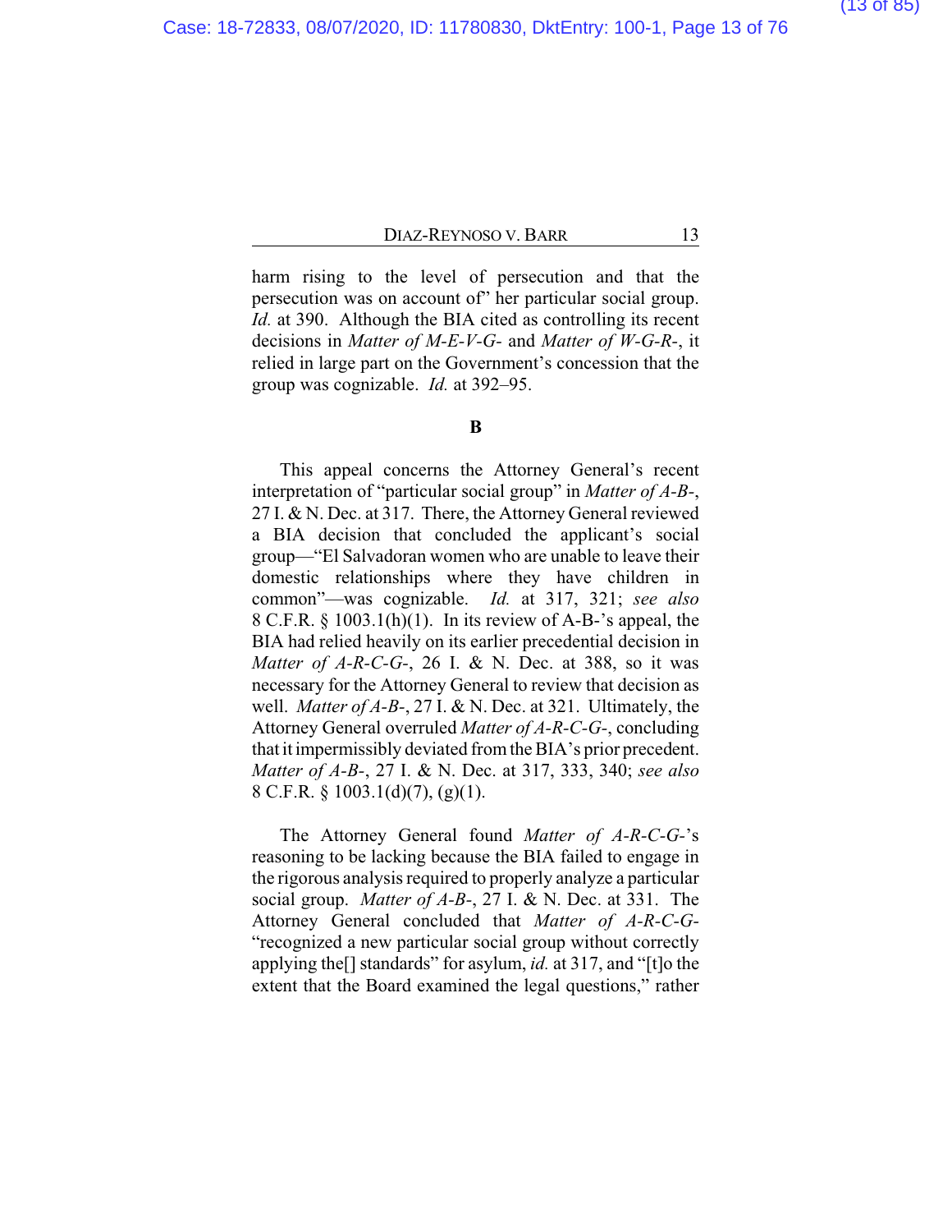harm rising to the level of persecution and that the persecution was on account of" her particular social group. *Id.* at 390. Although the BIA cited as controlling its recent decisions in *Matter of M-E-V-G-* and *Matter of W-G-R-*, it relied in large part on the Government's concession that the group was cognizable. *Id.* at 392–95.

**B**

This appeal concerns the Attorney General's recent interpretation of "particular social group" in *Matter of A-B-*, 27 I. & N. Dec. at 317. There, the Attorney General reviewed a BIA decision that concluded the applicant's social group—"El Salvadoran women who are unable to leave their domestic relationships where they have children in common"—was cognizable. *Id.* at 317, 321; *see also* 8 C.F.R. § 1003.1(h)(1). In its review of A-B-'s appeal, the BIA had relied heavily on its earlier precedential decision in *Matter of A-R-C-G-*, 26 I. & N. Dec. at 388, so it was necessary for the Attorney General to review that decision as well. *Matter of A-B-*, 27 I. & N. Dec. at 321. Ultimately, the Attorney General overruled *Matter of A-R-C-G-*, concluding that it impermissibly deviated from the BIA's prior precedent. *Matter of A-B-*, 27 I. & N. Dec. at 317, 333, 340; *see also* 8 C.F.R. § 1003.1(d)(7), (g)(1).

The Attorney General found *Matter of A-R-C-G-*'s reasoning to be lacking because the BIA failed to engage in the rigorous analysis required to properly analyze a particular social group. *Matter of A-B-*, 27 I. & N. Dec. at 331. The Attorney General concluded that *Matter of A-R-C-G-* "recognized a new particular social group without correctly applying the[] standards" for asylum, *id.* at 317, and "[t]o the extent that the Board examined the legal questions," rather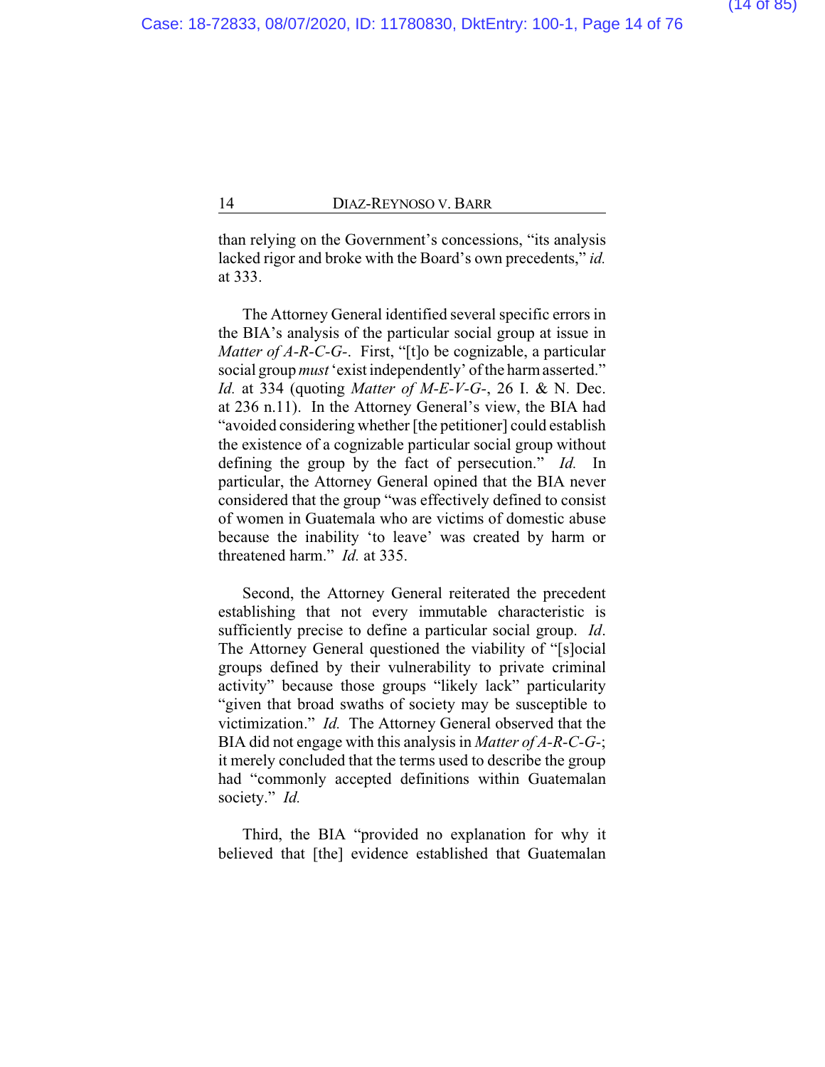than relying on the Government's concessions, "its analysis lacked rigor and broke with the Board's own precedents," *id.* at 333.

The Attorney General identified several specific errors in the BIA's analysis of the particular social group at issue in *Matter of A-R-C-G-*. First, "[t]o be cognizable, a particular social group *must* 'exist independently' of the harm asserted." *Id.* at 334 (quoting *Matter of M-E-V-G-*, 26 I. & N. Dec. at 236 n.11). In the Attorney General's view, the BIA had "avoided considering whether [the petitioner] could establish the existence of a cognizable particular social group without defining the group by the fact of persecution." *Id.* In particular, the Attorney General opined that the BIA never considered that the group "was effectively defined to consist of women in Guatemala who are victims of domestic abuse because the inability 'to leave' was created by harm or threatened harm." *Id.* at 335.

Second, the Attorney General reiterated the precedent establishing that not every immutable characteristic is sufficiently precise to define a particular social group. *Id*. The Attorney General questioned the viability of "[s]ocial groups defined by their vulnerability to private criminal activity" because those groups "likely lack" particularity "given that broad swaths of society may be susceptible to victimization." *Id.* The Attorney General observed that the BIA did not engage with this analysis in *Matter of A-R-C-G-*; it merely concluded that the terms used to describe the group had "commonly accepted definitions within Guatemalan society." *Id.*

Third, the BIA "provided no explanation for why it believed that [the] evidence established that Guatemalan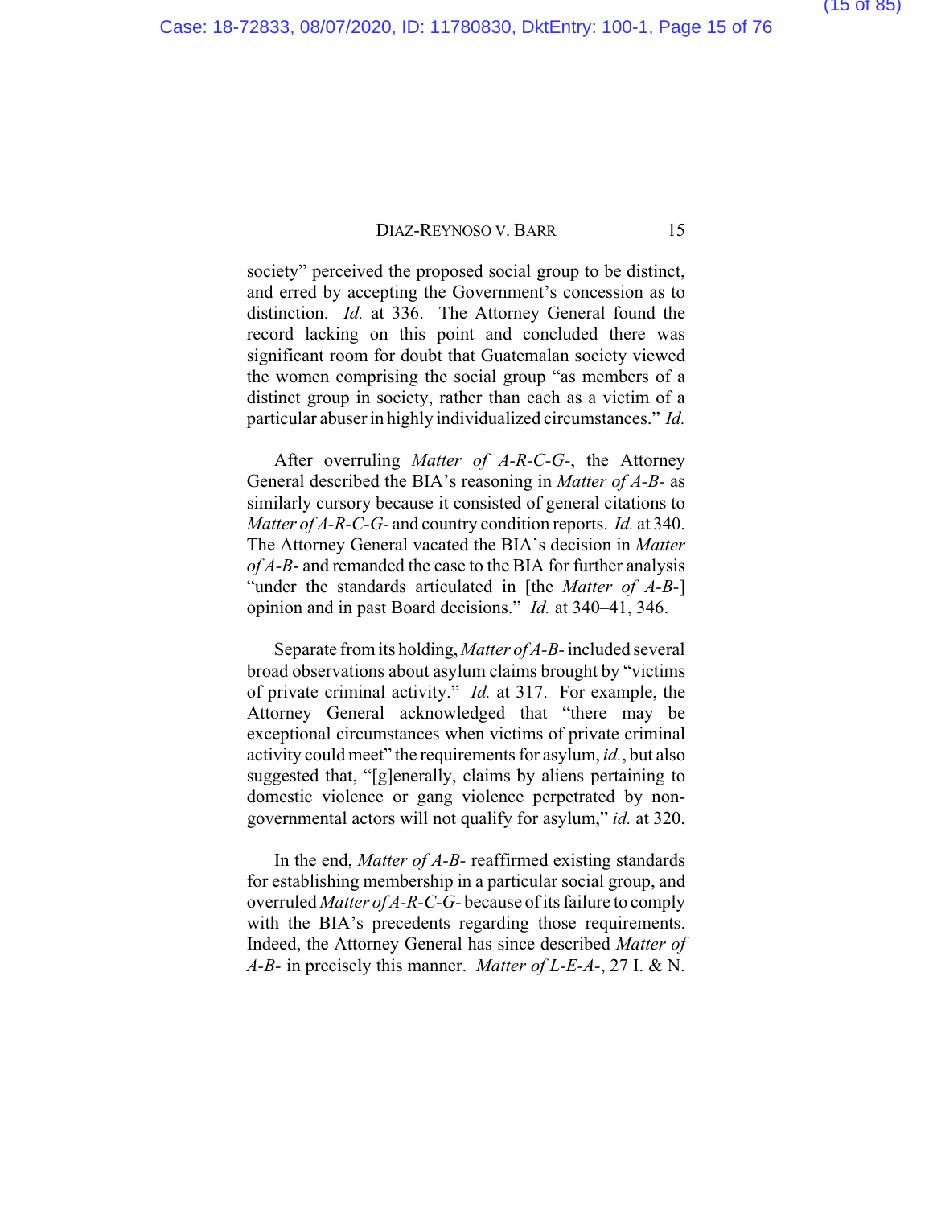society" perceived the proposed social group to be distinct, and erred by accepting the Government's concession as to distinction. *Id.* at 336. The Attorney General found the record lacking on this point and concluded there was significant room for doubt that Guatemalan society viewed the women comprising the social group "as members of a distinct group in society, rather than each as a victim of a particular abuser in highly individualized circumstances." *Id.*

After overruling *Matter of A-R-C-G-*, the Attorney General described the BIA's reasoning in *Matter of A-B-* as similarly cursory because it consisted of general citations to *Matter of A-R-C-G-* and country condition reports. *Id.* at 340. The Attorney General vacated the BIA's decision in *Matter of A-B-* and remanded the case to the BIA for further analysis "under the standards articulated in [the *Matter of A-B-*] opinion and in past Board decisions." *Id.* at 340–41, 346.

Separate from its holding, *Matter of A-B-* included several broad observations about asylum claims brought by "victims of private criminal activity." *Id.* at 317. For example, the Attorney General acknowledged that "there may be exceptional circumstances when victims of private criminal activity could meet" the requirements for asylum, *id.*, but also suggested that, "[g]enerally, claims by aliens pertaining to domestic violence or gang violence perpetrated by non-governmental actors will not qualify for asylum," *id.* at 320.

In the end, *Matter of A-B-* reaffirmed existing standards for establishing membership in a particular social group, and overruled *Matter of A-R-C-G-* because of its failure to comply with the BIA's precedents regarding those requirements. Indeed, the Attorney General has since described *Matter of A-B-* in precisely this manner. *Matter of L-E-A-*, 27 I. & N.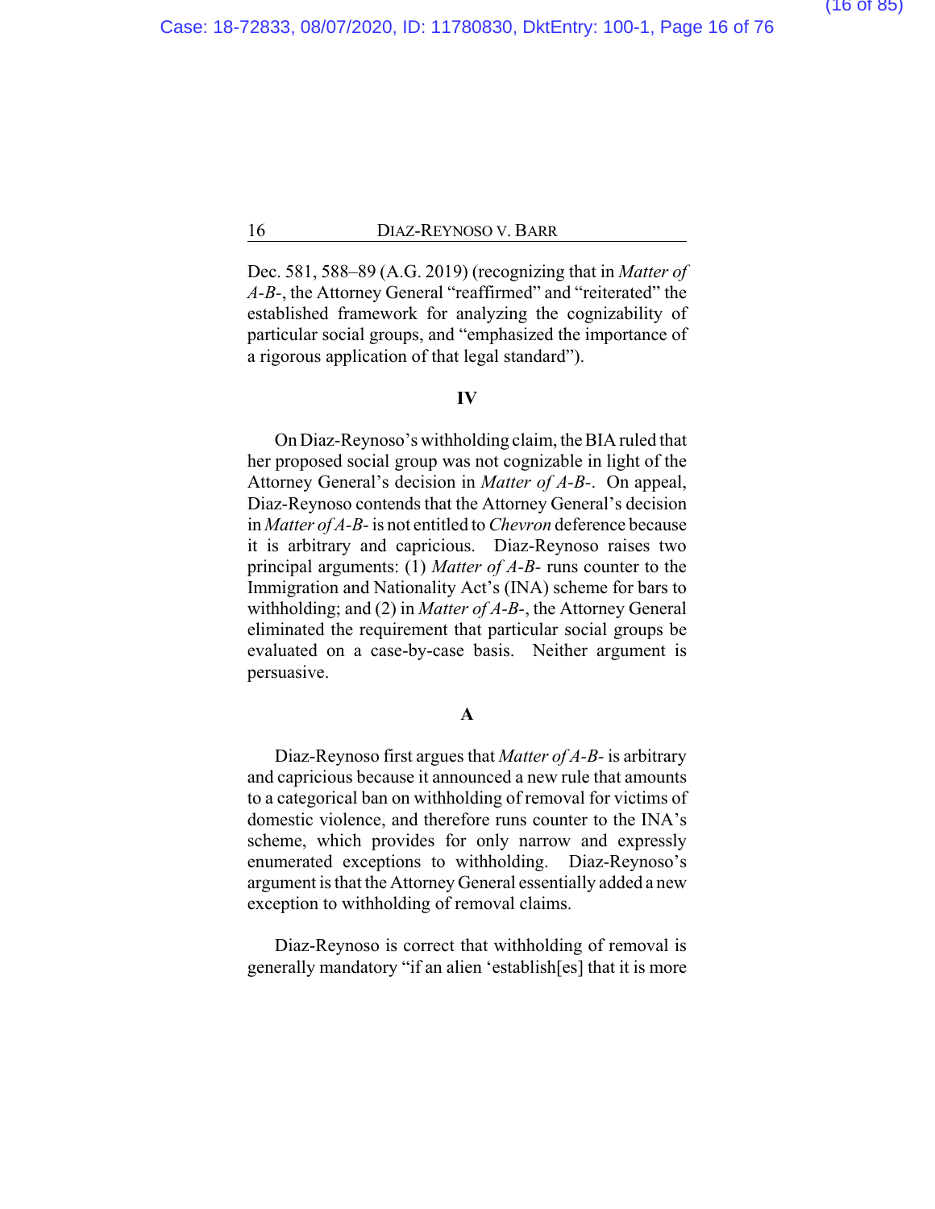Dec. 581, 588–89 (A.G. 2019) (recognizing that in *Matter of A-B-*, the Attorney General "reaffirmed" and "reiterated" the established framework for analyzing the cognizability of particular social groups, and "emphasized the importance of a rigorous application of that legal standard").

## IV

On Diaz-Reynoso's withholding claim, the BIA ruled that her proposed social group was not cognizable in light of the Attorney General's decision in *Matter of A-B-*. On appeal, Diaz-Reynoso contends that the Attorney General's decision in *Matter of A-B-* is not entitled to *Chevron* deference because it is arbitrary and capricious. Diaz-Reynoso raises two principal arguments: (1) *Matter of A-B-* runs counter to the Immigration and Nationality Act's (INA) scheme for bars to withholding; and (2) in *Matter of A-B-*, the Attorney General eliminated the requirement that particular social groups be evaluated on a case-by-case basis. Neither argument is persuasive.

### A

Diaz-Reynoso first argues that *Matter of A-B-* is arbitrary and capricious because it announced a new rule that amounts to a categorical ban on withholding of removal for victims of domestic violence, and therefore runs counter to the INA's scheme, which provides for only narrow and expressly enumerated exceptions to withholding. Diaz-Reynoso's argument is that the Attorney General essentially added a new exception to withholding of removal claims.

Diaz-Reynoso is correct that withholding of removal is generally mandatory "if an alien 'establish[es] that it is more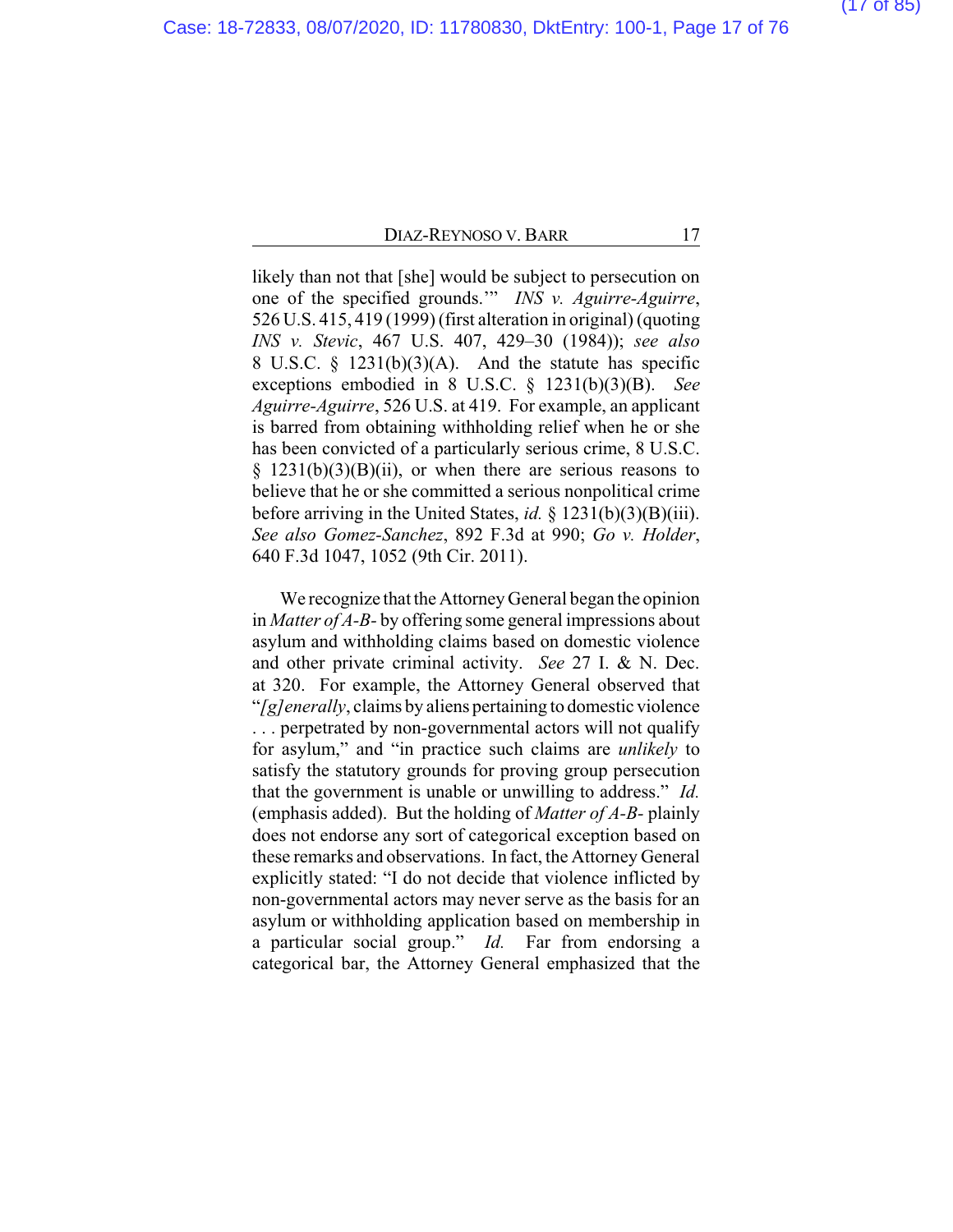likely than not that [she] would be subject to persecution on one of the specified grounds.'" *INS v. Aguirre-Aguirre*, 526 U.S. 415, 419 (1999) (first alteration in original) (quoting *INS v. Stevic*, 467 U.S. 407, 429–30 (1984)); *see also* 8 U.S.C. § 1231(b)(3)(A). And the statute has specific exceptions embodied in 8 U.S.C. § 1231(b)(3)(B). *See Aguirre-Aguirre*, 526 U.S. at 419. For example, an applicant is barred from obtaining withholding relief when he or she has been convicted of a particularly serious crime, 8 U.S.C. § 1231(b)(3)(B)(ii), or when there are serious reasons to believe that he or she committed a serious nonpolitical crime before arriving in the United States, *id.* § 1231(b)(3)(B)(iii). *See also Gomez-Sanchez*, 892 F.3d at 990; *Go v. Holder*, 640 F.3d 1047, 1052 (9th Cir. 2011).

We recognize that the Attorney General began the opinion in *Matter of A-B-* by offering some general impressions about asylum and withholding claims based on domestic violence and other private criminal activity. *See* 27 I. & N. Dec. at 320. For example, the Attorney General observed that "*[g]enerally*, claims by aliens pertaining to domestic violence . . . perpetrated by non-governmental actors will not qualify for asylum," and "in practice such claims are *unlikely* to satisfy the statutory grounds for proving group persecution that the government is unable or unwilling to address." *Id.* (emphasis added). But the holding of *Matter of A-B-* plainly does not endorse any sort of categorical exception based on these remarks and observations. In fact, the Attorney General explicitly stated: "I do not decide that violence inflicted by non-governmental actors may never serve as the basis for an asylum or withholding application based on membership in a particular social group." *Id.* Far from endorsing a categorical bar, the Attorney General emphasized that the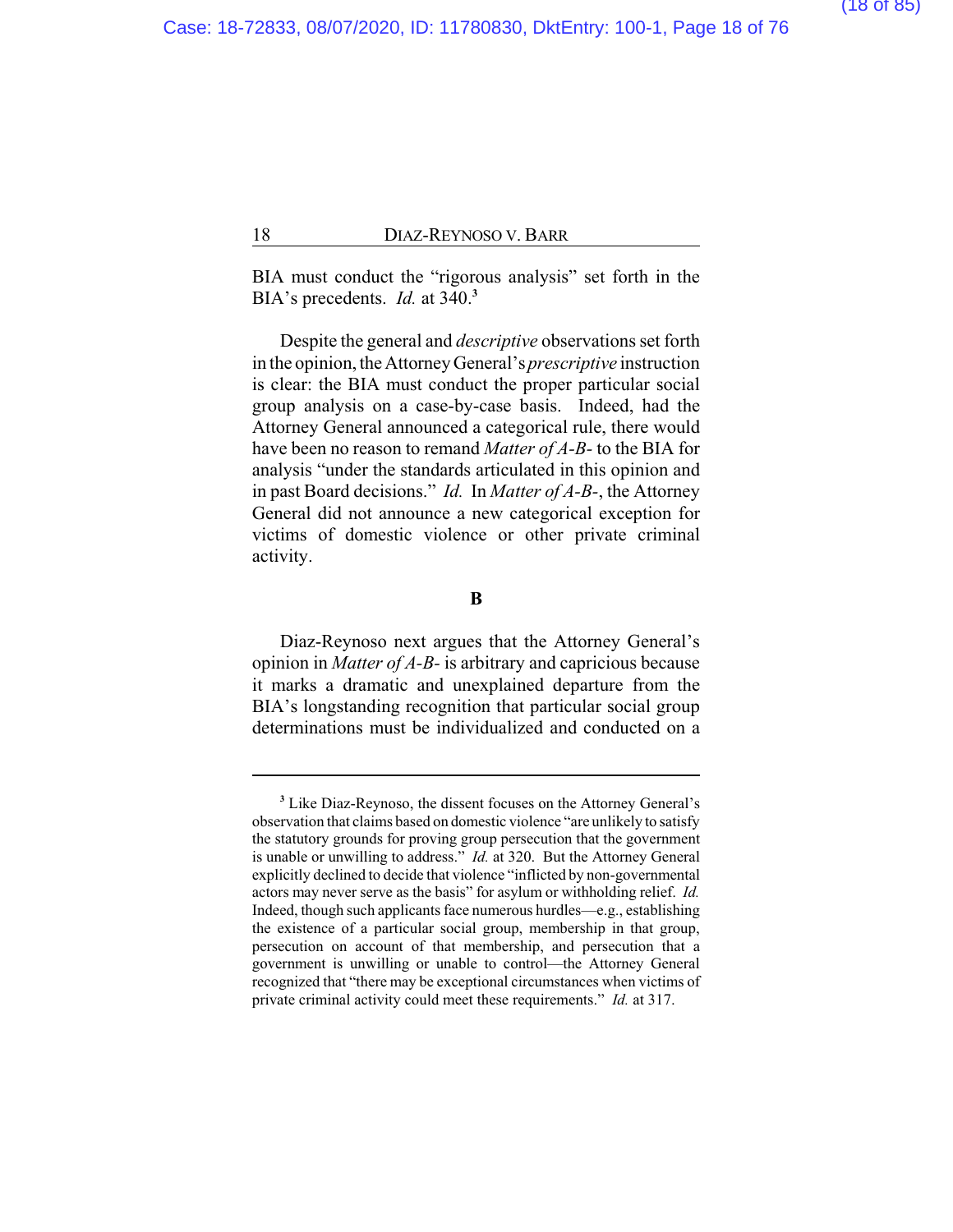BIA must conduct the "rigorous analysis" set forth in the BIA's precedents. *Id.* at 340.[3]

Despite the general and *descriptive* observations set forth in the opinion, the Attorney General's *prescriptive* instruction is clear: the BIA must conduct the proper particular social group analysis on a case-by-case basis. Indeed, had the Attorney General announced a categorical rule, there would have been no reason to remand *Matter of A-B-* to the BIA for analysis "under the standards articulated in this opinion and in past Board decisions." *Id.* In *Matter of A-B-*, the Attorney General did not announce a new categorical exception for victims of domestic violence or other private criminal activity.

**B**

Diaz-Reynoso next argues that the Attorney General's opinion in *Matter of A-B-* is arbitrary and capricious because it marks a dramatic and unexplained departure from the BIA's longstanding recognition that particular social group determinations must be individualized and conducted on a

---

[3] Like Diaz-Reynoso, the dissent focuses on the Attorney General's observation that claims based on domestic violence "are unlikely to satisfy the statutory grounds for proving group persecution that the government is unable or unwilling to address." *Id.* at 320. But the Attorney General explicitly declined to decide that violence "inflicted by non-governmental actors may never serve as the basis" for asylum or withholding relief. *Id.* Indeed, though such applicants face numerous hurdles—e.g., establishing the existence of a particular social group, membership in that group, persecution on account of that membership, and persecution that a government is unwilling or unable to control—the Attorney General recognized that "there may be exceptional circumstances when victims of private criminal activity could meet these requirements." *Id.* at 317.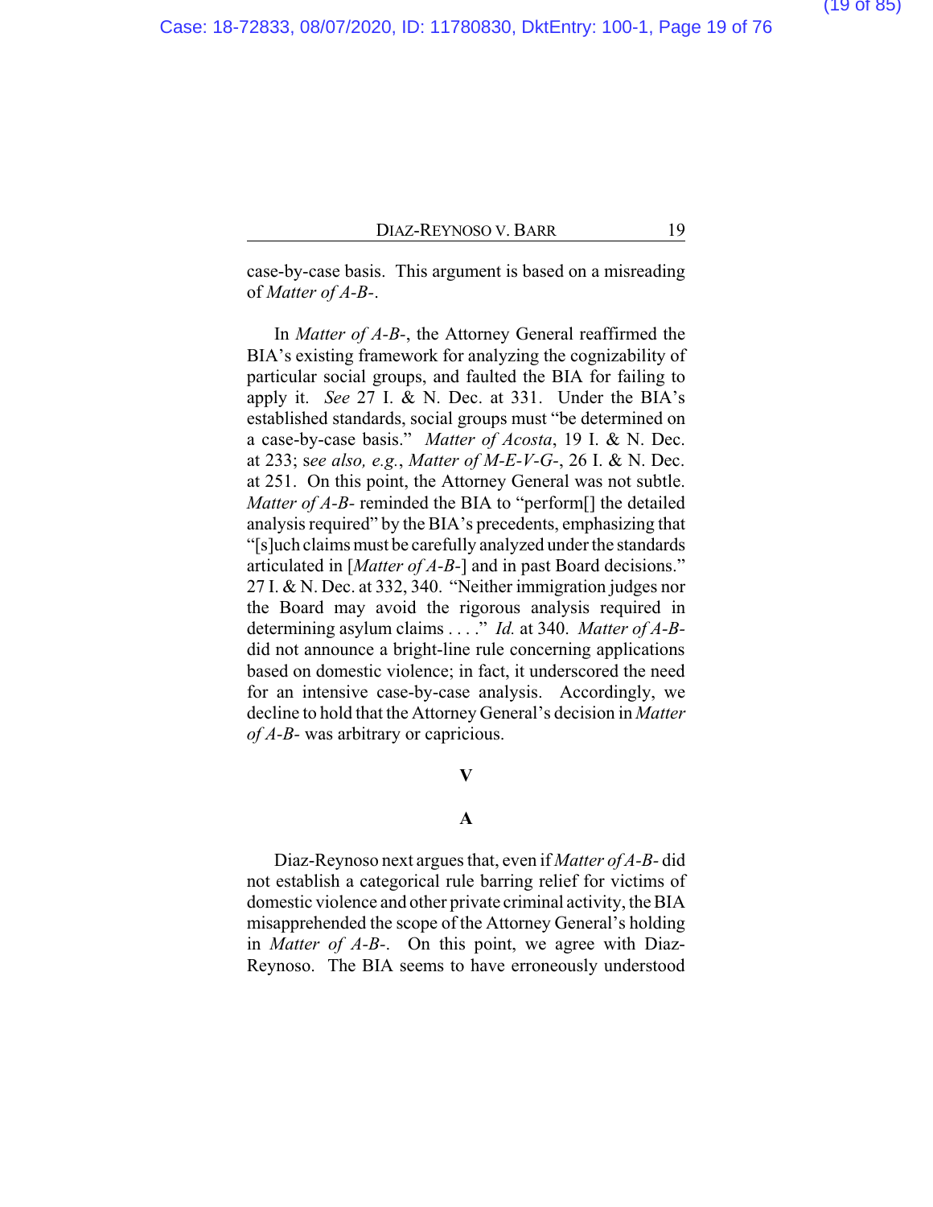case-by-case basis. This argument is based on a misreading of *Matter of A-B-*.

In *Matter of A-B-*, the Attorney General reaffirmed the BIA's existing framework for analyzing the cognizability of particular social groups, and faulted the BIA for failing to apply it. *See* 27 I. & N. Dec. at 331. Under the BIA's established standards, social groups must "be determined on a case-by-case basis." *Matter of Acosta*, 19 I. & N. Dec. at 233; s*ee also, e.g.*, *Matter of M-E-V-G-*, 26 I. & N. Dec. at 251. On this point, the Attorney General was not subtle. *Matter of A-B-* reminded the BIA to "perform[] the detailed analysis required" by the BIA's precedents, emphasizing that "[s]uch claims must be carefully analyzed under the standards articulated in [*Matter of A-B-*] and in past Board decisions." 27 I. & N. Dec. at 332, 340. "Neither immigration judges nor the Board may avoid the rigorous analysis required in determining asylum claims . . . ." *Id.* at 340. *Matter of A-B-* did not announce a bright-line rule concerning applications based on domestic violence; in fact, it underscored the need for an intensive case-by-case analysis. Accordingly, we decline to hold that the Attorney General's decision in *Matter of A-B-* was arbitrary or capricious.

## V

### A

Diaz-Reynoso next argues that, even if *Matter of A-B-* did not establish a categorical rule barring relief for victims of domestic violence and other private criminal activity, the BIA misapprehended the scope of the Attorney General's holding in *Matter of A-B-*. On this point, we agree with Diaz-Reynoso. The BIA seems to have erroneously understood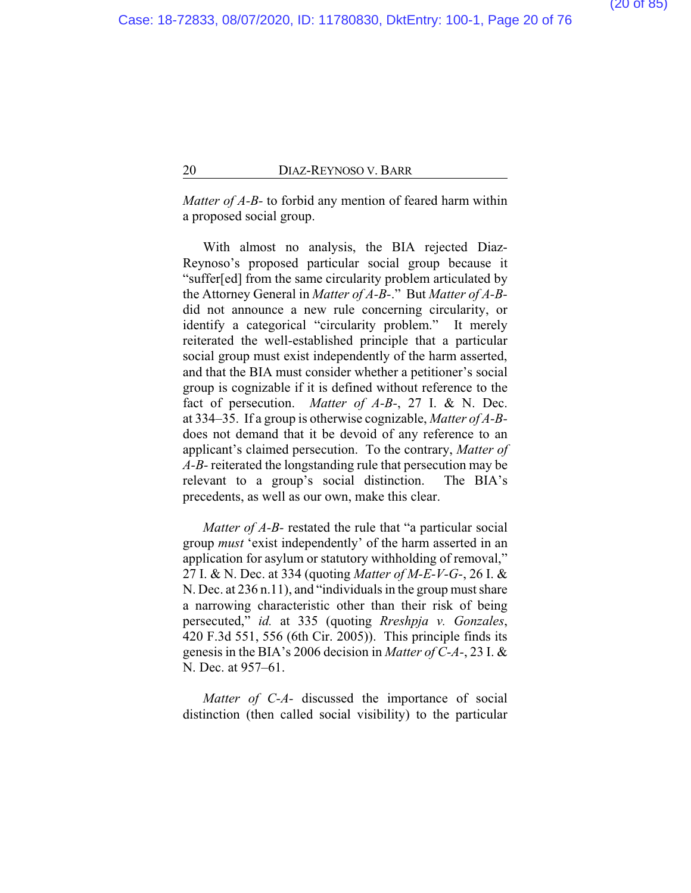*Matter of A-B-* to forbid any mention of feared harm within a proposed social group.

With almost no analysis, the BIA rejected Diaz-Reynoso's proposed particular social group because it "suffer[ed] from the same circularity problem articulated by the Attorney General in *Matter of A-B-*." But *Matter of A-B-* did not announce a new rule concerning circularity, or identify a categorical "circularity problem." It merely reiterated the well-established principle that a particular social group must exist independently of the harm asserted, and that the BIA must consider whether a petitioner's social group is cognizable if it is defined without reference to the fact of persecution. *Matter of A-B-*, 27 I. & N. Dec. at 334–35. If a group is otherwise cognizable, *Matter of A-B-* does not demand that it be devoid of any reference to an applicant's claimed persecution. To the contrary, *Matter of A-B-* reiterated the longstanding rule that persecution may be relevant to a group's social distinction. The BIA's precedents, as well as our own, make this clear.

*Matter of A-B-* restated the rule that "a particular social group *must* 'exist independently' of the harm asserted in an application for asylum or statutory withholding of removal," 27 I. & N. Dec. at 334 (quoting *Matter of M-E-V-G-*, 26 I. & N. Dec. at 236 n.11), and "individuals in the group must share a narrowing characteristic other than their risk of being persecuted," *id.* at 335 (quoting *Rreshpja v. Gonzales*, 420 F.3d 551, 556 (6th Cir. 2005)). This principle finds its genesis in the BIA's 2006 decision in *Matter of C-A-*, 23 I. & N. Dec. at 957–61.

*Matter of C-A-* discussed the importance of social distinction (then called social visibility) to the particular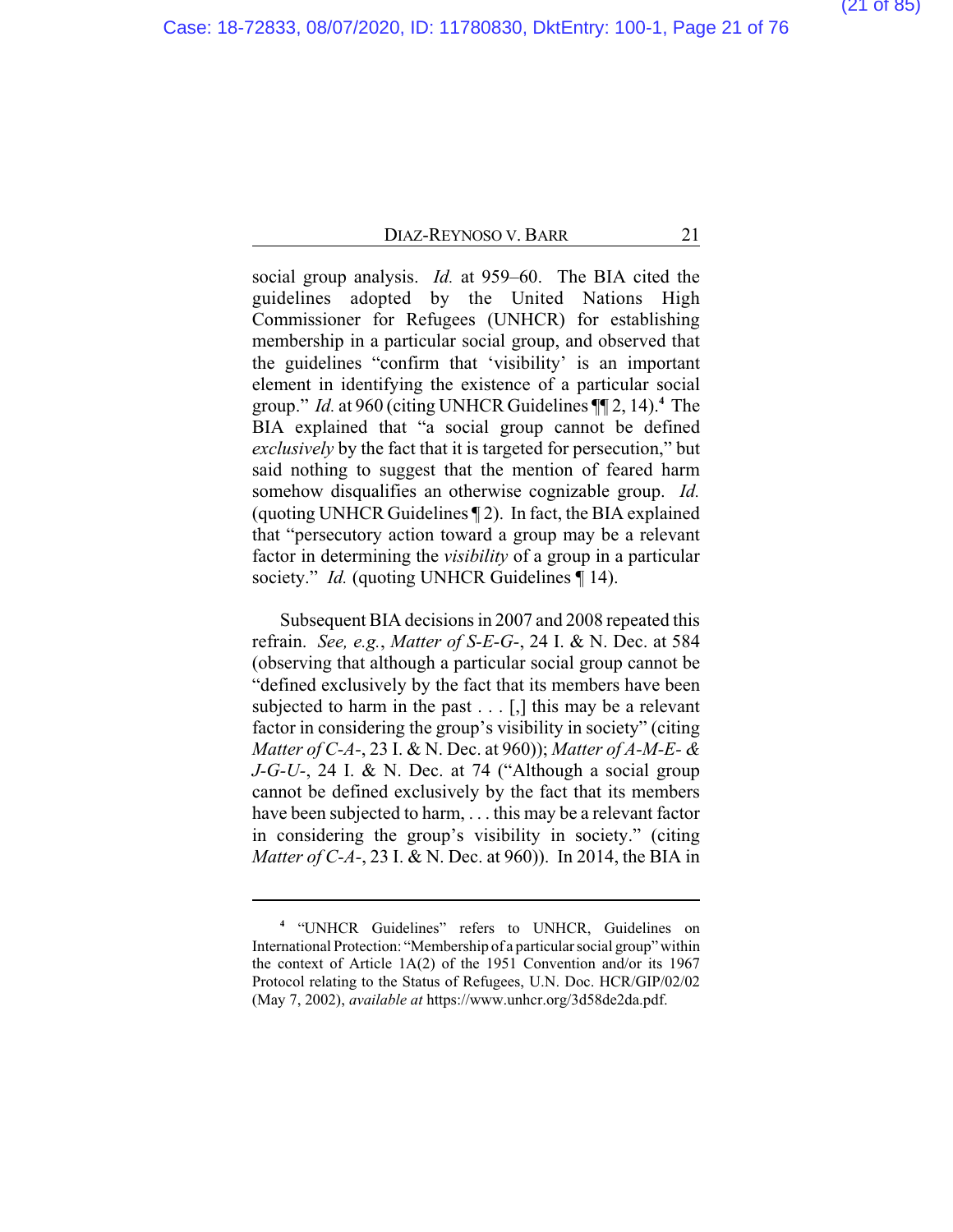social group analysis. *Id.* at 959–60. The BIA cited the guidelines adopted by the United Nations High Commissioner for Refugees (UNHCR) for establishing membership in a particular social group, and observed that the guidelines "confirm that 'visibility' is an important element in identifying the existence of a particular social group." *Id.* at 960 (citing UNHCR Guidelines ¶¶ 2, 14).[4] The BIA explained that "a social group cannot be defined *exclusively* by the fact that it is targeted for persecution," but said nothing to suggest that the mention of feared harm somehow disqualifies an otherwise cognizable group. *Id.* (quoting UNHCR Guidelines ¶ 2). In fact, the BIA explained that "persecutory action toward a group may be a relevant factor in determining the *visibility* of a group in a particular society." *Id.* (quoting UNHCR Guidelines ¶ 14).

Subsequent BIA decisions in 2007 and 2008 repeated this refrain. *See, e.g.*, *Matter of S-E-G-*, 24 I. & N. Dec. at 584 (observing that although a particular social group cannot be "defined exclusively by the fact that its members have been subjected to harm in the past . . . [,] this may be a relevant factor in considering the group's visibility in society" (citing *Matter of C-A-*, 23 I. & N. Dec. at 960)); *Matter of A-M-E- & J-G-U-*, 24 I. & N. Dec. at 74 ("Although a social group cannot be defined exclusively by the fact that its members have been subjected to harm, . . . this may be a relevant factor in considering the group's visibility in society." (citing *Matter of C-A-*, 23 I. & N. Dec. at 960)). In 2014, the BIA in

---

[4] "UNHCR Guidelines" refers to UNHCR, Guidelines on International Protection: "Membership of a particular social group" within the context of Article 1A(2) of the 1951 Convention and/or its 1967 Protocol relating to the Status of Refugees, U.N. Doc. HCR/GIP/02/02 (May 7, 2002), *available at* https://www.unhcr.org/3d58de2da.pdf.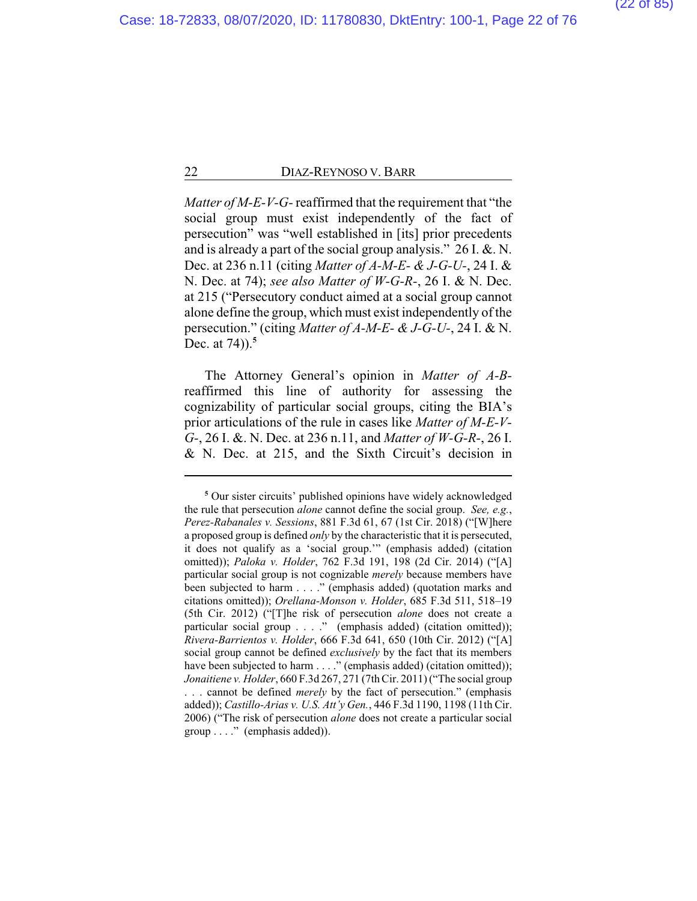*Matter of M-E-V-G-* reaffirmed that the requirement that "the social group must exist independently of the fact of persecution" was "well established in [its] prior precedents and is already a part of the social group analysis." 26 I. &. N. Dec. at 236 n.11 (citing *Matter of A-M-E- & J-G-U-*, 24 I. & N. Dec. at 74); *see also Matter of W-G-R-*, 26 I. & N. Dec. at 215 ("Persecutory conduct aimed at a social group cannot alone define the group, which must exist independently of the persecution." (citing *Matter of A-M-E- & J-G-U-*, 24 I. & N. Dec. at 74)).[5]

The Attorney General's opinion in *Matter of A-B-* reaffirmed this line of authority for assessing the cognizability of particular social groups, citing the BIA's prior articulations of the rule in cases like *Matter of M-E-V-G-*, 26 I. &. N. Dec. at 236 n.11, and *Matter of W-G-R-*, 26 I. & N. Dec. at 215, and the Sixth Circuit's decision in

---

[5] Our sister circuits' published opinions have widely acknowledged the rule that persecution *alone* cannot define the social group. *See, e.g.*, *Perez-Rabanales v. Sessions*, 881 F.3d 61, 67 (1st Cir. 2018) ("[W]here a proposed group is defined *only* by the characteristic that it is persecuted, it does not qualify as a 'social group.'" (emphasis added) (citation omitted)); *Paloka v. Holder*, 762 F.3d 191, 198 (2d Cir. 2014) ("[A] particular social group is not cognizable *merely* because members have been subjected to harm . . . ." (emphasis added) (quotation marks and citations omitted)); *Orellana-Monson v. Holder*, 685 F.3d 511, 518–19 (5th Cir. 2012) ("[T]he risk of persecution *alone* does not create a particular social group . . . ." (emphasis added) (citation omitted)); *Rivera-Barrientos v. Holder*, 666 F.3d 641, 650 (10th Cir. 2012) ("[A] social group cannot be defined *exclusively* by the fact that its members have been subjected to harm . . . ." (emphasis added) (citation omitted)); *Jonaitiene v. Holder*, 660 F.3d 267, 271 (7th Cir. 2011) ("The social group . . . cannot be defined *merely* by the fact of persecution." (emphasis added)); *Castillo-Arias v. U.S. Att'y Gen.*, 446 F.3d 1190, 1198 (11th Cir. 2006) ("The risk of persecution *alone* does not create a particular social group . . . ." (emphasis added)).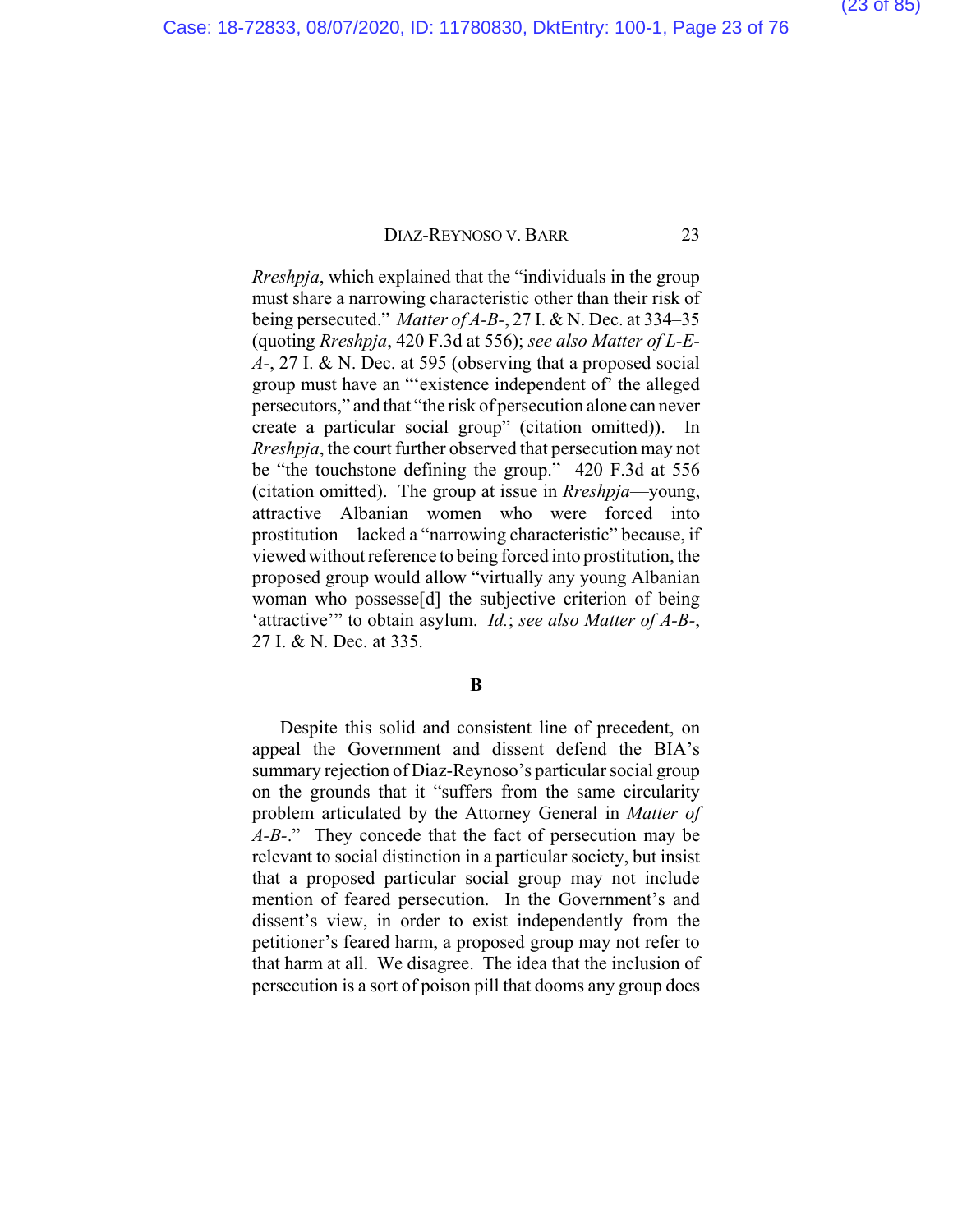*Rreshpja*, which explained that the "individuals in the group must share a narrowing characteristic other than their risk of being persecuted." *Matter of A-B-*, 27 I. & N. Dec. at 334–35 (quoting *Rreshpja*, 420 F.3d at 556); *see also Matter of L-E-A-*, 27 I. & N. Dec. at 595 (observing that a proposed social group must have an "'existence independent of' the alleged persecutors," and that "the risk of persecution alone can never create a particular social group" (citation omitted)). In *Rreshpja*, the court further observed that persecution may not be "the touchstone defining the group." 420 F.3d at 556 (citation omitted). The group at issue in *Rreshpja*—young, attractive Albanian women who were forced into prostitution—lacked a "narrowing characteristic" because, if viewed without reference to being forced into prostitution, the proposed group would allow "virtually any young Albanian woman who possesse[d] the subjective criterion of being 'attractive'" to obtain asylum. *Id.*; *see also Matter of A-B-*, 27 I. & N. Dec. at 335.

**B**

Despite this solid and consistent line of precedent, on appeal the Government and dissent defend the BIA's summary rejection of Diaz-Reynoso's particular social group on the grounds that it "suffers from the same circularity problem articulated by the Attorney General in *Matter of A-B-*." They concede that the fact of persecution may be relevant to social distinction in a particular society, but insist that a proposed particular social group may not include mention of feared persecution. In the Government's and dissent's view, in order to exist independently from the petitioner's feared harm, a proposed group may not refer to that harm at all. We disagree. The idea that the inclusion of persecution is a sort of poison pill that dooms any group does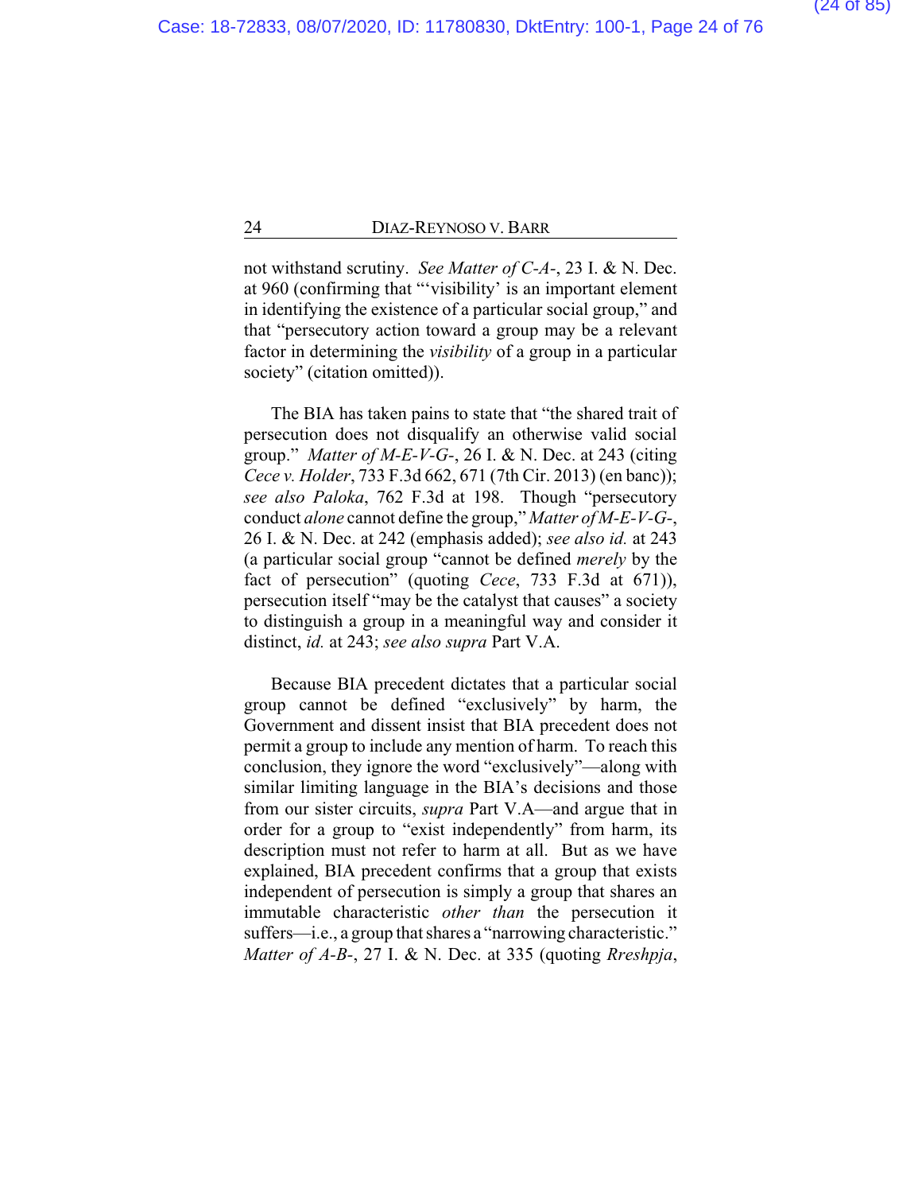not withstand scrutiny. *See Matter of C-A-*, 23 I. & N. Dec. at 960 (confirming that "'visibility' is an important element in identifying the existence of a particular social group," and that "persecutory action toward a group may be a relevant factor in determining the *visibility* of a group in a particular society" (citation omitted)).

The BIA has taken pains to state that "the shared trait of persecution does not disqualify an otherwise valid social group." *Matter of M-E-V-G-*, 26 I. & N. Dec. at 243 (citing *Cece v. Holder*, 733 F.3d 662, 671 (7th Cir. 2013) (en banc)); *see also Paloka*, 762 F.3d at 198. Though "persecutory conduct *alone* cannot define the group," *Matter of M-E-V-G-*, 26 I. & N. Dec. at 242 (emphasis added); *see also id.* at 243 (a particular social group "cannot be defined *merely* by the fact of persecution" (quoting *Cece*, 733 F.3d at 671)), persecution itself "may be the catalyst that causes" a society to distinguish a group in a meaningful way and consider it distinct, *id.* at 243; *see also supra* Part V.A.

Because BIA precedent dictates that a particular social group cannot be defined "exclusively" by harm, the Government and dissent insist that BIA precedent does not permit a group to include any mention of harm. To reach this conclusion, they ignore the word "exclusively"—along with similar limiting language in the BIA's decisions and those from our sister circuits, *supra* Part V.A—and argue that in order for a group to "exist independently" from harm, its description must not refer to harm at all. But as we have explained, BIA precedent confirms that a group that exists independent of persecution is simply a group that shares an immutable characteristic *other than* the persecution it suffers—i.e., a group that shares a "narrowing characteristic." *Matter of A-B-*, 27 I. & N. Dec. at 335 (quoting *Rreshpja*,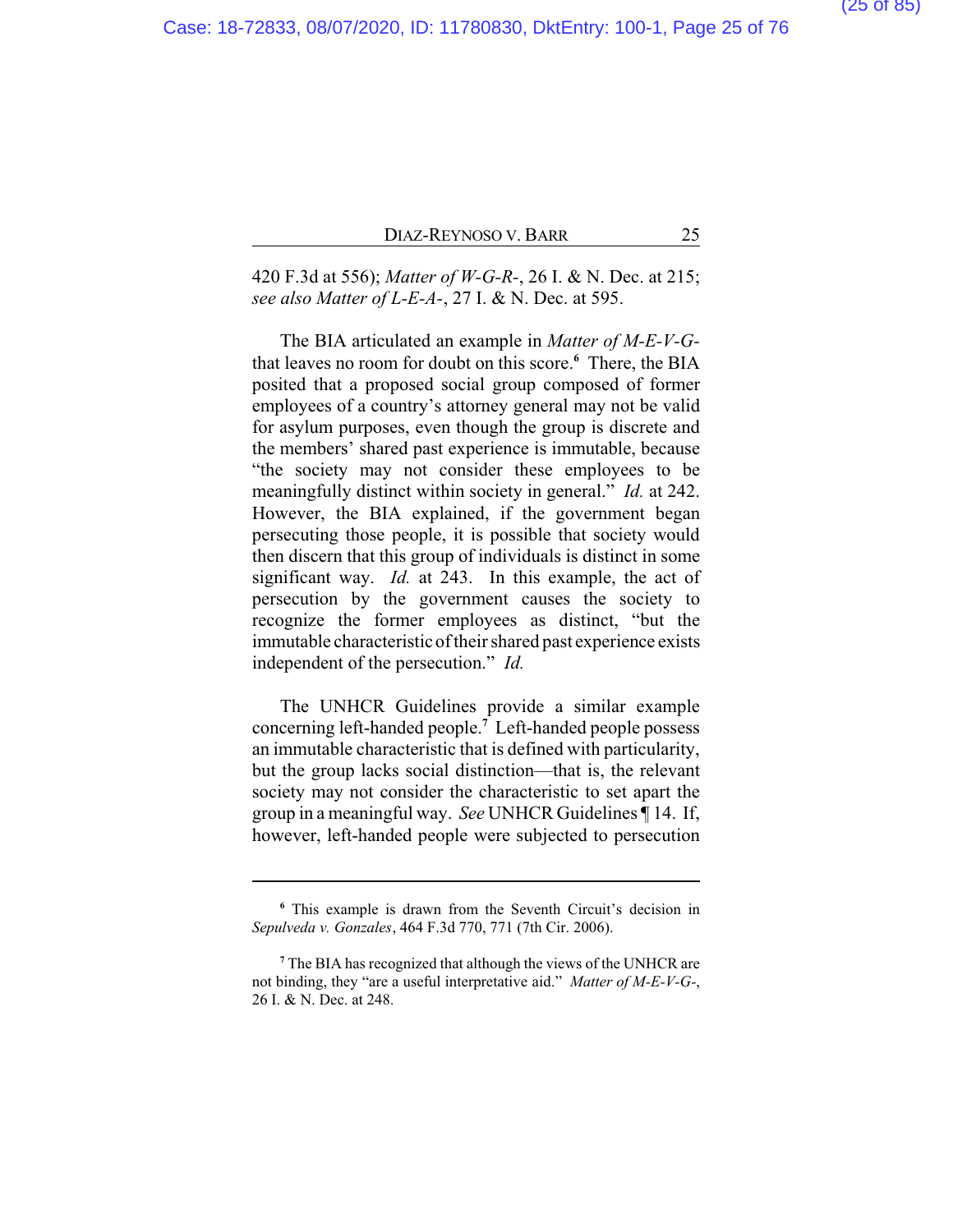420 F.3d at 556); *Matter of W-G-R-*, 26 I. & N. Dec. at 215; *see also Matter of L-E-A-*, 27 I. & N. Dec. at 595.

The BIA articulated an example in *Matter of M-E-V-G-* that leaves no room for doubt on this score.[6] There, the BIA posited that a proposed social group composed of former employees of a country's attorney general may not be valid for asylum purposes, even though the group is discrete and the members' shared past experience is immutable, because "the society may not consider these employees to be meaningfully distinct within society in general." *Id.* at 242. However, the BIA explained, if the government began persecuting those people, it is possible that society would then discern that this group of individuals is distinct in some significant way. *Id.* at 243. In this example, the act of persecution by the government causes the society to recognize the former employees as distinct, "but the immutable characteristic of their shared past experience exists independent of the persecution." *Id.*

The UNHCR Guidelines provide a similar example concerning left-handed people.[7] Left-handed people possess an immutable characteristic that is defined with particularity, but the group lacks social distinction—that is, the relevant society may not consider the characteristic to set apart the group in a meaningful way. *See* UNHCR Guidelines ¶ 14. If, however, left-handed people were subjected to persecution

---

[6] This example is drawn from the Seventh Circuit's decision in *Sepulveda v. Gonzales*, 464 F.3d 770, 771 (7th Cir. 2006).

[7] The BIA has recognized that although the views of the UNHCR are not binding, they "are a useful interpretative aid." *Matter of M-E-V-G-*, 26 I. & N. Dec. at 248.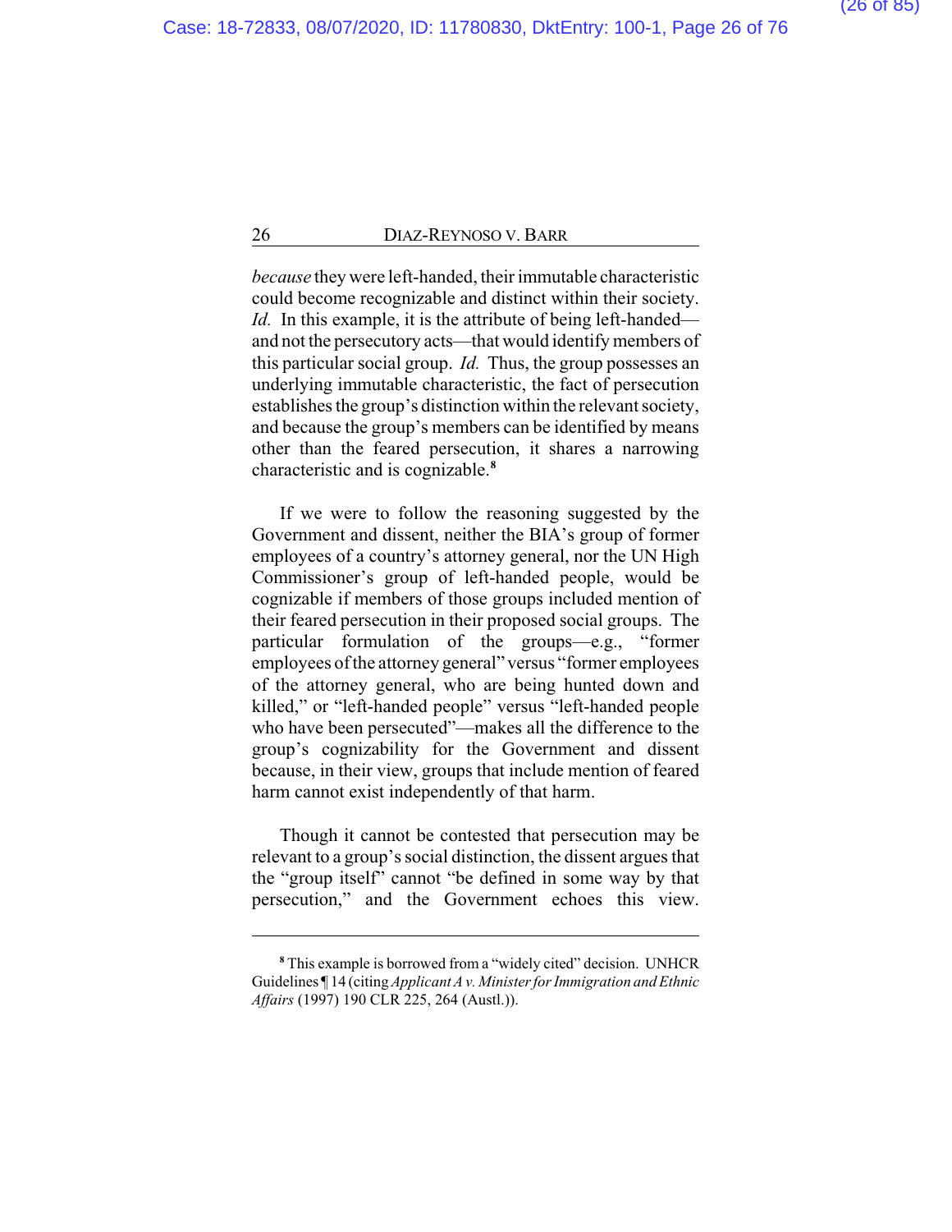*because* they were left-handed, their immutable characteristic could become recognizable and distinct within their society. *Id.* In this example, it is the attribute of being left-handed—and not the persecutory acts—that would identify members of this particular social group. *Id.* Thus, the group possesses an underlying immutable characteristic, the fact of persecution establishes the group's distinction within the relevant society, and because the group's members can be identified by means other than the feared persecution, it shares a narrowing characteristic and is cognizable.[8]

If we were to follow the reasoning suggested by the Government and dissent, neither the BIA's group of former employees of a country's attorney general, nor the UN High Commissioner's group of left-handed people, would be cognizable if members of those groups included mention of their feared persecution in their proposed social groups. The particular formulation of the groups—e.g., "former employees of the attorney general" versus "former employees of the attorney general, who are being hunted down and killed," or "left-handed people" versus "left-handed people who have been persecuted"—makes all the difference to the group's cognizability for the Government and dissent because, in their view, groups that include mention of feared harm cannot exist independently of that harm.

Though it cannot be contested that persecution may be relevant to a group's social distinction, the dissent argues that the "group itself" cannot "be defined in some way by that persecution," and the Government echoes this view.

---

[8] This example is borrowed from a "widely cited" decision. UNHCR Guidelines ¶ 14 (citing *Applicant A v. Minister for Immigration and Ethnic Affairs* (1997) 190 CLR 225, 264 (Austl.)).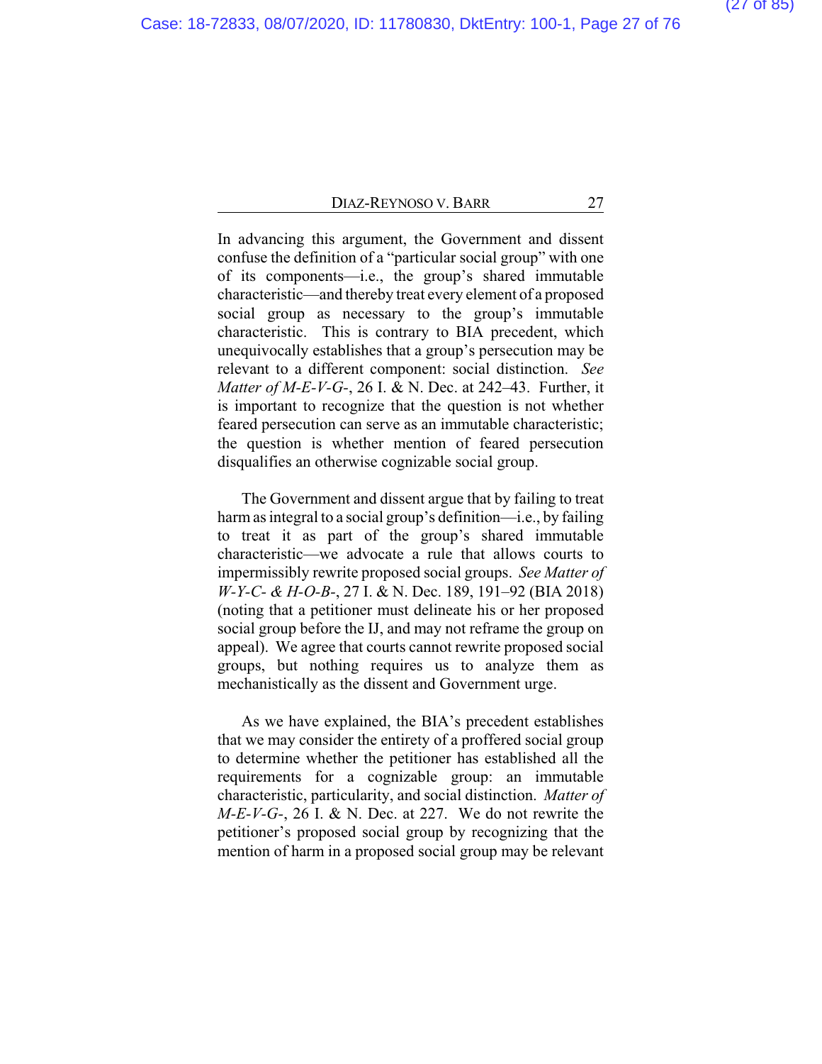In advancing this argument, the Government and dissent confuse the definition of a "particular social group" with one of its components—i.e., the group's shared immutable characteristic—and thereby treat every element of a proposed social group as necessary to the group's immutable characteristic. This is contrary to BIA precedent, which unequivocally establishes that a group's persecution may be relevant to a different component: social distinction. *See Matter of M-E-V-G-*, 26 I. & N. Dec. at 242–43. Further, it is important to recognize that the question is not whether feared persecution can serve as an immutable characteristic; the question is whether mention of feared persecution disqualifies an otherwise cognizable social group.

The Government and dissent argue that by failing to treat harm as integral to a social group's definition—i.e., by failing to treat it as part of the group's shared immutable characteristic—we advocate a rule that allows courts to impermissibly rewrite proposed social groups. *See Matter of W-Y-C- & H-O-B-*, 27 I. & N. Dec. 189, 191–92 (BIA 2018) (noting that a petitioner must delineate his or her proposed social group before the IJ, and may not reframe the group on appeal). We agree that courts cannot rewrite proposed social groups, but nothing requires us to analyze them as mechanistically as the dissent and Government urge.

As we have explained, the BIA's precedent establishes that we may consider the entirety of a proffered social group to determine whether the petitioner has established all the requirements for a cognizable group: an immutable characteristic, particularity, and social distinction. *Matter of M-E-V-G-*, 26 I. & N. Dec. at 227. We do not rewrite the petitioner's proposed social group by recognizing that the mention of harm in a proposed social group may be relevant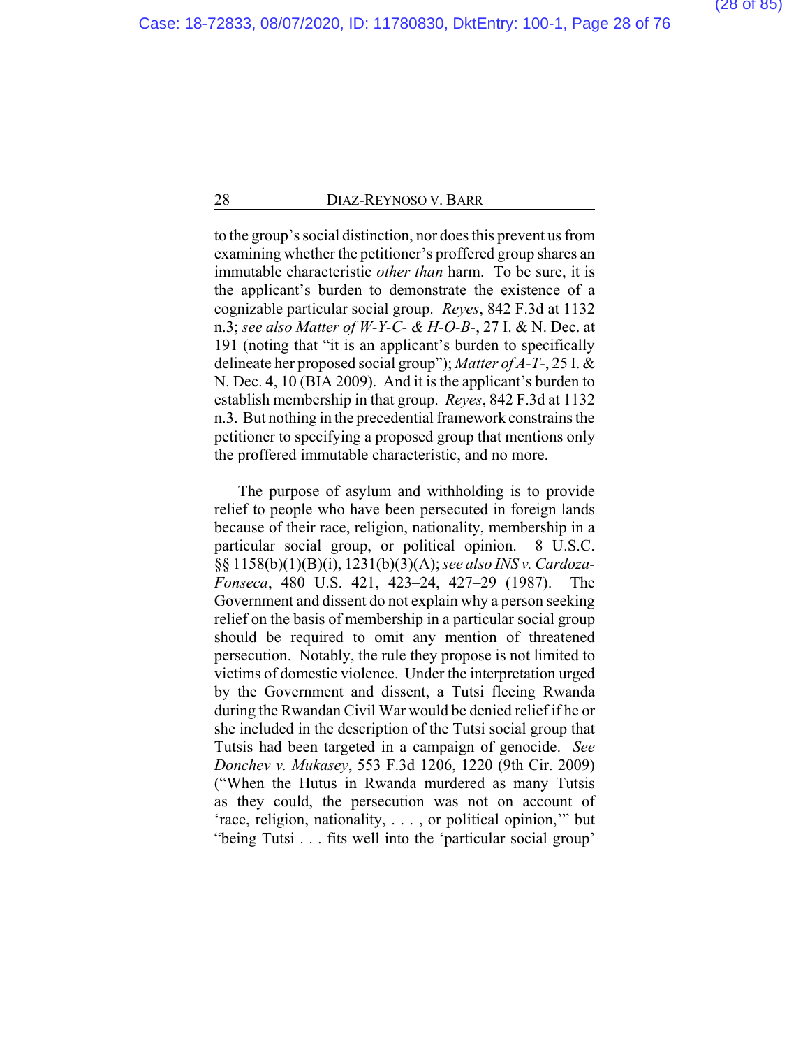to the group's social distinction, nor does this prevent us from examining whether the petitioner's proffered group shares an immutable characteristic *other than* harm. To be sure, it is the applicant's burden to demonstrate the existence of a cognizable particular social group. *Reyes*, 842 F.3d at 1132 n.3; *see also Matter of W-Y-C- & H-O-B-*, 27 I. & N. Dec. at 191 (noting that "it is an applicant's burden to specifically delineate her proposed social group"); *Matter of A-T-*, 25 I. & N. Dec. 4, 10 (BIA 2009). And it is the applicant's burden to establish membership in that group. *Reyes*, 842 F.3d at 1132 n.3. But nothing in the precedential framework constrains the petitioner to specifying a proposed group that mentions only the proffered immutable characteristic, and no more.

The purpose of asylum and withholding is to provide relief to people who have been persecuted in foreign lands because of their race, religion, nationality, membership in a particular social group, or political opinion. 8 U.S.C. §§ 1158(b)(1)(B)(i), 1231(b)(3)(A); *see also INS v. Cardoza-Fonseca*, 480 U.S. 421, 423–24, 427–29 (1987). The Government and dissent do not explain why a person seeking relief on the basis of membership in a particular social group should be required to omit any mention of threatened persecution. Notably, the rule they propose is not limited to victims of domestic violence. Under the interpretation urged by the Government and dissent, a Tutsi fleeing Rwanda during the Rwandan Civil War would be denied relief if he or she included in the description of the Tutsi social group that Tutsis had been targeted in a campaign of genocide. *See Donchev v. Mukasey*, 553 F.3d 1206, 1220 (9th Cir. 2009) ("When the Hutus in Rwanda murdered as many Tutsis as they could, the persecution was not on account of 'race, religion, nationality, . . . , or political opinion,'" but "being Tutsi . . . fits well into the 'particular social group'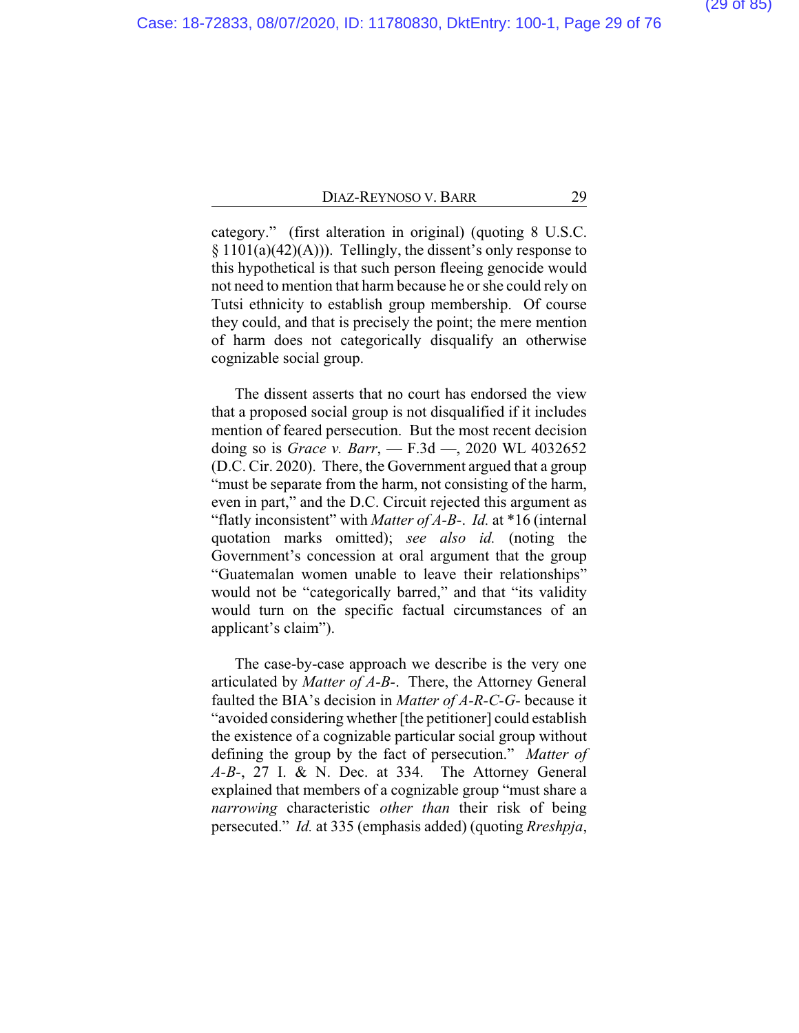category." (first alteration in original) (quoting 8 U.S.C. § 1101(a)(42)(A))). Tellingly, the dissent's only response to this hypothetical is that such person fleeing genocide would not need to mention that harm because he or she could rely on Tutsi ethnicity to establish group membership. Of course they could, and that is precisely the point; the mere mention of harm does not categorically disqualify an otherwise cognizable social group.

The dissent asserts that no court has endorsed the view that a proposed social group is not disqualified if it includes mention of feared persecution. But the most recent decision doing so is *Grace v. Barr*, — F.3d —, 2020 WL 4032652 (D.C. Cir. 2020). There, the Government argued that a group "must be separate from the harm, not consisting of the harm, even in part," and the D.C. Circuit rejected this argument as "flatly inconsistent" with *Matter of A-B-*. *Id.* at *16 (internal quotation marks omitted); *see also id.* (noting the Government's concession at oral argument that the group "Guatemalan women unable to leave their relationships" would not be "categorically barred," and that "its validity would turn on the specific factual circumstances of an applicant's claim").

The case-by-case approach we describe is the very one articulated by *Matter of A-B-*. There, the Attorney General faulted the BIA's decision in *Matter of A-R-C-G-* because it "avoided considering whether [the petitioner] could establish the existence of a cognizable particular social group without defining the group by the fact of persecution." *Matter of A-B-*, 27 I. & N. Dec. at 334. The Attorney General explained that members of a cognizable group "must share a *narrowing* characteristic *other than* their risk of being persecuted." *Id.* at 335 (emphasis added) (quoting *Rreshpja*,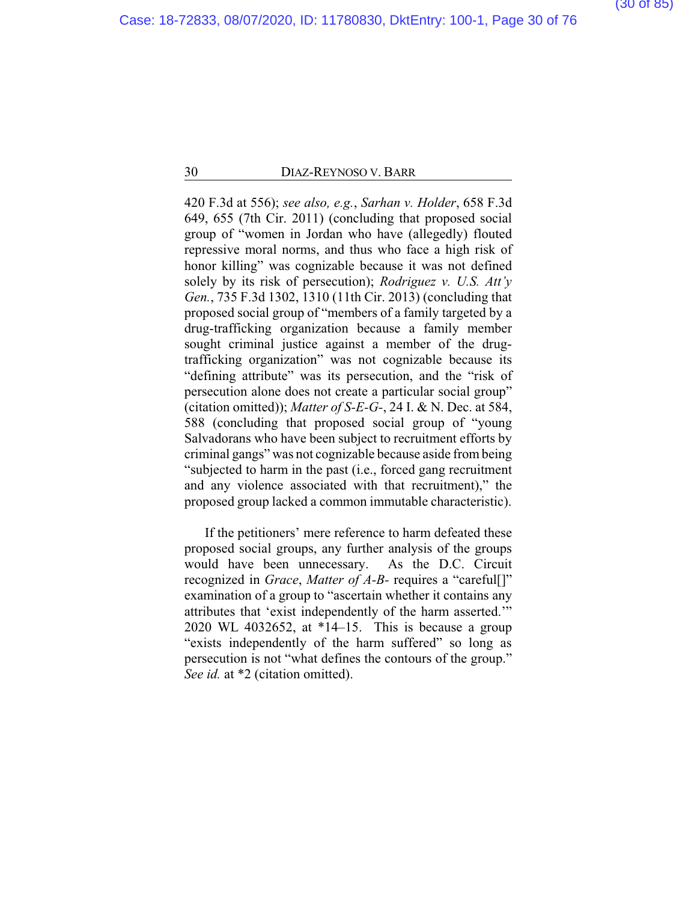420 F.3d at 556); *see also, e.g.*, *Sarhan v. Holder*, 658 F.3d 649, 655 (7th Cir. 2011) (concluding that proposed social group of "women in Jordan who have (allegedly) flouted repressive moral norms, and thus who face a high risk of honor killing" was cognizable because it was not defined solely by its risk of persecution); *Rodriguez v. U.S. Att'y Gen.*, 735 F.3d 1302, 1310 (11th Cir. 2013) (concluding that proposed social group of "members of a family targeted by a drug-trafficking organization because a family member sought criminal justice against a member of the drug-trafficking organization" was not cognizable because its "defining attribute" was its persecution, and the "risk of persecution alone does not create a particular social group" (citation omitted)); *Matter of S-E-G-*, 24 I. & N. Dec. at 584, 588 (concluding that proposed social group of "young Salvadorans who have been subject to recruitment efforts by criminal gangs" was not cognizable because aside from being "subjected to harm in the past (i.e., forced gang recruitment and any violence associated with that recruitment)," the proposed group lacked a common immutable characteristic).

If the petitioners' mere reference to harm defeated these proposed social groups, any further analysis of the groups would have been unnecessary. As the D.C. Circuit recognized in *Grace*, *Matter of A-B-* requires a "careful[]" examination of a group to "ascertain whether it contains any attributes that 'exist independently of the harm asserted.'" 2020 WL 4032652, at \*14–15. This is because a group "exists independently of the harm suffered" so long as persecution is not "what defines the contours of the group." *See id.* at \*2 (citation omitted).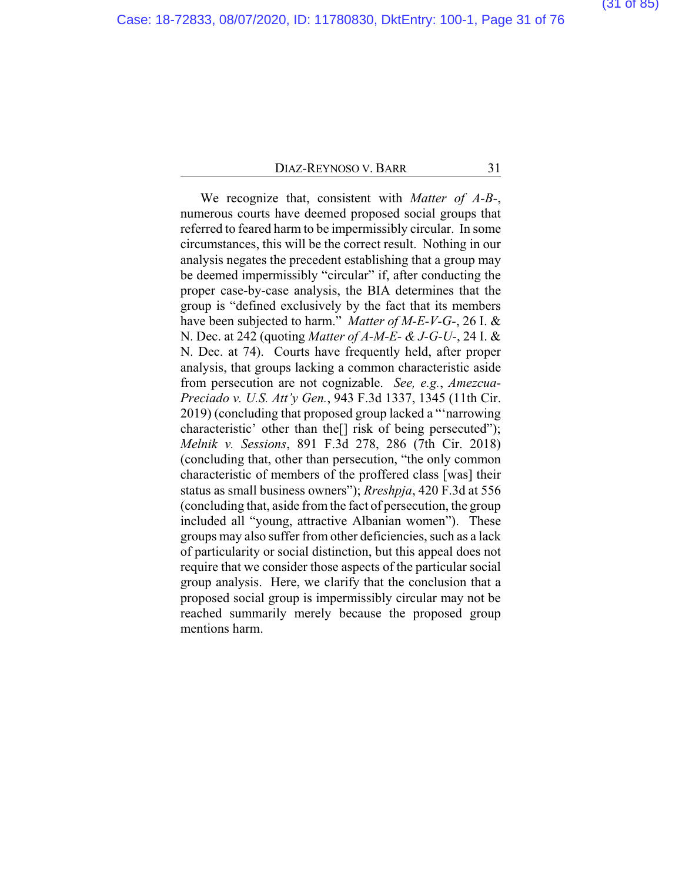We recognize that, consistent with *Matter of A-B-*, numerous courts have deemed proposed social groups that referred to feared harm to be impermissibly circular. In some circumstances, this will be the correct result. Nothing in our analysis negates the precedent establishing that a group may be deemed impermissibly "circular" if, after conducting the proper case-by-case analysis, the BIA determines that the group is "defined exclusively by the fact that its members have been subjected to harm." *Matter of M-E-V-G-*, 26 I. & N. Dec. at 242 (quoting *Matter of A-M-E- & J-G-U-*, 24 I. & N. Dec. at 74). Courts have frequently held, after proper analysis, that groups lacking a common characteristic aside from persecution are not cognizable. *See, e.g.*, *Amezcua-Preciado v. U.S. Att'y Gen.*, 943 F.3d 1337, 1345 (11th Cir. 2019) (concluding that proposed group lacked a "'narrowing characteristic' other than the[] risk of being persecuted"); *Melnik v. Sessions*, 891 F.3d 278, 286 (7th Cir. 2018) (concluding that, other than persecution, "the only common characteristic of members of the proffered class [was] their status as small business owners"); *Rreshpja*, 420 F.3d at 556 (concluding that, aside from the fact of persecution, the group included all "young, attractive Albanian women"). These groups may also suffer from other deficiencies, such as a lack of particularity or social distinction, but this appeal does not require that we consider those aspects of the particular social group analysis. Here, we clarify that the conclusion that a proposed social group is impermissibly circular may not be reached summarily merely because the proposed group mentions harm.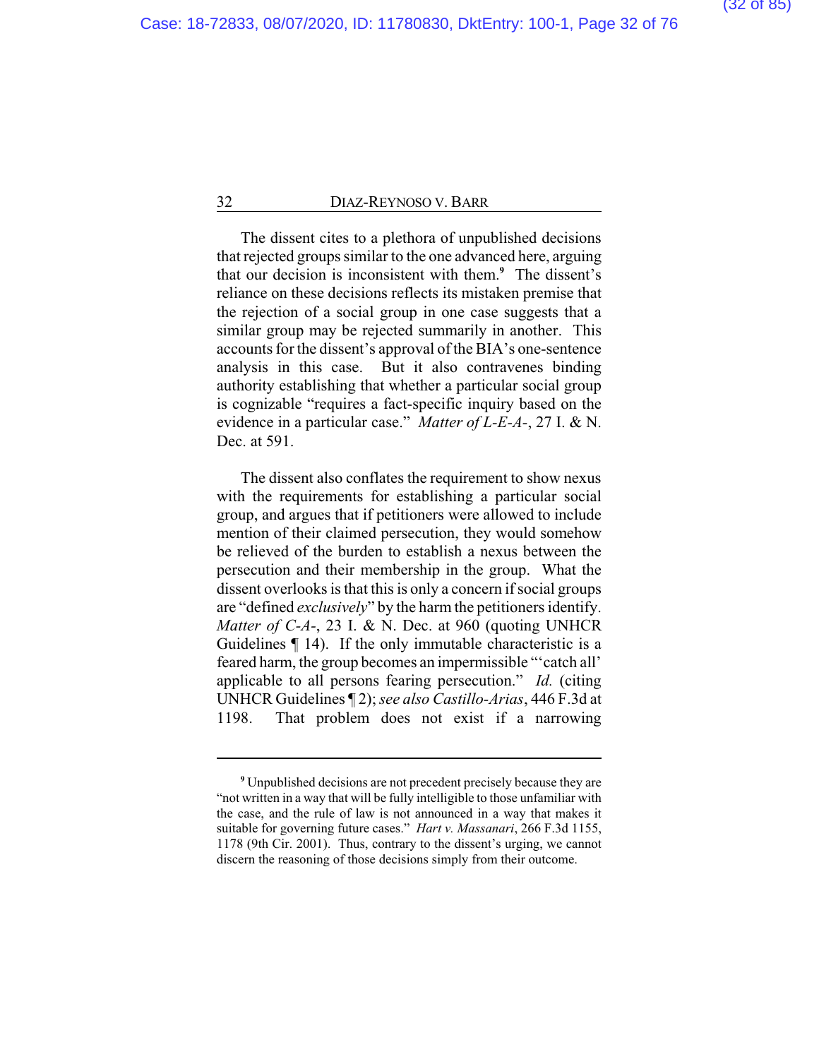The dissent cites to a plethora of unpublished decisions that rejected groups similar to the one advanced here, arguing that our decision is inconsistent with them.[9] The dissent's reliance on these decisions reflects its mistaken premise that the rejection of a social group in one case suggests that a similar group may be rejected summarily in another. This accounts for the dissent's approval of the BIA's one-sentence analysis in this case. But it also contravenes binding authority establishing that whether a particular social group is cognizable "requires a fact-specific inquiry based on the evidence in a particular case." *Matter of L-E-A-*, 27 I. & N. Dec. at 591.

The dissent also conflates the requirement to show nexus with the requirements for establishing a particular social group, and argues that if petitioners were allowed to include mention of their claimed persecution, they would somehow be relieved of the burden to establish a nexus between the persecution and their membership in the group. What the dissent overlooks is that this is only a concern if social groups are "defined *exclusively*" by the harm the petitioners identify. *Matter of C-A-*, 23 I. & N. Dec. at 960 (quoting UNHCR Guidelines ¶ 14). If the only immutable characteristic is a feared harm, the group becomes an impermissible "'catch all' applicable to all persons fearing persecution." *Id.* (citing UNHCR Guidelines ¶ 2); *see also Castillo-Arias*, 446 F.3d at 1198. That problem does not exist if a narrowing

---

[9] Unpublished decisions are not precedent precisely because they are "not written in a way that will be fully intelligible to those unfamiliar with the case, and the rule of law is not announced in a way that makes it suitable for governing future cases." *Hart v. Massanari*, 266 F.3d 1155, 1178 (9th Cir. 2001). Thus, contrary to the dissent's urging, we cannot discern the reasoning of those decisions simply from their outcome.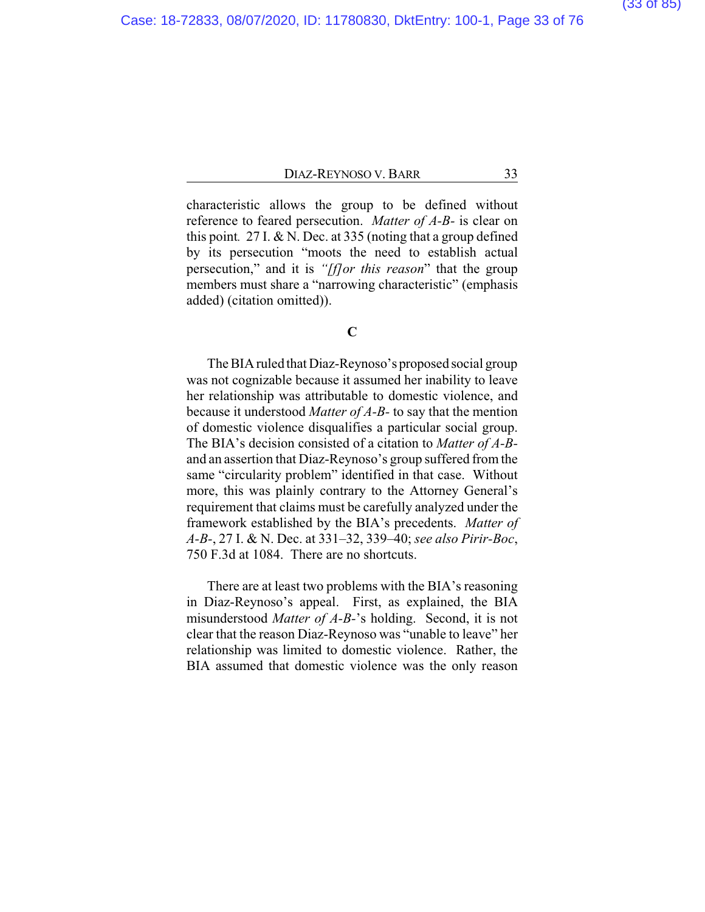characteristic allows the group to be defined without reference to feared persecution. *Matter of A-B-* is clear on this point. 27 I. & N. Dec. at 335 (noting that a group defined by its persecution "moots the need to establish actual persecution," and it is *"[f]or this reason"* that the group members must share a "narrowing characteristic" (emphasis added) (citation omitted)).

### C

The BIA ruled that Diaz-Reynoso's proposed social group was not cognizable because it assumed her inability to leave her relationship was attributable to domestic violence, and because it understood *Matter of A-B-* to say that the mention of domestic violence disqualifies a particular social group. The BIA's decision consisted of a citation to *Matter of A-B-* and an assertion that Diaz-Reynoso's group suffered from the same "circularity problem" identified in that case. Without more, this was plainly contrary to the Attorney General's requirement that claims must be carefully analyzed under the framework established by the BIA's precedents. *Matter of A-B-*, 27 I. & N. Dec. at 331–32, 339–40; *see also Pirir-Boc*, 750 F.3d at 1084. There are no shortcuts.

There are at least two problems with the BIA's reasoning in Diaz-Reynoso's appeal. First, as explained, the BIA misunderstood *Matter of A-B-*'s holding. Second, it is not clear that the reason Diaz-Reynoso was "unable to leave" her relationship was limited to domestic violence. Rather, the BIA assumed that domestic violence was the only reason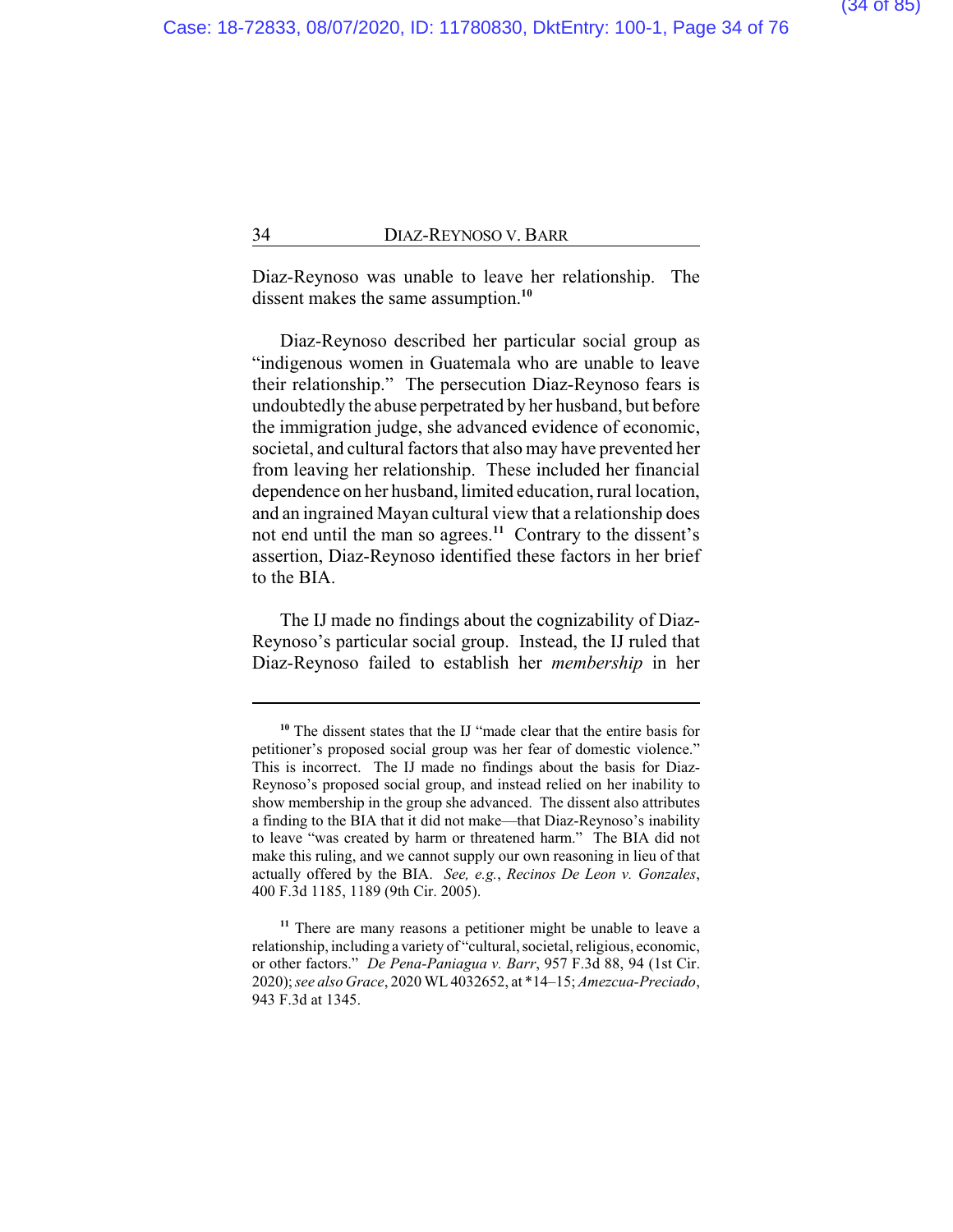Diaz-Reynoso was unable to leave her relationship. The dissent makes the same assumption.[10]

Diaz-Reynoso described her particular social group as "indigenous women in Guatemala who are unable to leave their relationship." The persecution Diaz-Reynoso fears is undoubtedly the abuse perpetrated by her husband, but before the immigration judge, she advanced evidence of economic, societal, and cultural factors that also may have prevented her from leaving her relationship. These included her financial dependence on her husband, limited education, rural location, and an ingrained Mayan cultural view that a relationship does not end until the man so agrees.[11] Contrary to the dissent's assertion, Diaz-Reynoso identified these factors in her brief to the BIA.

The IJ made no findings about the cognizability of Diaz-Reynoso's particular social group. Instead, the IJ ruled that Diaz-Reynoso failed to establish her *membership* in her

---

[10] The dissent states that the IJ "made clear that the entire basis for petitioner's proposed social group was her fear of domestic violence." This is incorrect. The IJ made no findings about the basis for Diaz-Reynoso's proposed social group, and instead relied on her inability to show membership in the group she advanced. The dissent also attributes a finding to the BIA that it did not make—that Diaz-Reynoso's inability to leave "was created by harm or threatened harm." The BIA did not make this ruling, and we cannot supply our own reasoning in lieu of that actually offered by the BIA. *See, e.g.*, *Recinos De Leon v. Gonzales*, 400 F.3d 1185, 1189 (9th Cir. 2005).

[11] There are many reasons a petitioner might be unable to leave a relationship, including a variety of "cultural, societal, religious, economic, or other factors." *De Pena-Paniagua v. Barr*, 957 F.3d 88, 94 (1st Cir. 2020); *see also Grace*, 2020 WL 4032652, at *14–15; *Amezcua-Preciado*, 943 F.3d at 1345.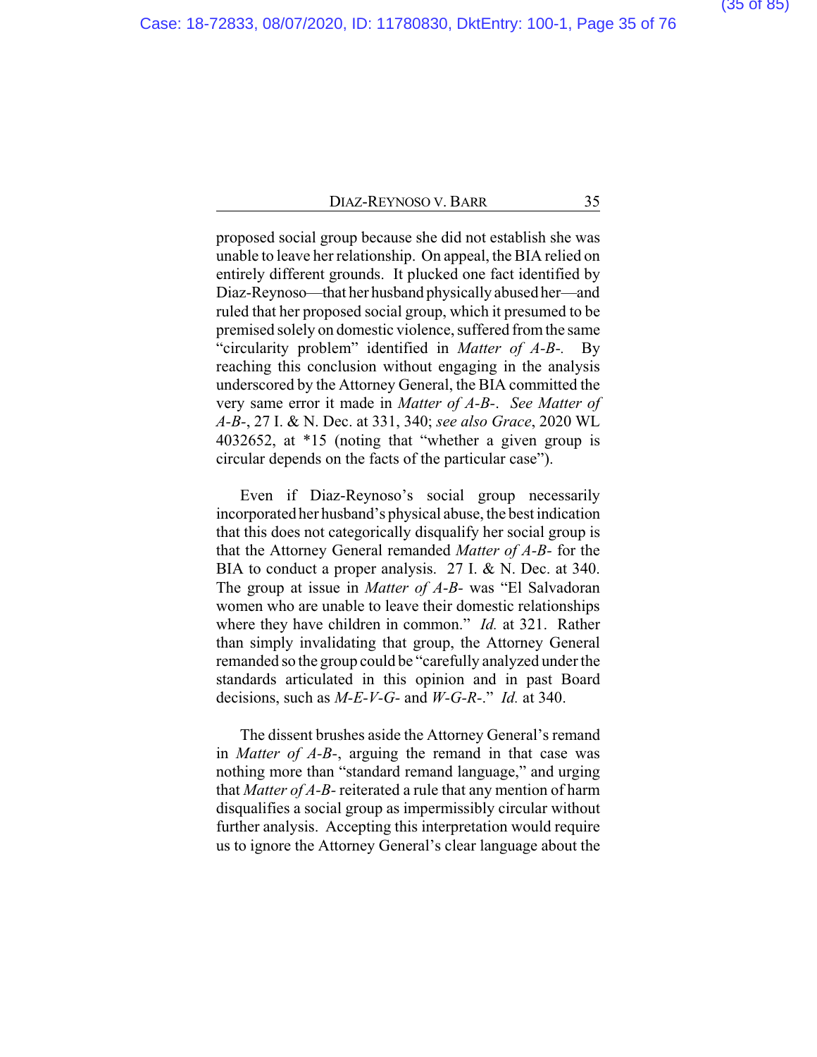proposed social group because she did not establish she was unable to leave her relationship. On appeal, the BIA relied on entirely different grounds. It plucked one fact identified by Diaz-Reynoso—that her husband physically abused her—and ruled that her proposed social group, which it presumed to be premised solely on domestic violence, suffered from the same "circularity problem" identified in *Matter of A-B-*. By reaching this conclusion without engaging in the analysis underscored by the Attorney General, the BIA committed the very same error it made in *Matter of A-B-*. *See Matter of A-B-*, 27 I. & N. Dec. at 331, 340; *see also Grace*, 2020 WL 4032652, at *15 (noting that "whether a given group is circular depends on the facts of the particular case").

Even if Diaz-Reynoso's social group necessarily incorporated her husband's physical abuse, the best indication that this does not categorically disqualify her social group is that the Attorney General remanded *Matter of A-B-* for the BIA to conduct a proper analysis. 27 I. & N. Dec. at 340. The group at issue in *Matter of A-B-* was "El Salvadoran women who are unable to leave their domestic relationships where they have children in common." *Id.* at 321. Rather than simply invalidating that group, the Attorney General remanded so the group could be "carefully analyzed under the standards articulated in this opinion and in past Board decisions, such as *M-E-V-G-* and *W-G-R-*." *Id.* at 340.

The dissent brushes aside the Attorney General's remand in *Matter of A-B-*, arguing the remand in that case was nothing more than "standard remand language," and urging that *Matter of A-B-* reiterated a rule that any mention of harm disqualifies a social group as impermissibly circular without further analysis. Accepting this interpretation would require us to ignore the Attorney General's clear language about the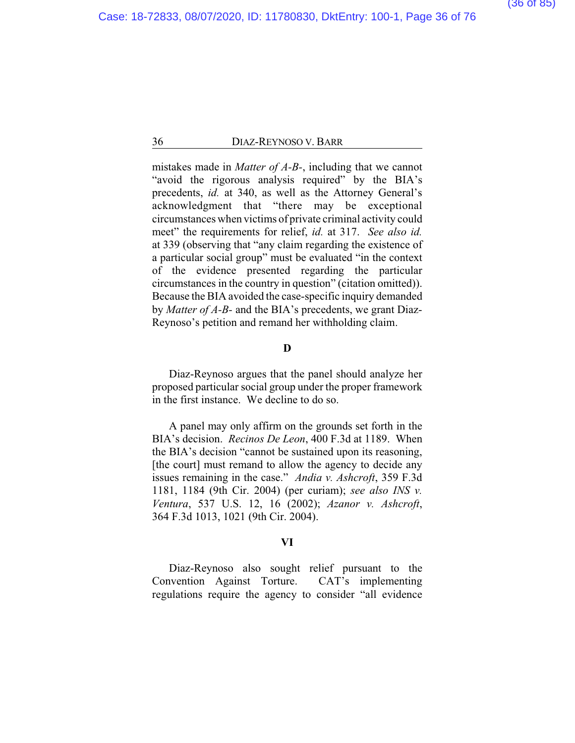mistakes made in *Matter of A-B-*, including that we cannot "avoid the rigorous analysis required" by the BIA's precedents, *id.* at 340, as well as the Attorney General's acknowledgment that "there may be exceptional circumstances when victims of private criminal activity could meet" the requirements for relief, *id.* at 317. *See also id.* at 339 (observing that "any claim regarding the existence of a particular social group" must be evaluated "in the context of the evidence presented regarding the particular circumstances in the country in question" (citation omitted)). Because the BIA avoided the case-specific inquiry demanded by *Matter of A-B-* and the BIA's precedents, we grant Diaz-Reynoso's petition and remand her withholding claim.

### D

Diaz-Reynoso argues that the panel should analyze her proposed particular social group under the proper framework in the first instance. We decline to do so.

A panel may only affirm on the grounds set forth in the BIA's decision. *Recinos De Leon*, 400 F.3d at 1189. When the BIA's decision "cannot be sustained upon its reasoning, [the court] must remand to allow the agency to decide any issues remaining in the case." *Andia v. Ashcroft*, 359 F.3d 1181, 1184 (9th Cir. 2004) (per curiam); *see also INS v. Ventura*, 537 U.S. 12, 16 (2002); *Azanor v. Ashcroft*, 364 F.3d 1013, 1021 (9th Cir. 2004).

## VI

Diaz-Reynoso also sought relief pursuant to the Convention Against Torture. CAT's implementing regulations require the agency to consider "all evidence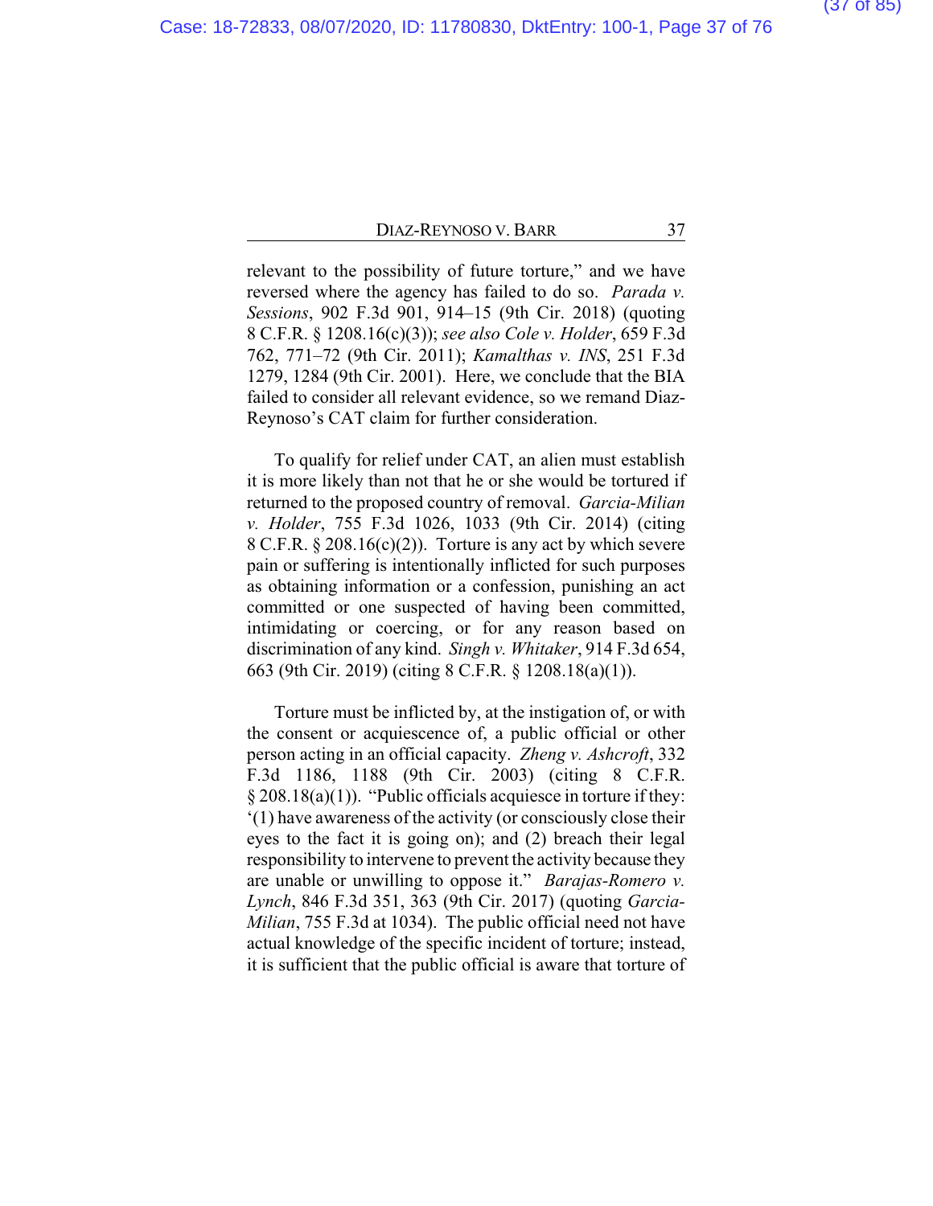relevant to the possibility of future torture," and we have reversed where the agency has failed to do so. *Parada v. Sessions*, 902 F.3d 901, 914–15 (9th Cir. 2018) (quoting 8 C.F.R. § 1208.16(c)(3)); *see also Cole v. Holder*, 659 F.3d 762, 771–72 (9th Cir. 2011); *Kamalthas v. INS*, 251 F.3d 1279, 1284 (9th Cir. 2001). Here, we conclude that the BIA failed to consider all relevant evidence, so we remand Diaz-Reynoso's CAT claim for further consideration.

To qualify for relief under CAT, an alien must establish it is more likely than not that he or she would be tortured if returned to the proposed country of removal. *Garcia-Milian v. Holder*, 755 F.3d 1026, 1033 (9th Cir. 2014) (citing 8 C.F.R. § 208.16(c)(2)). Torture is any act by which severe pain or suffering is intentionally inflicted for such purposes as obtaining information or a confession, punishing an act committed or one suspected of having been committed, intimidating or coercing, or for any reason based on discrimination of any kind. *Singh v. Whitaker*, 914 F.3d 654, 663 (9th Cir. 2019) (citing 8 C.F.R. § 1208.18(a)(1)).

Torture must be inflicted by, at the instigation of, or with the consent or acquiescence of, a public official or other person acting in an official capacity. *Zheng v. Ashcroft*, 332 F.3d 1186, 1188 (9th Cir. 2003) (citing 8 C.F.R. § 208.18(a)(1)). "Public officials acquiesce in torture if they: '(1) have awareness of the activity (or consciously close their eyes to the fact it is going on); and (2) breach their legal responsibility to intervene to prevent the activity because they are unable or unwilling to oppose it." *Barajas-Romero v. Lynch*, 846 F.3d 351, 363 (9th Cir. 2017) (quoting *Garcia-Milian*, 755 F.3d at 1034). The public official need not have actual knowledge of the specific incident of torture; instead, it is sufficient that the public official is aware that torture of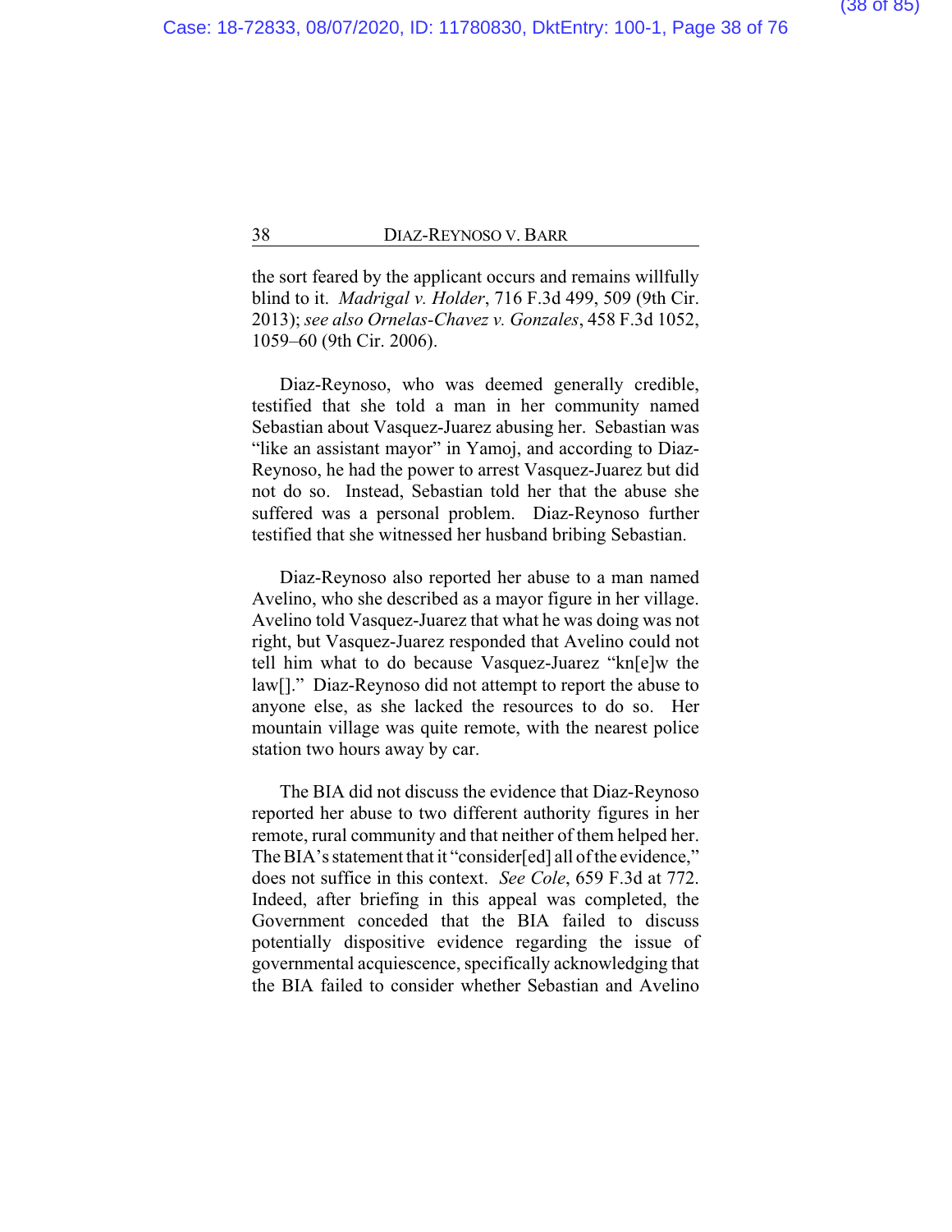the sort feared by the applicant occurs and remains willfully blind to it. *Madrigal v. Holder*, 716 F.3d 499, 509 (9th Cir. 2013); *see also Ornelas-Chavez v. Gonzales*, 458 F.3d 1052, 1059–60 (9th Cir. 2006).

Diaz-Reynoso, who was deemed generally credible, testified that she told a man in her community named Sebastian about Vasquez-Juarez abusing her. Sebastian was "like an assistant mayor" in Yamoj, and according to Diaz-Reynoso, he had the power to arrest Vasquez-Juarez but did not do so. Instead, Sebastian told her that the abuse she suffered was a personal problem. Diaz-Reynoso further testified that she witnessed her husband bribing Sebastian.

Diaz-Reynoso also reported her abuse to a man named Avelino, who she described as a mayor figure in her village. Avelino told Vasquez-Juarez that what he was doing was not right, but Vasquez-Juarez responded that Avelino could not tell him what to do because Vasquez-Juarez "kn[e]w the law[]." Diaz-Reynoso did not attempt to report the abuse to anyone else, as she lacked the resources to do so. Her mountain village was quite remote, with the nearest police station two hours away by car.

The BIA did not discuss the evidence that Diaz-Reynoso reported her abuse to two different authority figures in her remote, rural community and that neither of them helped her. The BIA's statement that it "consider[ed] all of the evidence," does not suffice in this context. *See Cole*, 659 F.3d at 772. Indeed, after briefing in this appeal was completed, the Government conceded that the BIA failed to discuss potentially dispositive evidence regarding the issue of governmental acquiescence, specifically acknowledging that the BIA failed to consider whether Sebastian and Avelino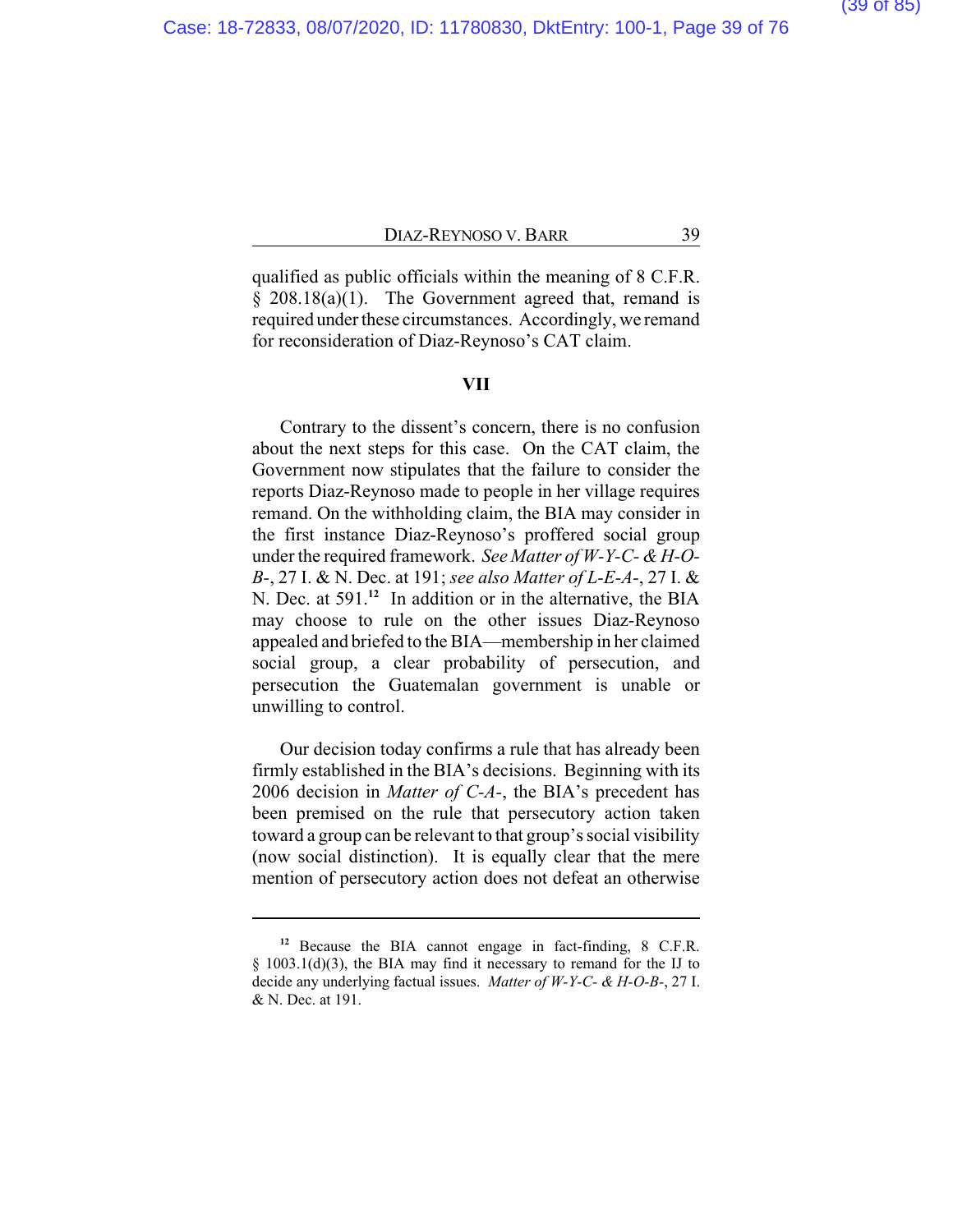qualified as public officials within the meaning of 8 C.F.R. § 208.18(a)(1). The Government agreed that, remand is required under these circumstances. Accordingly, we remand for reconsideration of Diaz-Reynoso's CAT claim.

## VII

Contrary to the dissent's concern, there is no confusion about the next steps for this case. On the CAT claim, the Government now stipulates that the failure to consider the reports Diaz-Reynoso made to people in her village requires remand. On the withholding claim, the BIA may consider in the first instance Diaz-Reynoso's proffered social group under the required framework. *See Matter of W-Y-C- & H-O-B-*, 27 I. & N. Dec. at 191; *see also Matter of L-E-A-*, 27 I. & N. Dec. at 591.[12] In addition or in the alternative, the BIA may choose to rule on the other issues Diaz-Reynoso appealed and briefed to the BIA—membership in her claimed social group, a clear probability of persecution, and persecution the Guatemalan government is unable or unwilling to control.

Our decision today confirms a rule that has already been firmly established in the BIA's decisions. Beginning with its 2006 decision in *Matter of C-A-*, the BIA's precedent has been premised on the rule that persecutory action taken toward a group can be relevant to that group's social visibility (now social distinction). It is equally clear that the mere mention of persecutory action does not defeat an otherwise

---

[12] Because the BIA cannot engage in fact-finding, 8 C.F.R. § 1003.1(d)(3), the BIA may find it necessary to remand for the IJ to decide any underlying factual issues. *Matter of W-Y-C- & H-O-B-*, 27 I. & N. Dec. at 191.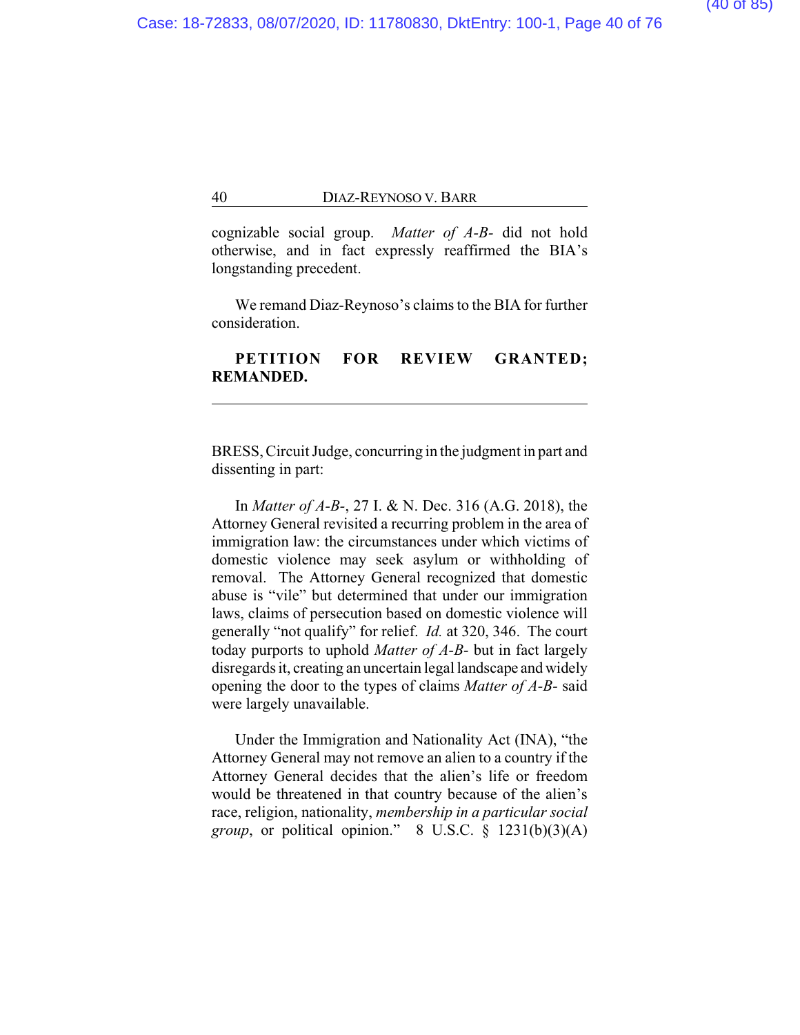cognizable social group. *Matter of A-B-* did not hold otherwise, and in fact expressly reaffirmed the BIA's longstanding precedent.

We remand Diaz-Reynoso's claims to the BIA for further consideration.

**PETITION FOR REVIEW GRANTED; REMANDED.**

---

BRESS, Circuit Judge, concurring in the judgment in part and dissenting in part:

In *Matter of A-B-*, 27 I. & N. Dec. 316 (A.G. 2018), the Attorney General revisited a recurring problem in the area of immigration law: the circumstances under which victims of domestic violence may seek asylum or withholding of removal. The Attorney General recognized that domestic abuse is "vile" but determined that under our immigration laws, claims of persecution based on domestic violence will generally "not qualify" for relief. *Id.* at 320, 346. The court today purports to uphold *Matter of A-B-* but in fact largely disregards it, creating an uncertain legal landscape and widely opening the door to the types of claims *Matter of A-B-* said were largely unavailable.

Under the Immigration and Nationality Act (INA), "the Attorney General may not remove an alien to a country if the Attorney General decides that the alien's life or freedom would be threatened in that country because of the alien's race, religion, nationality, *membership in a particular social group*, or political opinion." 8 U.S.C. § 1231(b)(3)(A)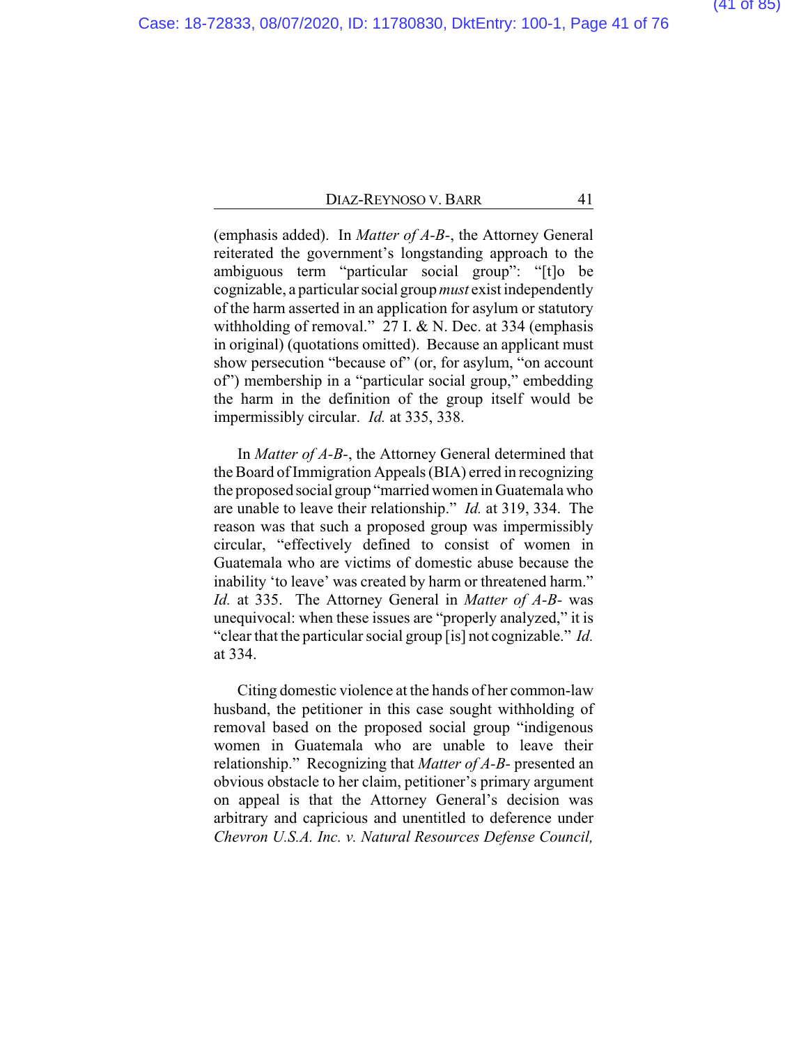(emphasis added). In *Matter of A-B-*, the Attorney General reiterated the government's longstanding approach to the ambiguous term "particular social group": "[t]o be cognizable, a particular social group *must* exist independently of the harm asserted in an application for asylum or statutory withholding of removal." 27 I. & N. Dec. at 334 (emphasis in original) (quotations omitted). Because an applicant must show persecution "because of" (or, for asylum, "on account of") membership in a "particular social group," embedding the harm in the definition of the group itself would be impermissibly circular. *Id.* at 335, 338.

In *Matter of A-B-*, the Attorney General determined that the Board of Immigration Appeals (BIA) erred in recognizing the proposed social group "married women in Guatemala who are unable to leave their relationship." *Id.* at 319, 334. The reason was that such a proposed group was impermissibly circular, "effectively defined to consist of women in Guatemala who are victims of domestic abuse because the inability 'to leave' was created by harm or threatened harm." *Id.* at 335. The Attorney General in *Matter of A-B-* was unequivocal: when these issues are "properly analyzed," it is "clear that the particular social group [is] not cognizable." *Id.* at 334.

Citing domestic violence at the hands of her common-law husband, the petitioner in this case sought withholding of removal based on the proposed social group "indigenous women in Guatemala who are unable to leave their relationship." Recognizing that *Matter of A-B-* presented an obvious obstacle to her claim, petitioner's primary argument on appeal is that the Attorney General's decision was arbitrary and capricious and unentitled to deference under *Chevron U.S.A. Inc. v. Natural Resources Defense Council,*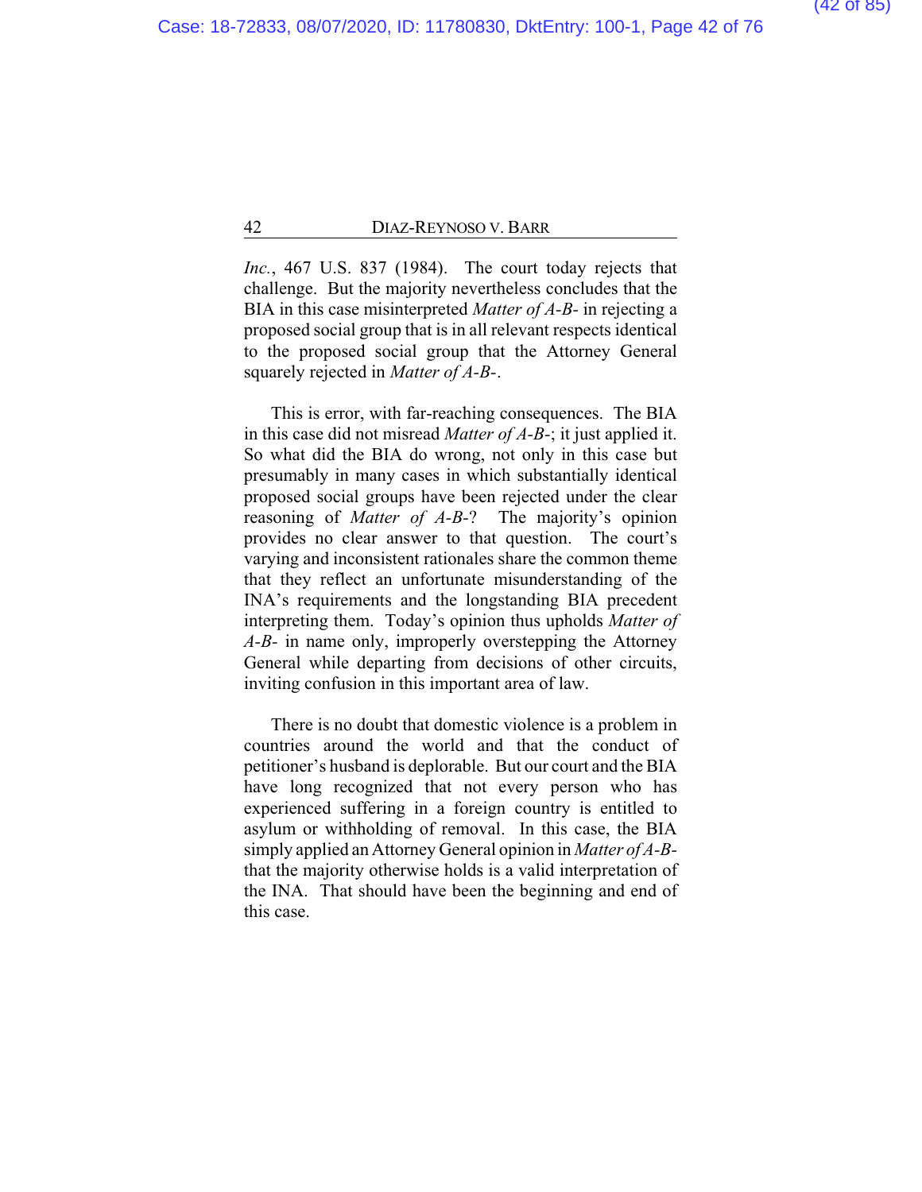*Inc.*, 467 U.S. 837 (1984). The court today rejects that challenge. But the majority nevertheless concludes that the BIA in this case misinterpreted *Matter of A-B-* in rejecting a proposed social group that is in all relevant respects identical to the proposed social group that the Attorney General squarely rejected in *Matter of A-B-*.

This is error, with far-reaching consequences. The BIA in this case did not misread *Matter of A-B-*; it just applied it. So what did the BIA do wrong, not only in this case but presumably in many cases in which substantially identical proposed social groups have been rejected under the clear reasoning of *Matter of A-B-*? The majority's opinion provides no clear answer to that question. The court's varying and inconsistent rationales share the common theme that they reflect an unfortunate misunderstanding of the INA's requirements and the longstanding BIA precedent interpreting them. Today's opinion thus upholds *Matter of A-B-* in name only, improperly overstepping the Attorney General while departing from decisions of other circuits, inviting confusion in this important area of law.

There is no doubt that domestic violence is a problem in countries around the world and that the conduct of petitioner's husband is deplorable. But our court and the BIA have long recognized that not every person who has experienced suffering in a foreign country is entitled to asylum or withholding of removal. In this case, the BIA simply applied an Attorney General opinion in *Matter of A-B-* that the majority otherwise holds is a valid interpretation of the INA. That should have been the beginning and end of this case.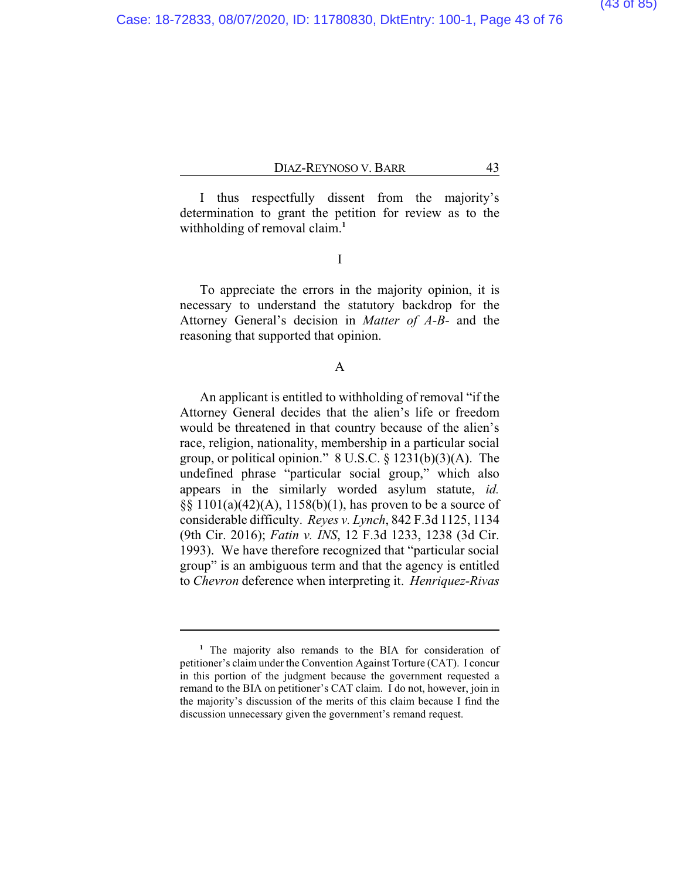I thus respectfully dissent from the majority's determination to grant the petition for review as to the withholding of removal claim.[1]

# I

To appreciate the errors in the majority opinion, it is necessary to understand the statutory backdrop for the Attorney General's decision in *Matter of A-B-* and the reasoning that supported that opinion.

## A

An applicant is entitled to withholding of removal "if the Attorney General decides that the alien's life or freedom would be threatened in that country because of the alien's race, religion, nationality, membership in a particular social group, or political opinion." 8 U.S.C. § 1231(b)(3)(A). The undefined phrase "particular social group," which also appears in the similarly worded asylum statute, *id.* §§ 1101(a)(42)(A), 1158(b)(1), has proven to be a source of considerable difficulty. *Reyes v. Lynch*, 842 F.3d 1125, 1134 (9th Cir. 2016); *Fatin v. INS*, 12 F.3d 1233, 1238 (3d Cir. 1993). We have therefore recognized that "particular social group" is an ambiguous term and that the agency is entitled to *Chevron* deference when interpreting it. *Henriquez-Rivas*

---

[1] The majority also remands to the BIA for consideration of petitioner's claim under the Convention Against Torture (CAT). I concur in this portion of the judgment because the government requested a remand to the BIA on petitioner's CAT claim. I do not, however, join in the majority's discussion of the merits of this claim because I find the discussion unnecessary given the government's remand request.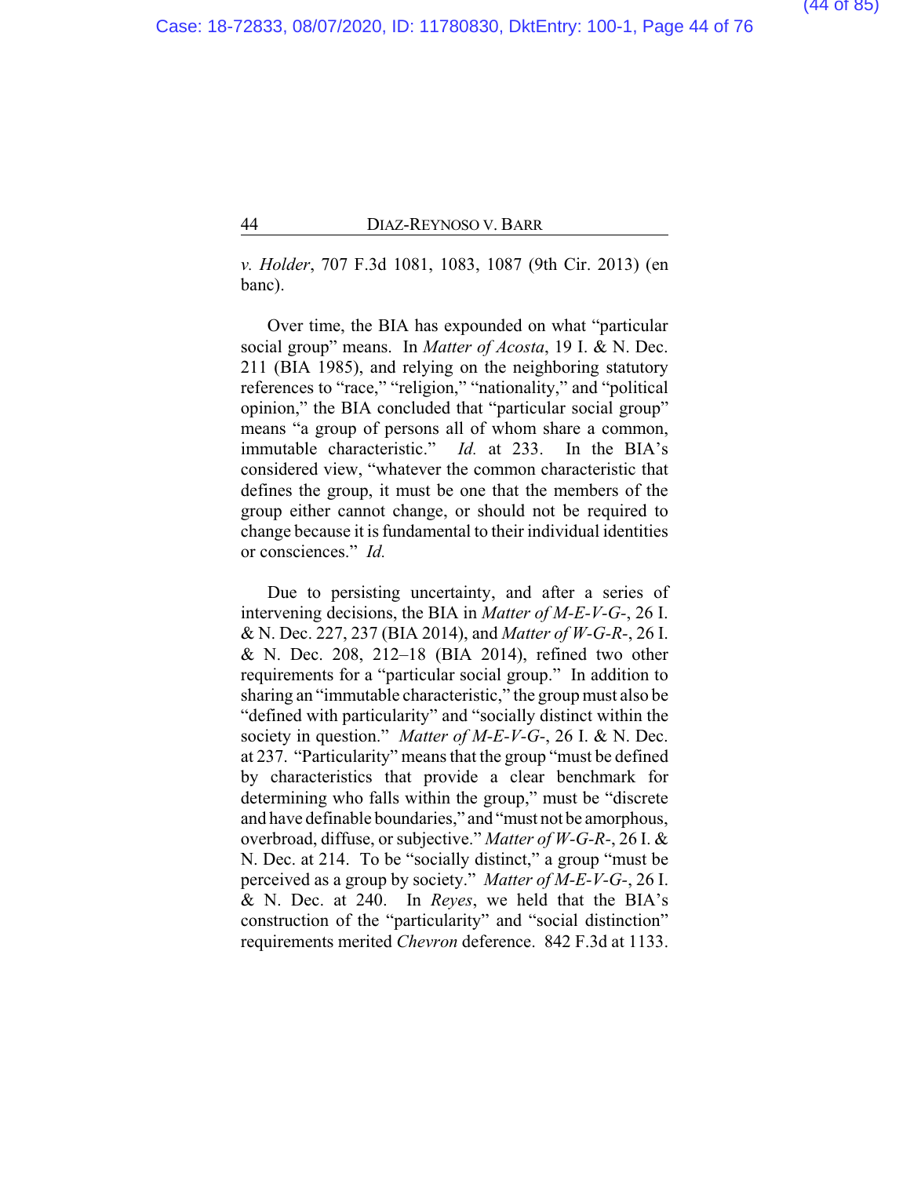*v. Holder*, 707 F.3d 1081, 1083, 1087 (9th Cir. 2013) (en banc).

Over time, the BIA has expounded on what "particular social group" means. In *Matter of Acosta*, 19 I. & N. Dec. 211 (BIA 1985), and relying on the neighboring statutory references to "race," "religion," "nationality," and "political opinion," the BIA concluded that "particular social group" means "a group of persons all of whom share a common, immutable characteristic." *Id.* at 233. In the BIA's considered view, "whatever the common characteristic that defines the group, it must be one that the members of the group either cannot change, or should not be required to change because it is fundamental to their individual identities or consciences." *Id.*

Due to persisting uncertainty, and after a series of intervening decisions, the BIA in *Matter of M-E-V-G-*, 26 I. & N. Dec. 227, 237 (BIA 2014), and *Matter of W-G-R-*, 26 I. & N. Dec. 208, 212–18 (BIA 2014), refined two other requirements for a "particular social group." In addition to sharing an "immutable characteristic," the group must also be "defined with particularity" and "socially distinct within the society in question." *Matter of M-E-V-G-*, 26 I. & N. Dec. at 237. "Particularity" means that the group "must be defined by characteristics that provide a clear benchmark for determining who falls within the group," must be "discrete and have definable boundaries," and "must not be amorphous, overbroad, diffuse, or subjective." *Matter of W-G-R-*, 26 I. & N. Dec. at 214. To be "socially distinct," a group "must be perceived as a group by society." *Matter of M-E-V-G-*, 26 I. & N. Dec. at 240. In *Reyes*, we held that the BIA's construction of the "particularity" and "social distinction" requirements merited *Chevron* deference. 842 F.3d at 1133.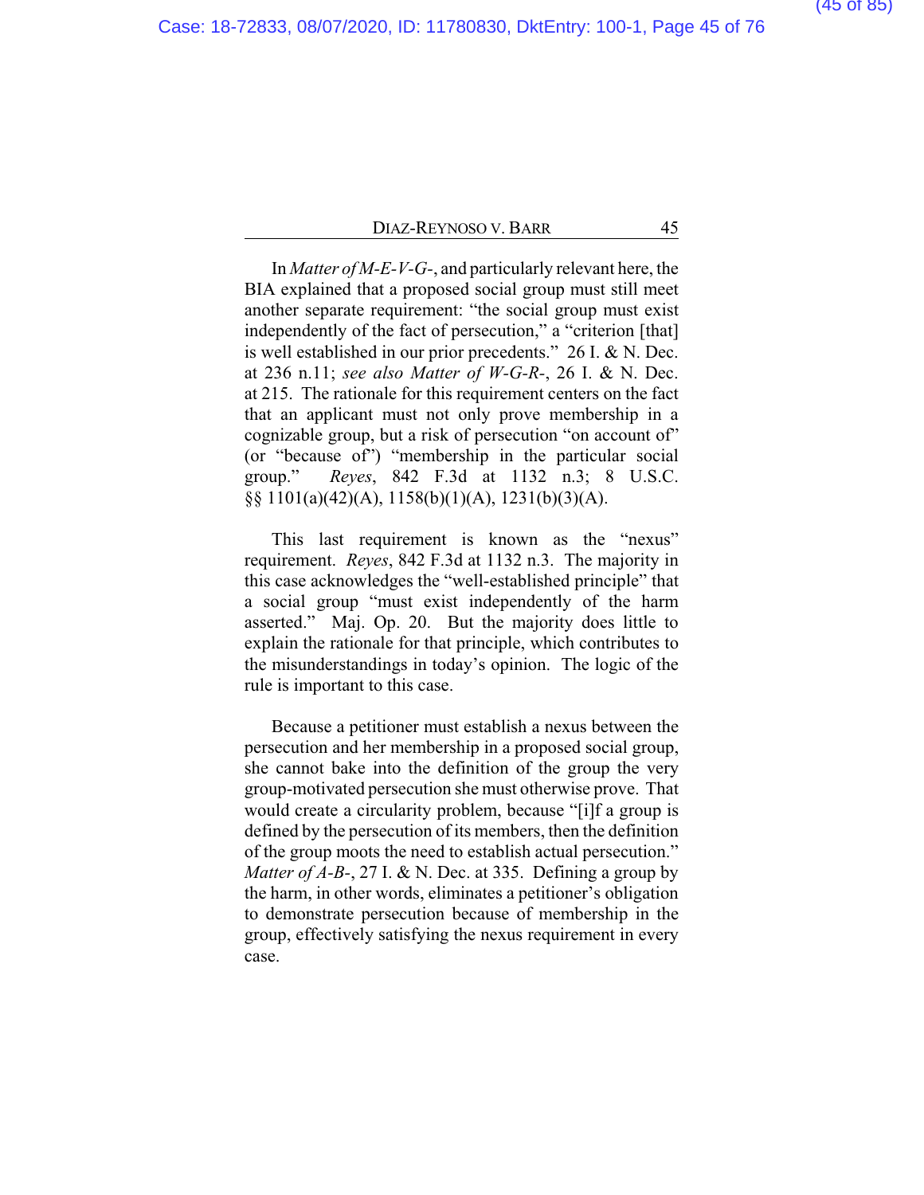In *Matter of M-E-V-G-*, and particularly relevant here, the BIA explained that a proposed social group must still meet another separate requirement: "the social group must exist independently of the fact of persecution," a "criterion [that] is well established in our prior precedents." 26 I. & N. Dec. at 236 n.11; *see also Matter of W-G-R-*, 26 I. & N. Dec. at 215. The rationale for this requirement centers on the fact that an applicant must not only prove membership in a cognizable group, but a risk of persecution "on account of" (or "because of") "membership in the particular social group." *Reyes*, 842 F.3d at 1132 n.3; 8 U.S.C. §§ 1101(a)(42)(A), 1158(b)(1)(A), 1231(b)(3)(A).

This last requirement is known as the "nexus" requirement. *Reyes*, 842 F.3d at 1132 n.3. The majority in this case acknowledges the "well-established principle" that a social group "must exist independently of the harm asserted." Maj. Op. 20. But the majority does little to explain the rationale for that principle, which contributes to the misunderstandings in today's opinion. The logic of the rule is important to this case.

Because a petitioner must establish a nexus between the persecution and her membership in a proposed social group, she cannot bake into the definition of the group the very group-motivated persecution she must otherwise prove. That would create a circularity problem, because "[i]f a group is defined by the persecution of its members, then the definition of the group moots the need to establish actual persecution." *Matter of A-B-*, 27 I. & N. Dec. at 335. Defining a group by the harm, in other words, eliminates a petitioner's obligation to demonstrate persecution because of membership in the group, effectively satisfying the nexus requirement in every case.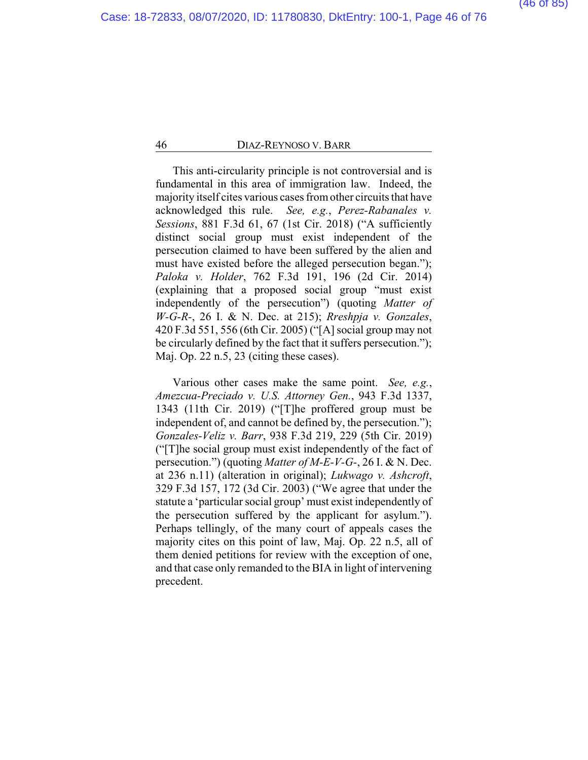This anti-circularity principle is not controversial and is fundamental in this area of immigration law. Indeed, the majority itself cites various cases from other circuits that have acknowledged this rule. *See, e.g.*, *Perez-Rabanales v. Sessions*, 881 F.3d 61, 67 (1st Cir. 2018) ("A sufficiently distinct social group must exist independent of the persecution claimed to have been suffered by the alien and must have existed before the alleged persecution began."); *Paloka v. Holder*, 762 F.3d 191, 196 (2d Cir. 2014) (explaining that a proposed social group "must exist independently of the persecution") (quoting *Matter of W-G-R-*, 26 I. & N. Dec. at 215); *Rreshpja v. Gonzales*, 420 F.3d 551, 556 (6th Cir. 2005) ("[A] social group may not be circularly defined by the fact that it suffers persecution."); Maj. Op. 22 n.5, 23 (citing these cases).

Various other cases make the same point. *See, e.g.*, *Amezcua-Preciado v. U.S. Attorney Gen.*, 943 F.3d 1337, 1343 (11th Cir. 2019) ("[T]he proffered group must be independent of, and cannot be defined by, the persecution."); *Gonzales-Veliz v. Barr*, 938 F.3d 219, 229 (5th Cir. 2019) ("[T]he social group must exist independently of the fact of persecution.") (quoting *Matter of M-E-V-G-*, 26 I. & N. Dec. at 236 n.11) (alteration in original); *Lukwago v. Ashcroft*, 329 F.3d 157, 172 (3d Cir. 2003) ("We agree that under the statute a 'particular social group' must exist independently of the persecution suffered by the applicant for asylum."). Perhaps tellingly, of the many court of appeals cases the majority cites on this point of law, Maj. Op. 22 n.5, all of them denied petitions for review with the exception of one, and that case only remanded to the BIA in light of intervening precedent.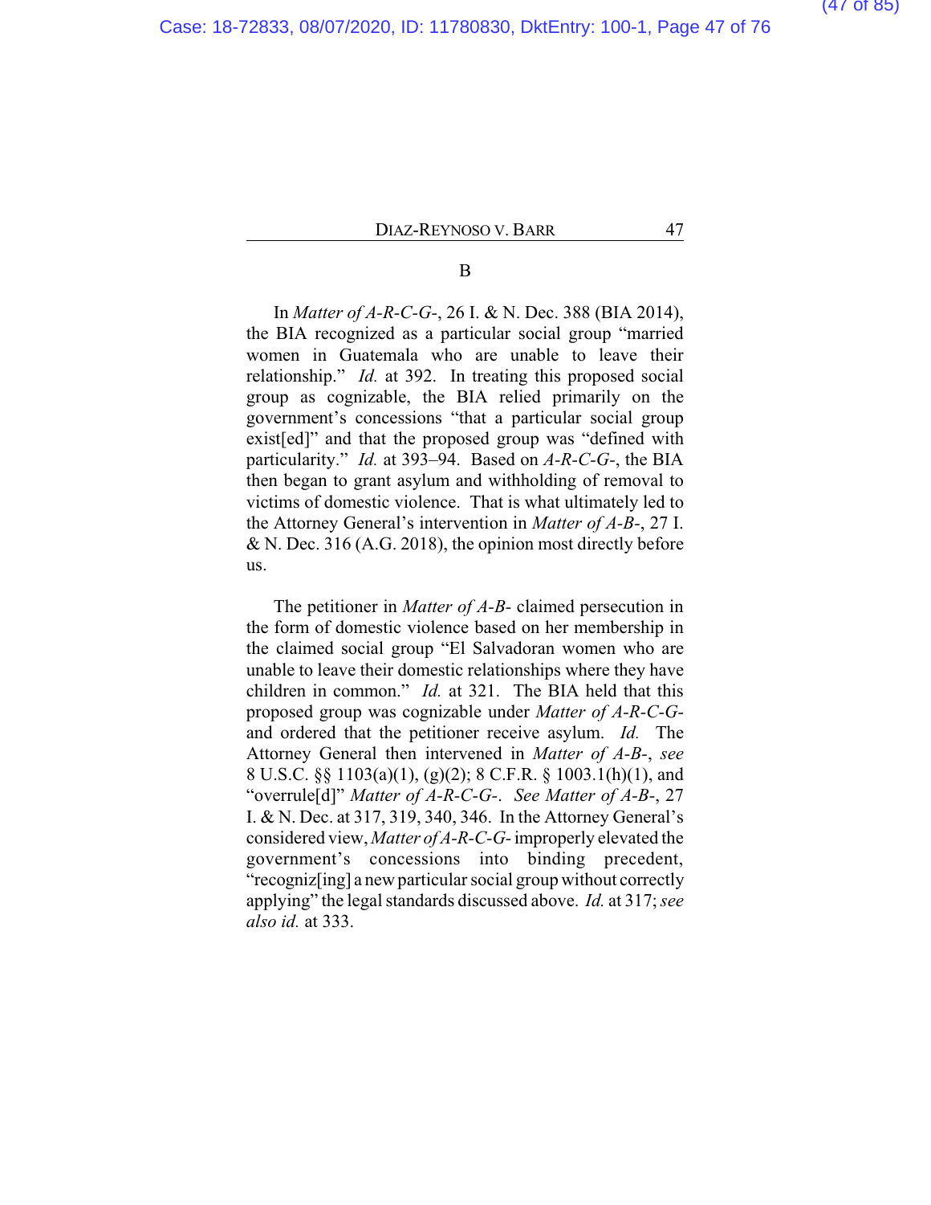B

In *Matter of A-R-C-G-*, 26 I. & N. Dec. 388 (BIA 2014), the BIA recognized as a particular social group "married women in Guatemala who are unable to leave their relationship." *Id.* at 392. In treating this proposed social group as cognizable, the BIA relied primarily on the government's concessions "that a particular social group exist[ed]" and that the proposed group was "defined with particularity." *Id.* at 393–94. Based on *A-R-C-G-*, the BIA then began to grant asylum and withholding of removal to victims of domestic violence. That is what ultimately led to the Attorney General's intervention in *Matter of A-B-*, 27 I. & N. Dec. 316 (A.G. 2018), the opinion most directly before us.

The petitioner in *Matter of A-B-* claimed persecution in the form of domestic violence based on her membership in the claimed social group "El Salvadoran women who are unable to leave their domestic relationships where they have children in common." *Id.* at 321. The BIA held that this proposed group was cognizable under *Matter of A-R-C-G-* and ordered that the petitioner receive asylum. *Id.* The Attorney General then intervened in *Matter of A-B-*, *see* 8 U.S.C. §§ 1103(a)(1), (g)(2); 8 C.F.R. § 1003.1(h)(1), and "overrule[d]" *Matter of A-R-C-G-*. *See Matter of A-B-*, 27 I. & N. Dec. at 317, 319, 340, 346. In the Attorney General's considered view, *Matter of A-R-C-G-* improperly elevated the government's concessions into binding precedent, "recogniz[ing] a new particular social group without correctly applying" the legal standards discussed above. *Id.* at 317; *see also id.* at 333.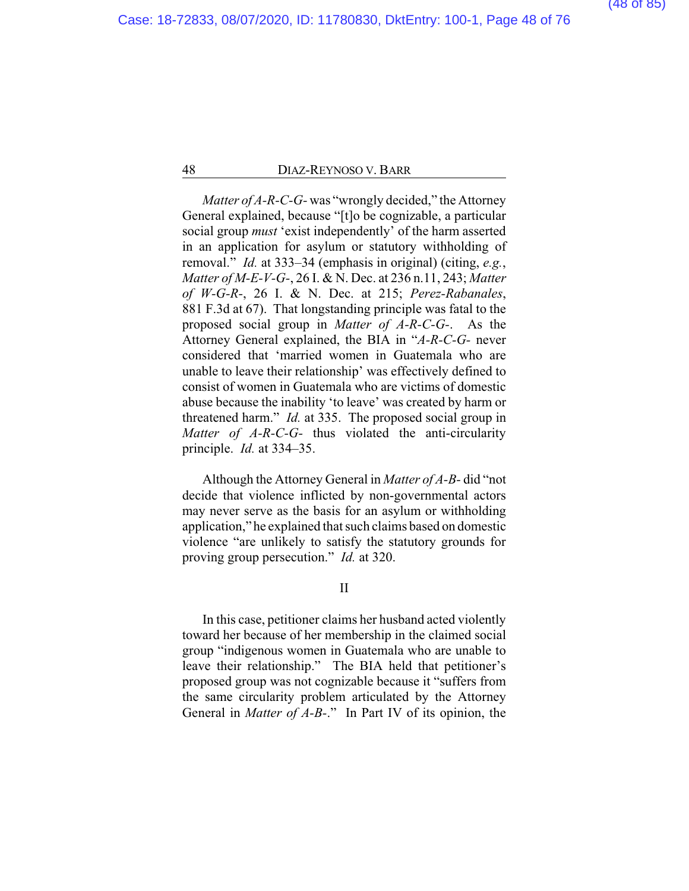*Matter of A-R-C-G-* was "wrongly decided," the Attorney General explained, because "[t]o be cognizable, a particular social group *must* 'exist independently' of the harm asserted in an application for asylum or statutory withholding of removal." *Id.* at 333–34 (emphasis in original) (citing, *e.g.*, *Matter of M-E-V-G-*, 26 I. & N. Dec. at 236 n.11, 243; *Matter of W-G-R-*, 26 I. & N. Dec. at 215; *Perez-Rabanales*, 881 F.3d at 67). That longstanding principle was fatal to the proposed social group in *Matter of A-R-C-G-*. As the Attorney General explained, the BIA in "*A-R-C-G-* never considered that 'married women in Guatemala who are unable to leave their relationship' was effectively defined to consist of women in Guatemala who are victims of domestic abuse because the inability 'to leave' was created by harm or threatened harm." *Id.* at 335. The proposed social group in *Matter of A-R-C-G-* thus violated the anti-circularity principle. *Id.* at 334–35.

Although the Attorney General in *Matter of A-B-* did "not decide that violence inflicted by non-governmental actors may never serve as the basis for an asylum or withholding application," he explained that such claims based on domestic violence "are unlikely to satisfy the statutory grounds for proving group persecution." *Id.* at 320.

## II

In this case, petitioner claims her husband acted violently toward her because of her membership in the claimed social group "indigenous women in Guatemala who are unable to leave their relationship." The BIA held that petitioner's proposed group was not cognizable because it "suffers from the same circularity problem articulated by the Attorney General in *Matter of A-B-*." In Part IV of its opinion, the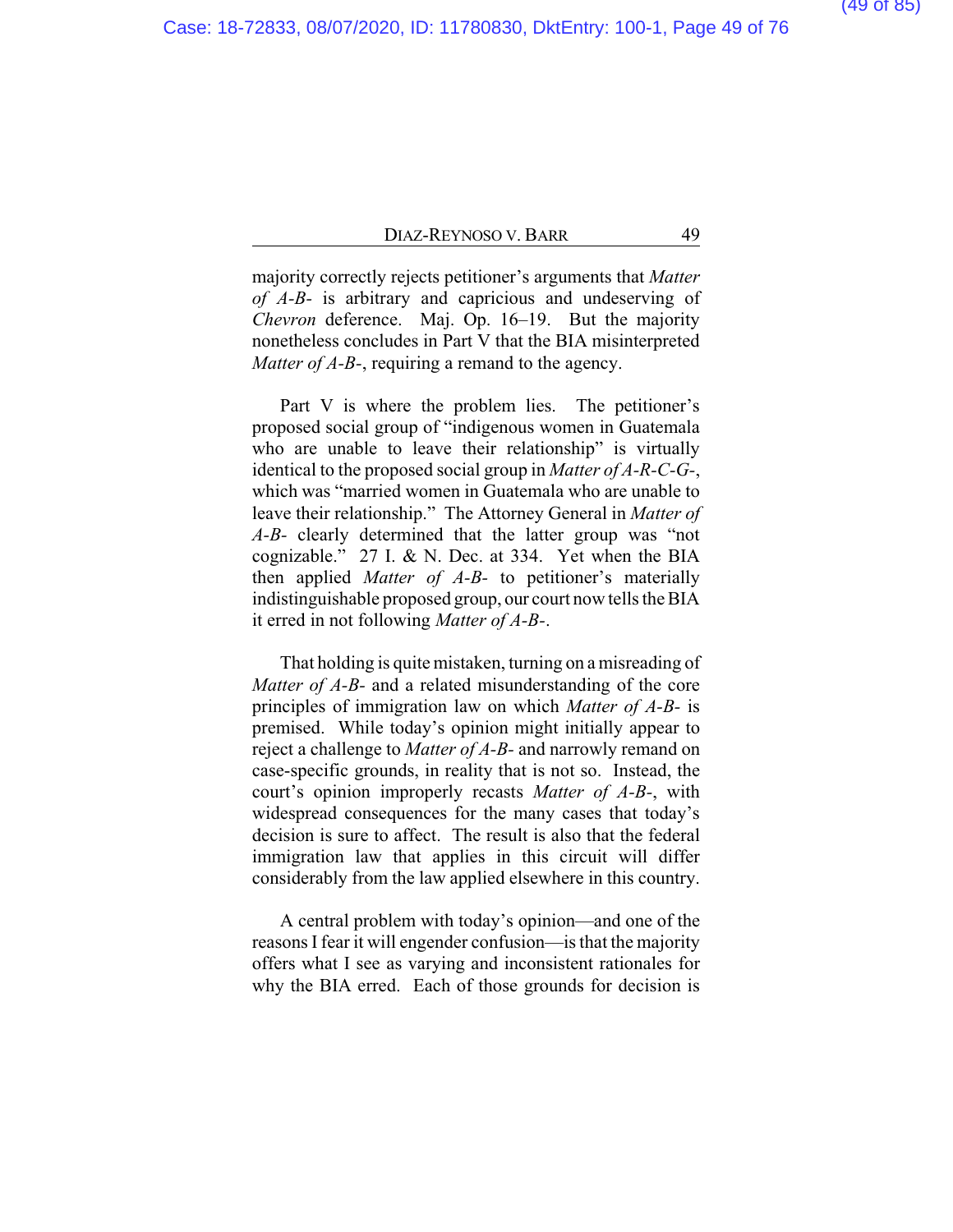majority correctly rejects petitioner's arguments that *Matter of A-B-* is arbitrary and capricious and undeserving of *Chevron* deference. Maj. Op. 16–19. But the majority nonetheless concludes in Part V that the BIA misinterpreted *Matter of A-B-*, requiring a remand to the agency.

Part V is where the problem lies. The petitioner's proposed social group of "indigenous women in Guatemala who are unable to leave their relationship" is virtually identical to the proposed social group in *Matter of A-R-C-G-*, which was "married women in Guatemala who are unable to leave their relationship." The Attorney General in *Matter of A-B-* clearly determined that the latter group was "not cognizable." 27 I. & N. Dec. at 334. Yet when the BIA then applied *Matter of A-B-* to petitioner's materially indistinguishable proposed group, our court now tells the BIA it erred in not following *Matter of A-B-*.

That holding is quite mistaken, turning on a misreading of *Matter of A-B-* and a related misunderstanding of the core principles of immigration law on which *Matter of A-B-* is premised. While today's opinion might initially appear to reject a challenge to *Matter of A-B-* and narrowly remand on case-specific grounds, in reality that is not so. Instead, the court's opinion improperly recasts *Matter of A-B-*, with widespread consequences for the many cases that today's decision is sure to affect. The result is also that the federal immigration law that applies in this circuit will differ considerably from the law applied elsewhere in this country.

A central problem with today's opinion—and one of the reasons I fear it will engender confusion—is that the majority offers what I see as varying and inconsistent rationales for why the BIA erred. Each of those grounds for decision is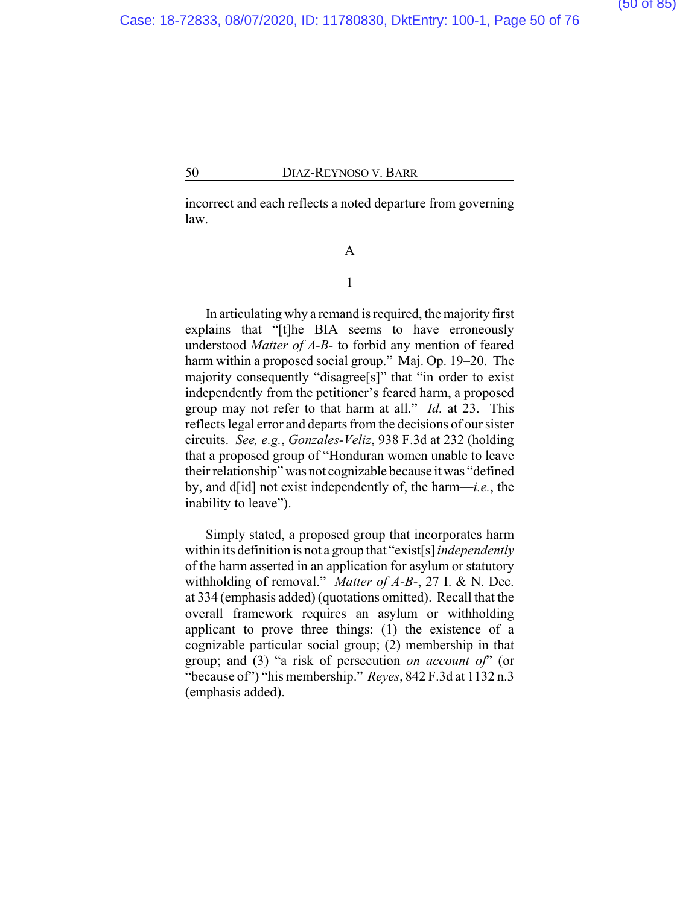incorrect and each reflects a noted departure from governing law.

### A

#### 1

In articulating why a remand is required, the majority first explains that "[t]he BIA seems to have erroneously understood *Matter of A-B-* to forbid any mention of feared harm within a proposed social group." Maj. Op. 19–20. The majority consequently "disagree[s]" that "in order to exist independently from the petitioner's feared harm, a proposed group may not refer to that harm at all." *Id.* at 23. This reflects legal error and departs from the decisions of our sister circuits. *See, e.g.*, *Gonzales-Veliz*, 938 F.3d at 232 (holding that a proposed group of "Honduran women unable to leave their relationship" was not cognizable because it was "defined by, and d[id] not exist independently of, the harm—*i.e.*, the inability to leave").

Simply stated, a proposed group that incorporates harm within its definition is not a group that "exist[s] *independently* of the harm asserted in an application for asylum or statutory withholding of removal." *Matter of A-B-*, 27 I. & N. Dec. at 334 (emphasis added) (quotations omitted). Recall that the overall framework requires an asylum or withholding applicant to prove three things: (1) the existence of a cognizable particular social group; (2) membership in that group; and (3) "a risk of persecution *on account of*" (or "because of") "his membership." *Reyes*, 842 F.3d at 1132 n.3 (emphasis added).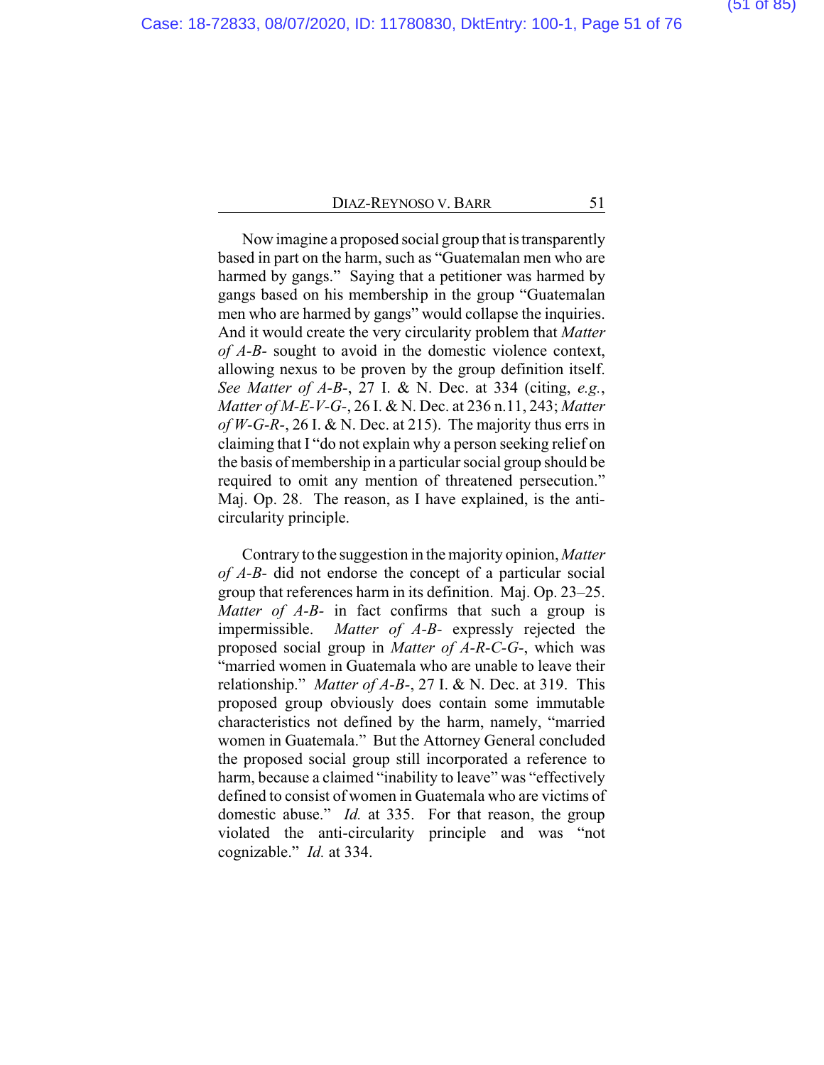Now imagine a proposed social group that is transparently based in part on the harm, such as "Guatemalan men who are harmed by gangs." Saying that a petitioner was harmed by gangs based on his membership in the group "Guatemalan men who are harmed by gangs" would collapse the inquiries. And it would create the very circularity problem that *Matter of A-B-* sought to avoid in the domestic violence context, allowing nexus to be proven by the group definition itself. *See Matter of A-B-*, 27 I. & N. Dec. at 334 (citing, *e.g.*, *Matter of M-E-V-G-*, 26 I. & N. Dec. at 236 n.11, 243; *Matter of W-G-R-*, 26 I. & N. Dec. at 215). The majority thus errs in claiming that I "do not explain why a person seeking relief on the basis of membership in a particular social group should be required to omit any mention of threatened persecution." Maj. Op. 28. The reason, as I have explained, is the anti-circularity principle.

Contrary to the suggestion in the majority opinion, *Matter of A-B-* did not endorse the concept of a particular social group that references harm in its definition. Maj. Op. 23–25. *Matter of A-B-* in fact confirms that such a group is impermissible. *Matter of A-B-* expressly rejected the proposed social group in *Matter of A-R-C-G-*, which was "married women in Guatemala who are unable to leave their relationship." *Matter of A-B-*, 27 I. & N. Dec. at 319. This proposed group obviously does contain some immutable characteristics not defined by the harm, namely, "married women in Guatemala." But the Attorney General concluded the proposed social group still incorporated a reference to harm, because a claimed "inability to leave" was "effectively defined to consist of women in Guatemala who are victims of domestic abuse." *Id.* at 335. For that reason, the group violated the anti-circularity principle and was "not cognizable." *Id.* at 334.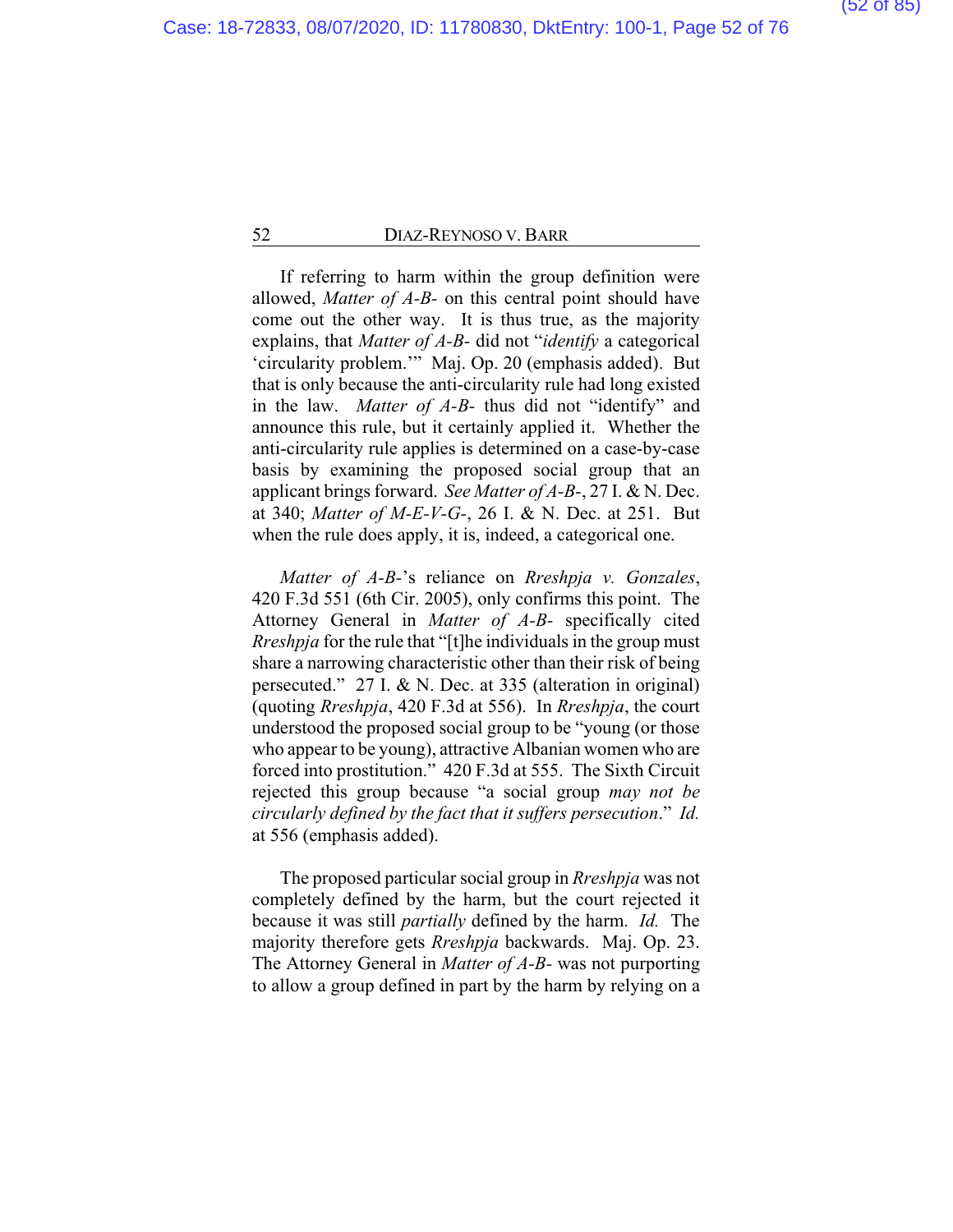If referring to harm within the group definition were allowed, *Matter of A-B-* on this central point should have come out the other way. It is thus true, as the majority explains, that *Matter of A-B-* did not "*identify* a categorical 'circularity problem.'" Maj. Op. 20 (emphasis added). But that is only because the anti-circularity rule had long existed in the law. *Matter of A-B-* thus did not "identify" and announce this rule, but it certainly applied it. Whether the anti-circularity rule applies is determined on a case-by-case basis by examining the proposed social group that an applicant brings forward. *See Matter of A-B-*, 27 I. & N. Dec. at 340; *Matter of M-E-V-G-*, 26 I. & N. Dec. at 251. But when the rule does apply, it is, indeed, a categorical one.

*Matter of A-B-*'s reliance on *Rreshpja v. Gonzales*, 420 F.3d 551 (6th Cir. 2005), only confirms this point. The Attorney General in *Matter of A-B-* specifically cited *Rreshpja* for the rule that "[t]he individuals in the group must share a narrowing characteristic other than their risk of being persecuted." 27 I. & N. Dec. at 335 (alteration in original) (quoting *Rreshpja*, 420 F.3d at 556). In *Rreshpja*, the court understood the proposed social group to be "young (or those who appear to be young), attractive Albanian women who are forced into prostitution." 420 F.3d at 555. The Sixth Circuit rejected this group because "a social group *may not be circularly defined by the fact that it suffers persecution*." *Id.* at 556 (emphasis added).

The proposed particular social group in *Rreshpja* was not completely defined by the harm, but the court rejected it because it was still *partially* defined by the harm. *Id.* The majority therefore gets *Rreshpja* backwards. Maj. Op. 23. The Attorney General in *Matter of A-B-* was not purporting to allow a group defined in part by the harm by relying on a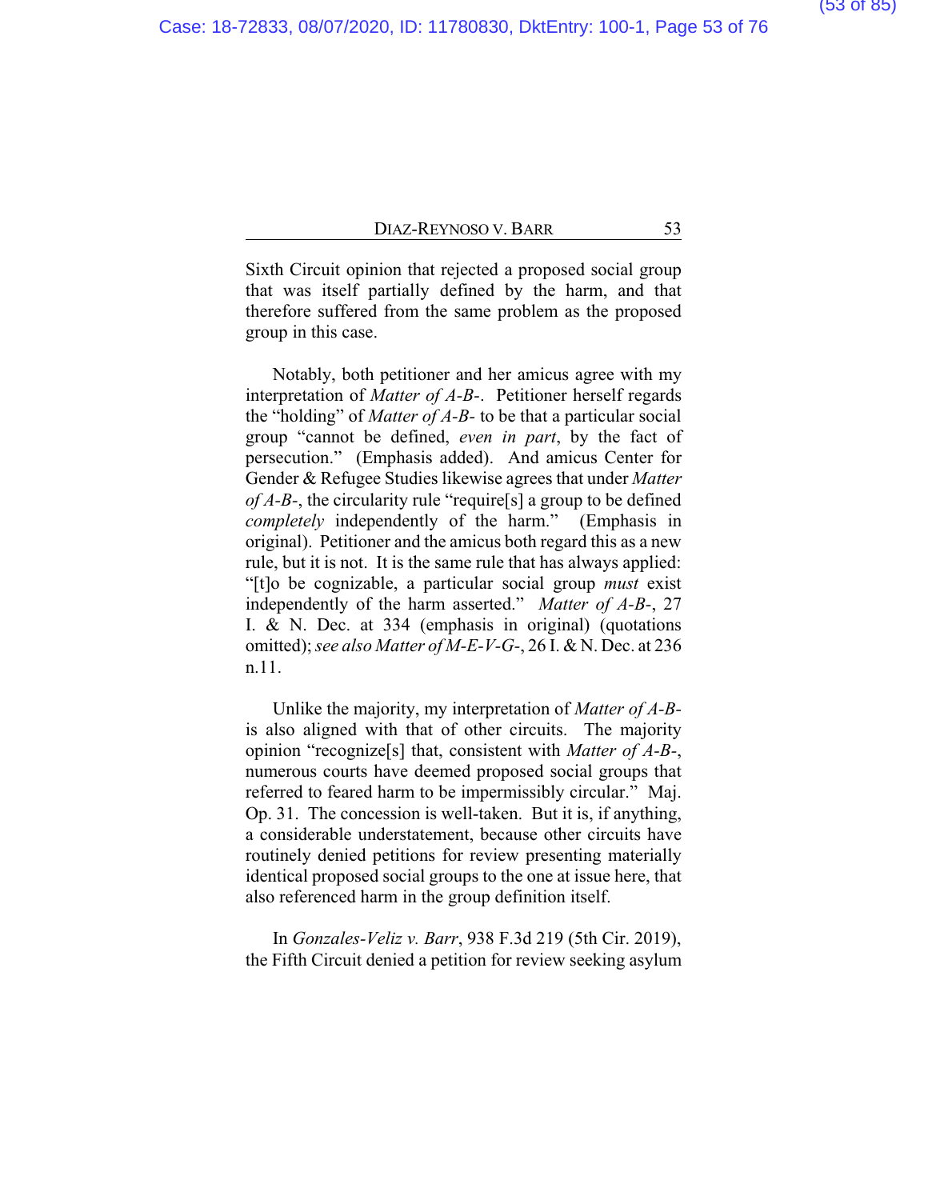Sixth Circuit opinion that rejected a proposed social group that was itself partially defined by the harm, and that therefore suffered from the same problem as the proposed group in this case.

Notably, both petitioner and her amicus agree with my interpretation of *Matter of A-B-*. Petitioner herself regards the "holding" of *Matter of A-B-* to be that a particular social group "cannot be defined, *even in part*, by the fact of persecution." (Emphasis added). And amicus Center for Gender & Refugee Studies likewise agrees that under *Matter of A-B-*, the circularity rule "require[s] a group to be defined *completely* independently of the harm." (Emphasis in original). Petitioner and the amicus both regard this as a new rule, but it is not. It is the same rule that has always applied: "[t]o be cognizable, a particular social group *must* exist independently of the harm asserted." *Matter of A-B-*, 27 I. & N. Dec. at 334 (emphasis in original) (quotations omitted); *see also Matter of M-E-V-G-*, 26 I. & N. Dec. at 236 n.11.

Unlike the majority, my interpretation of *Matter of A-B-* is also aligned with that of other circuits. The majority opinion "recognize[s] that, consistent with *Matter of A-B-*, numerous courts have deemed proposed social groups that referred to feared harm to be impermissibly circular." Maj. Op. 31. The concession is well-taken. But it is, if anything, a considerable understatement, because other circuits have routinely denied petitions for review presenting materially identical proposed social groups to the one at issue here, that also referenced harm in the group definition itself.

In *Gonzales-Veliz v. Barr*, 938 F.3d 219 (5th Cir. 2019), the Fifth Circuit denied a petition for review seeking asylum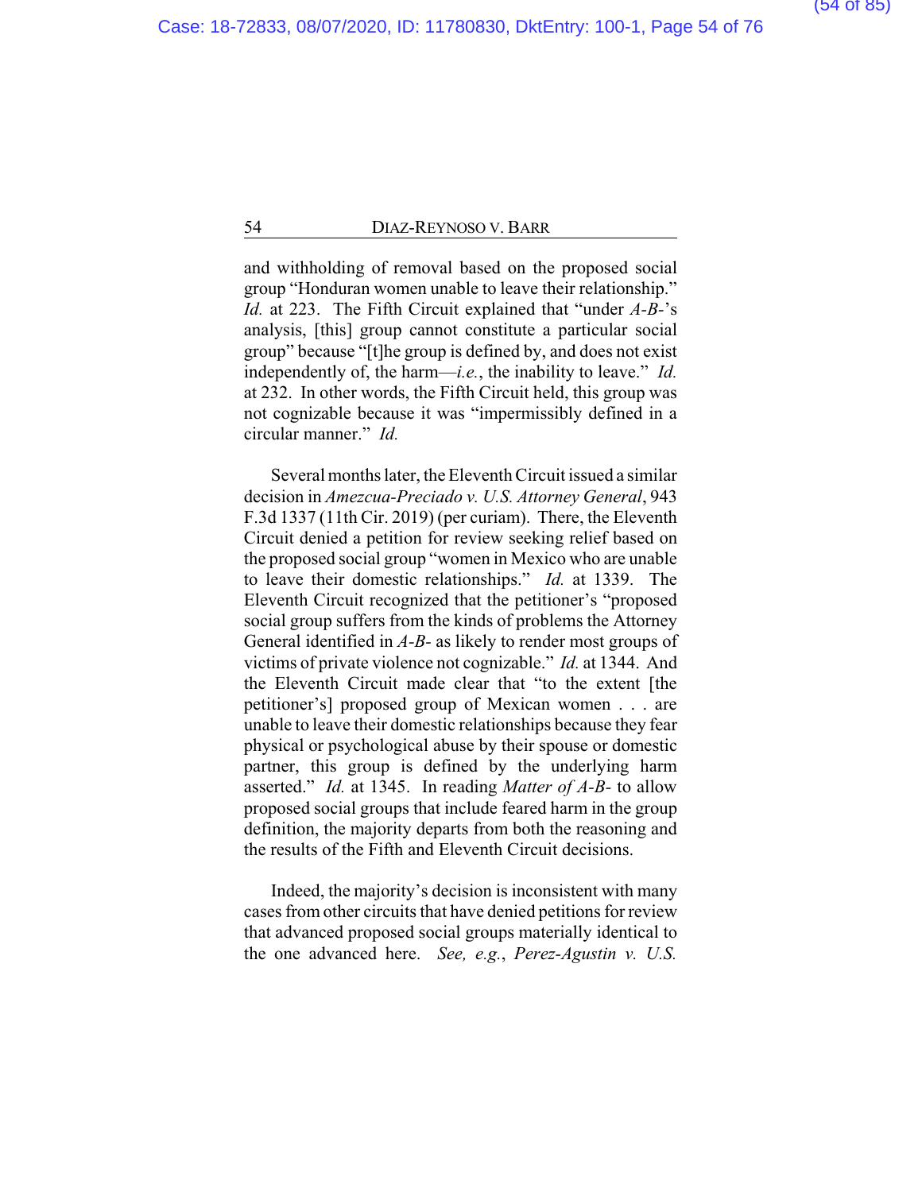and withholding of removal based on the proposed social group "Honduran women unable to leave their relationship." *Id.* at 223. The Fifth Circuit explained that "under *A-B-*'s analysis, [this] group cannot constitute a particular social group" because "[t]he group is defined by, and does not exist independently of, the harm—*i.e.*, the inability to leave." *Id.* at 232. In other words, the Fifth Circuit held, this group was not cognizable because it was "impermissibly defined in a circular manner." *Id.*

Several months later, the Eleventh Circuit issued a similar decision in *Amezcua-Preciado v. U.S. Attorney General*, 943 F.3d 1337 (11th Cir. 2019) (per curiam). There, the Eleventh Circuit denied a petition for review seeking relief based on the proposed social group "women in Mexico who are unable to leave their domestic relationships." *Id.* at 1339. The Eleventh Circuit recognized that the petitioner's "proposed social group suffers from the kinds of problems the Attorney General identified in *A-B-* as likely to render most groups of victims of private violence not cognizable." *Id.* at 1344. And the Eleventh Circuit made clear that "to the extent [the petitioner's] proposed group of Mexican women . . . are unable to leave their domestic relationships because they fear physical or psychological abuse by their spouse or domestic partner, this group is defined by the underlying harm asserted." *Id.* at 1345. In reading *Matter of A-B-* to allow proposed social groups that include feared harm in the group definition, the majority departs from both the reasoning and the results of the Fifth and Eleventh Circuit decisions.

Indeed, the majority's decision is inconsistent with many cases from other circuits that have denied petitions for review that advanced proposed social groups materially identical to the one advanced here. *See, e.g.*, *Perez-Agustin v. U.S.*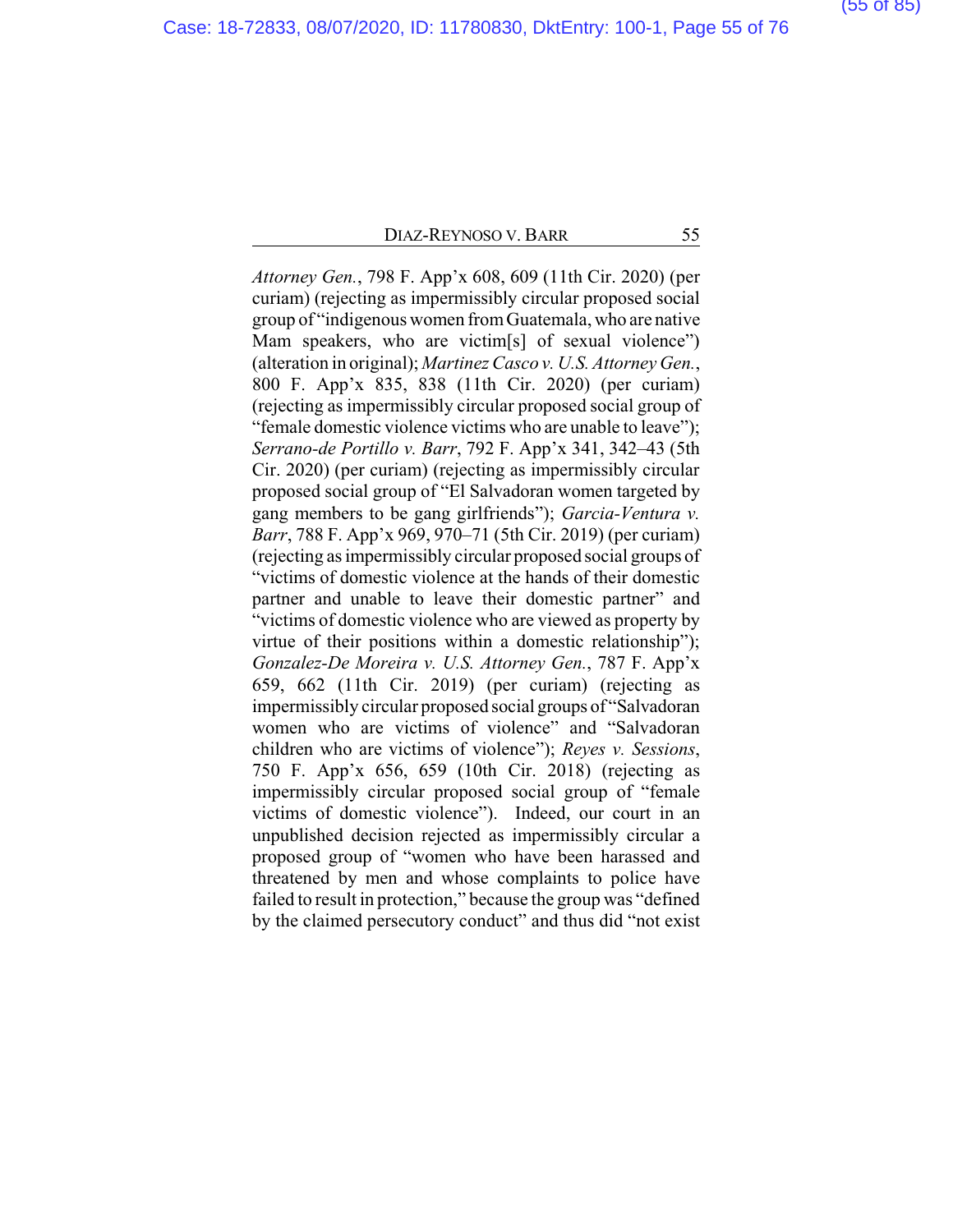*Attorney Gen.*, 798 F. App'x 608, 609 (11th Cir. 2020) (per curiam) (rejecting as impermissibly circular proposed social group of "indigenous women from Guatemala, who are native Mam speakers, who are victim[s] of sexual violence") (alteration in original); *Martinez Casco v. U.S. Attorney Gen.*, 800 F. App'x 835, 838 (11th Cir. 2020) (per curiam) (rejecting as impermissibly circular proposed social group of "female domestic violence victims who are unable to leave"); *Serrano-de Portillo v. Barr*, 792 F. App'x 341, 342–43 (5th Cir. 2020) (per curiam) (rejecting as impermissibly circular proposed social group of "El Salvadoran women targeted by gang members to be gang girlfriends"); *Garcia-Ventura v. Barr*, 788 F. App'x 969, 970–71 (5th Cir. 2019) (per curiam) (rejecting as impermissibly circular proposed social groups of "victims of domestic violence at the hands of their domestic partner and unable to leave their domestic partner" and "victims of domestic violence who are viewed as property by virtue of their positions within a domestic relationship"); *Gonzalez-De Moreira v. U.S. Attorney Gen.*, 787 F. App'x 659, 662 (11th Cir. 2019) (per curiam) (rejecting as impermissibly circular proposed social groups of "Salvadoran women who are victims of violence" and "Salvadoran children who are victims of violence"); *Reyes v. Sessions*, 750 F. App'x 656, 659 (10th Cir. 2018) (rejecting as impermissibly circular proposed social group of "female victims of domestic violence"). Indeed, our court in an unpublished decision rejected as impermissibly circular a proposed group of "women who have been harassed and threatened by men and whose complaints to police have failed to result in protection," because the group was "defined by the claimed persecutory conduct" and thus did "not exist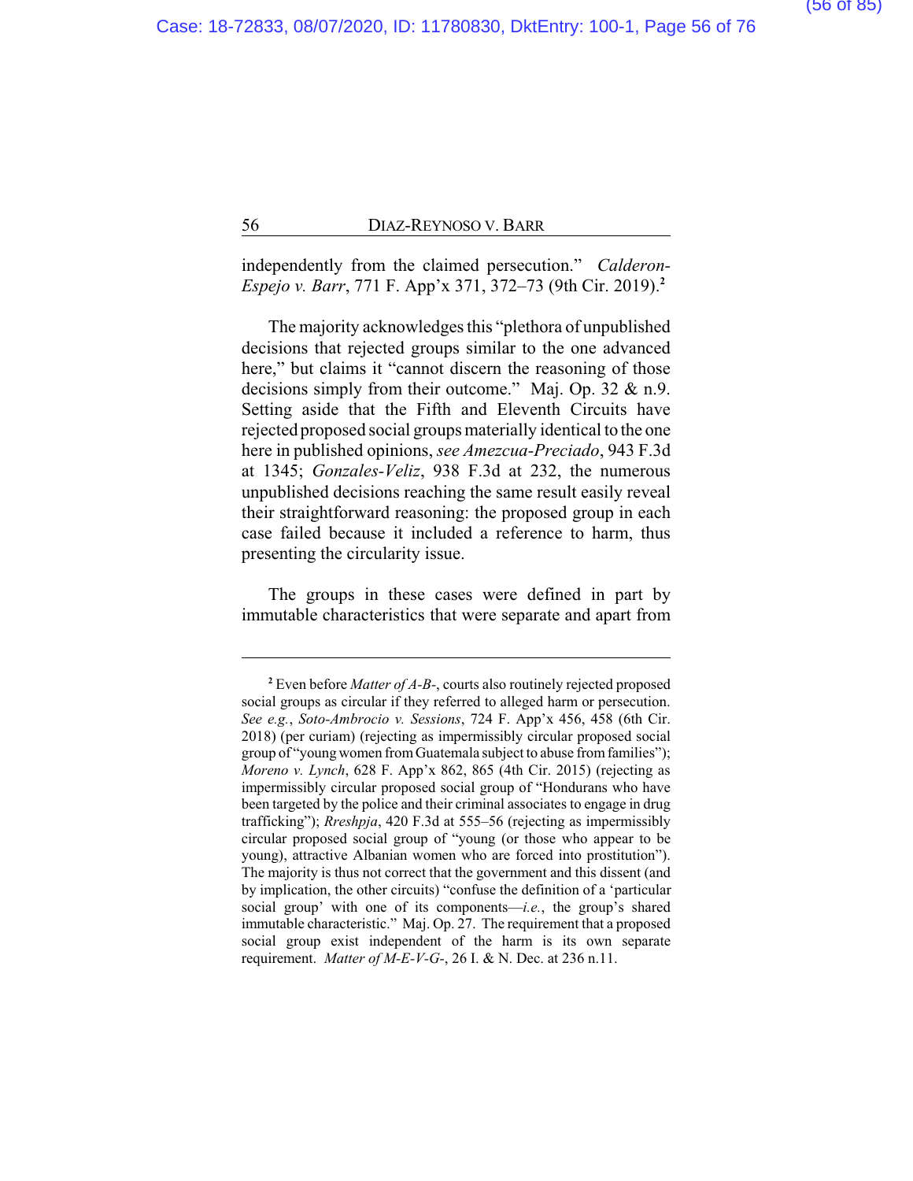independently from the claimed persecution." *Calderon-Espejo v. Barr*, 771 F. App'x 371, 372–73 (9th Cir. 2019).[2]

The majority acknowledges this "plethora of unpublished decisions that rejected groups similar to the one advanced here," but claims it "cannot discern the reasoning of those decisions simply from their outcome." Maj. Op. 32 & n.9. Setting aside that the Fifth and Eleventh Circuits have rejected proposed social groups materially identical to the one here in published opinions, *see Amezcua-Preciado*, 943 F.3d at 1345; *Gonzales-Veliz*, 938 F.3d at 232, the numerous unpublished decisions reaching the same result easily reveal their straightforward reasoning: the proposed group in each case failed because it included a reference to harm, thus presenting the circularity issue.

The groups in these cases were defined in part by immutable characteristics that were separate and apart from

---

[2] Even before *Matter of A-B-*, courts also routinely rejected proposed social groups as circular if they referred to alleged harm or persecution. *See e.g.*, *Soto-Ambrocio v. Sessions*, 724 F. App'x 456, 458 (6th Cir. 2018) (per curiam) (rejecting as impermissibly circular proposed social group of "young women from Guatemala subject to abuse from families"); *Moreno v. Lynch*, 628 F. App'x 862, 865 (4th Cir. 2015) (rejecting as impermissibly circular proposed social group of "Hondurans who have been targeted by the police and their criminal associates to engage in drug trafficking"); *Rreshpja*, 420 F.3d at 555–56 (rejecting as impermissibly circular proposed social group of "young (or those who appear to be young), attractive Albanian women who are forced into prostitution"). The majority is thus not correct that the government and this dissent (and by implication, the other circuits) "confuse the definition of a 'particular social group' with one of its components—*i.e.*, the group's shared immutable characteristic." Maj. Op. 27. The requirement that a proposed social group exist independent of the harm is its own separate requirement. *Matter of M-E-V-G-*, 26 I. & N. Dec. at 236 n.11.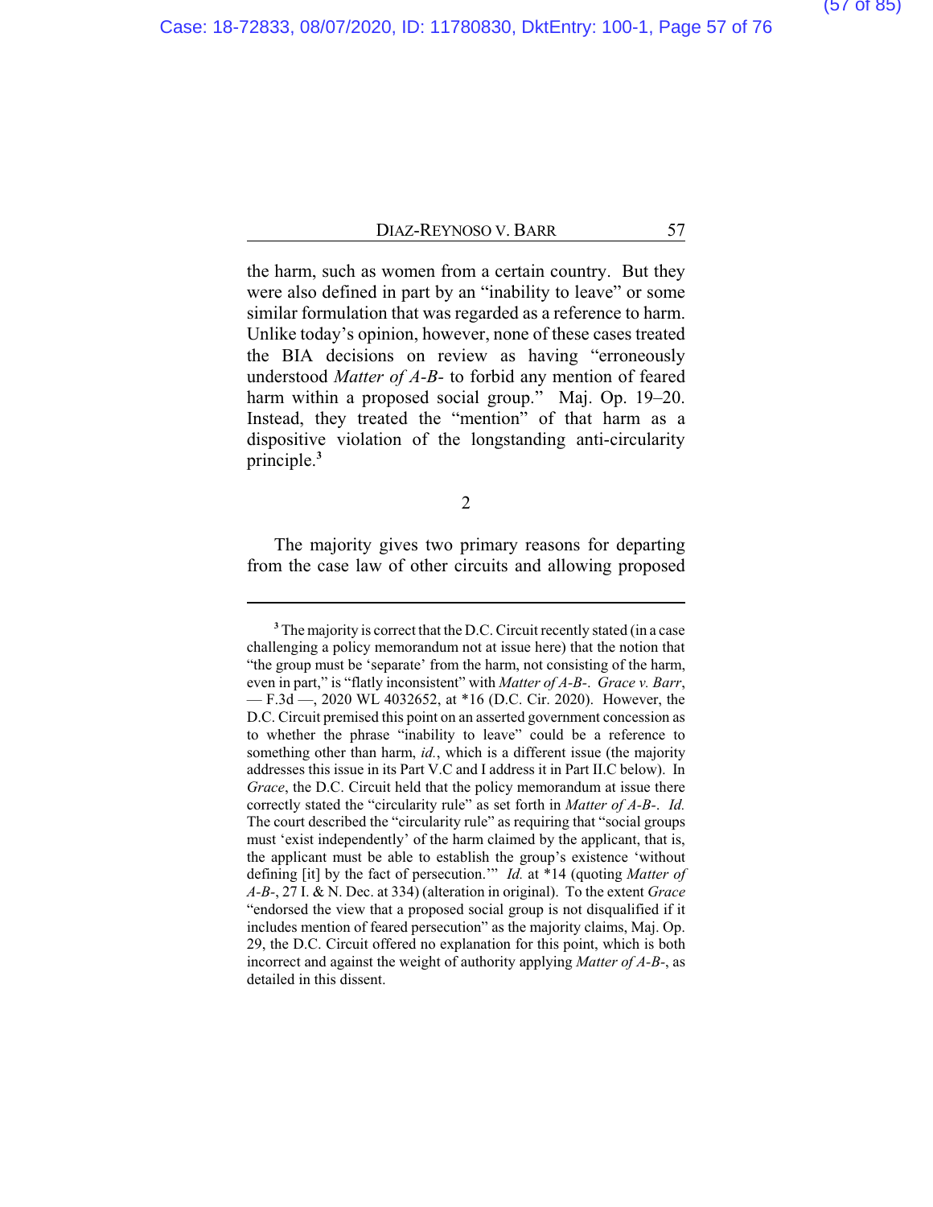the harm, such as women from a certain country. But they were also defined in part by an "inability to leave" or some similar formulation that was regarded as a reference to harm. Unlike today's opinion, however, none of these cases treated the BIA decisions on review as having "erroneously understood *Matter of A-B-* to forbid any mention of feared harm within a proposed social group." Maj. Op. 19–20. Instead, they treated the "mention" of that harm as a dispositive violation of the longstanding anti-circularity principle.[3]

2

The majority gives two primary reasons for departing from the case law of other circuits and allowing proposed

---

[3] The majority is correct that the D.C. Circuit recently stated (in a case challenging a policy memorandum not at issue here) that the notion that "the group must be 'separate' from the harm, not consisting of the harm, even in part," is "flatly inconsistent" with *Matter of A-B-*. *Grace v. Barr*, — F.3d —, 2020 WL 4032652, at *16 (D.C. Cir. 2020). However, the D.C. Circuit premised this point on an asserted government concession as to whether the phrase "inability to leave" could be a reference to something other than harm, *id.*, which is a different issue (the majority addresses this issue in its Part V.C and I address it in Part II.C below). In *Grace*, the D.C. Circuit held that the policy memorandum at issue there correctly stated the "circularity rule" as set forth in *Matter of A-B-*. *Id.* The court described the "circularity rule" as requiring that "social groups must 'exist independently' of the harm claimed by the applicant, that is, the applicant must be able to establish the group's existence 'without defining [it] by the fact of persecution.'" *Id.* at *14 (quoting *Matter of A-B-*, 27 I. & N. Dec. at 334) (alteration in original). To the extent *Grace* "endorsed the view that a proposed social group is not disqualified if it includes mention of feared persecution" as the majority claims, Maj. Op. 29, the D.C. Circuit offered no explanation for this point, which is both incorrect and against the weight of authority applying *Matter of A-B-*, as detailed in this dissent.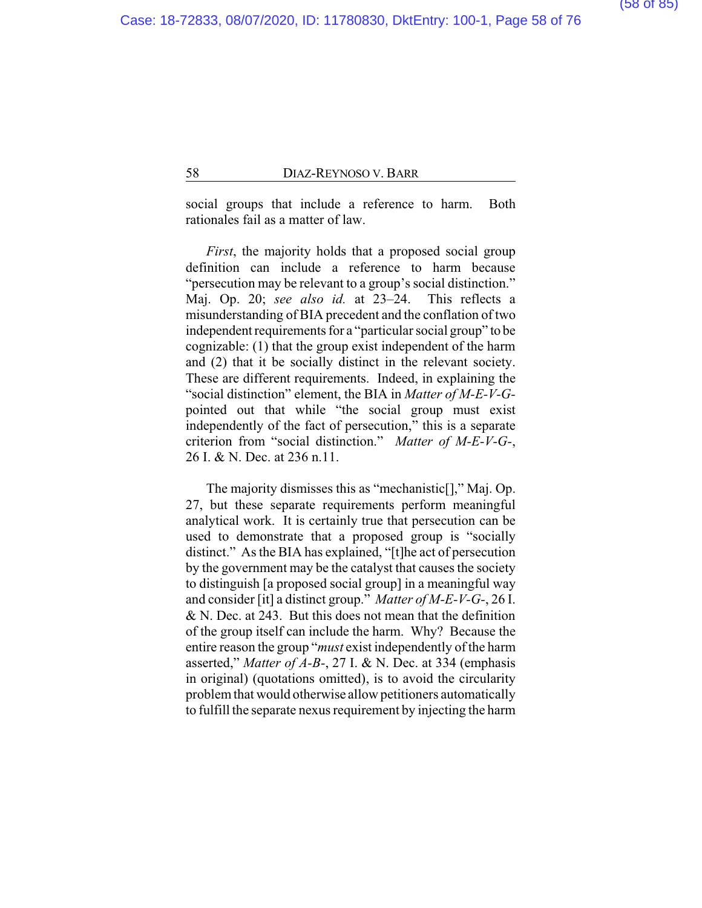social groups that include a reference to harm. Both rationales fail as a matter of law.

*First*, the majority holds that a proposed social group definition can include a reference to harm because "persecution may be relevant to a group's social distinction." Maj. Op. 20; *see also id.* at 23–24. This reflects a misunderstanding of BIA precedent and the conflation of two independent requirements for a "particular social group" to be cognizable: (1) that the group exist independent of the harm and (2) that it be socially distinct in the relevant society. These are different requirements. Indeed, in explaining the "social distinction" element, the BIA in *Matter of M-E-V-G-* pointed out that while "the social group must exist independently of the fact of persecution," this is a separate criterion from "social distinction." *Matter of M-E-V-G-*, 26 I. & N. Dec. at 236 n.11.

The majority dismisses this as "mechanistic[]," Maj. Op. 27, but these separate requirements perform meaningful analytical work. It is certainly true that persecution can be used to demonstrate that a proposed group is "socially distinct." As the BIA has explained, "[t]he act of persecution by the government may be the catalyst that causes the society to distinguish [a proposed social group] in a meaningful way and consider [it] a distinct group." *Matter of M-E-V-G-*, 26 I. & N. Dec. at 243. But this does not mean that the definition of the group itself can include the harm. Why? Because the entire reason the group "*must* exist independently of the harm asserted," *Matter of A-B-*, 27 I. & N. Dec. at 334 (emphasis in original) (quotations omitted), is to avoid the circularity problem that would otherwise allow petitioners automatically to fulfill the separate nexus requirement by injecting the harm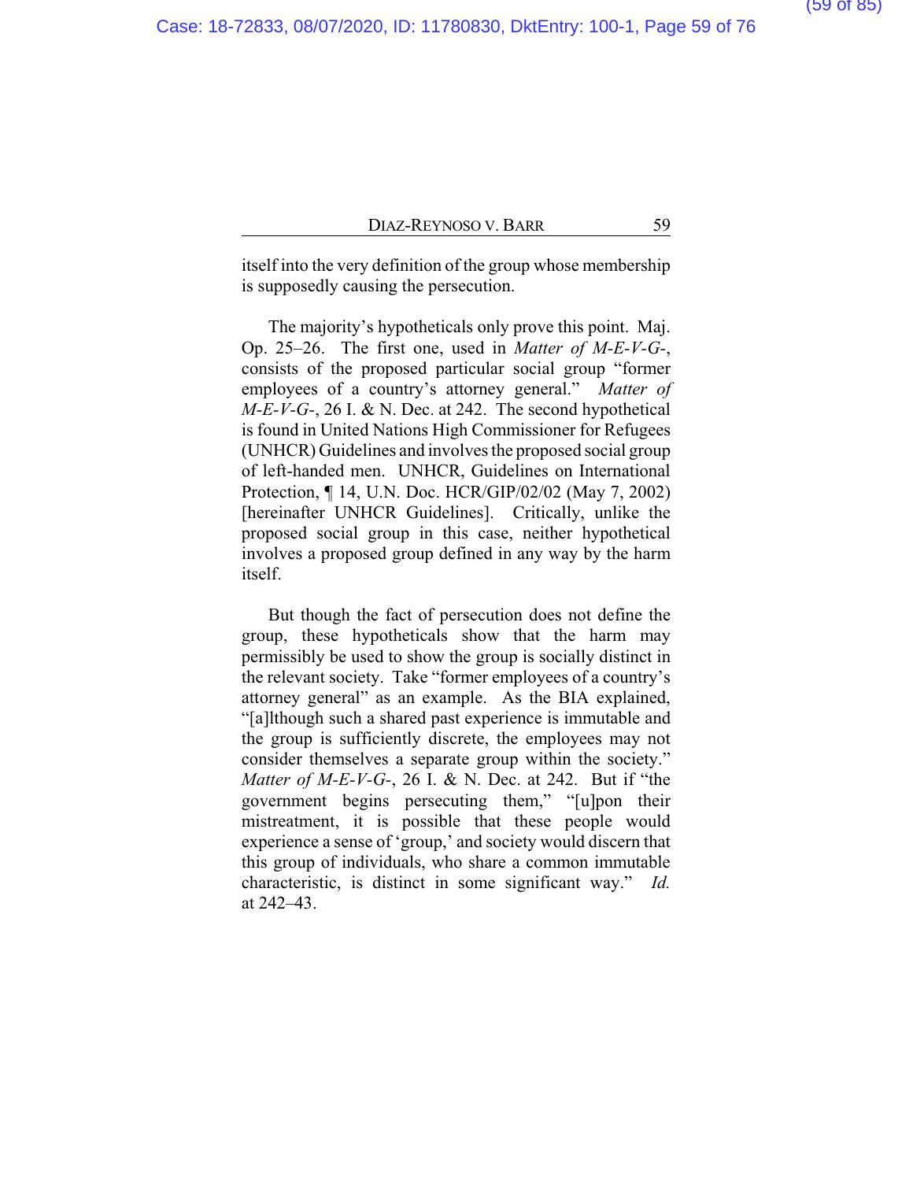itself into the very definition of the group whose membership is supposedly causing the persecution.

The majority's hypotheticals only prove this point. Maj. Op. 25–26. The first one, used in *Matter of M-E-V-G-*, consists of the proposed particular social group "former employees of a country's attorney general." *Matter of M-E-V-G-*, 26 I. & N. Dec. at 242. The second hypothetical is found in United Nations High Commissioner for Refugees (UNHCR) Guidelines and involves the proposed social group of left-handed men. UNHCR, Guidelines on International Protection, ¶ 14, U.N. Doc. HCR/GIP/02/02 (May 7, 2002) [hereinafter UNHCR Guidelines]. Critically, unlike the proposed social group in this case, neither hypothetical involves a proposed group defined in any way by the harm itself.

But though the fact of persecution does not define the group, these hypotheticals show that the harm may permissibly be used to show the group is socially distinct in the relevant society. Take "former employees of a country's attorney general" as an example. As the BIA explained, "[a]lthough such a shared past experience is immutable and the group is sufficiently discrete, the employees may not consider themselves a separate group within the society." *Matter of M-E-V-G-*, 26 I. & N. Dec. at 242. But if "the government begins persecuting them," "[u]pon their mistreatment, it is possible that these people would experience a sense of 'group,' and society would discern that this group of individuals, who share a common immutable characteristic, is distinct in some significant way." *Id.* at 242–43.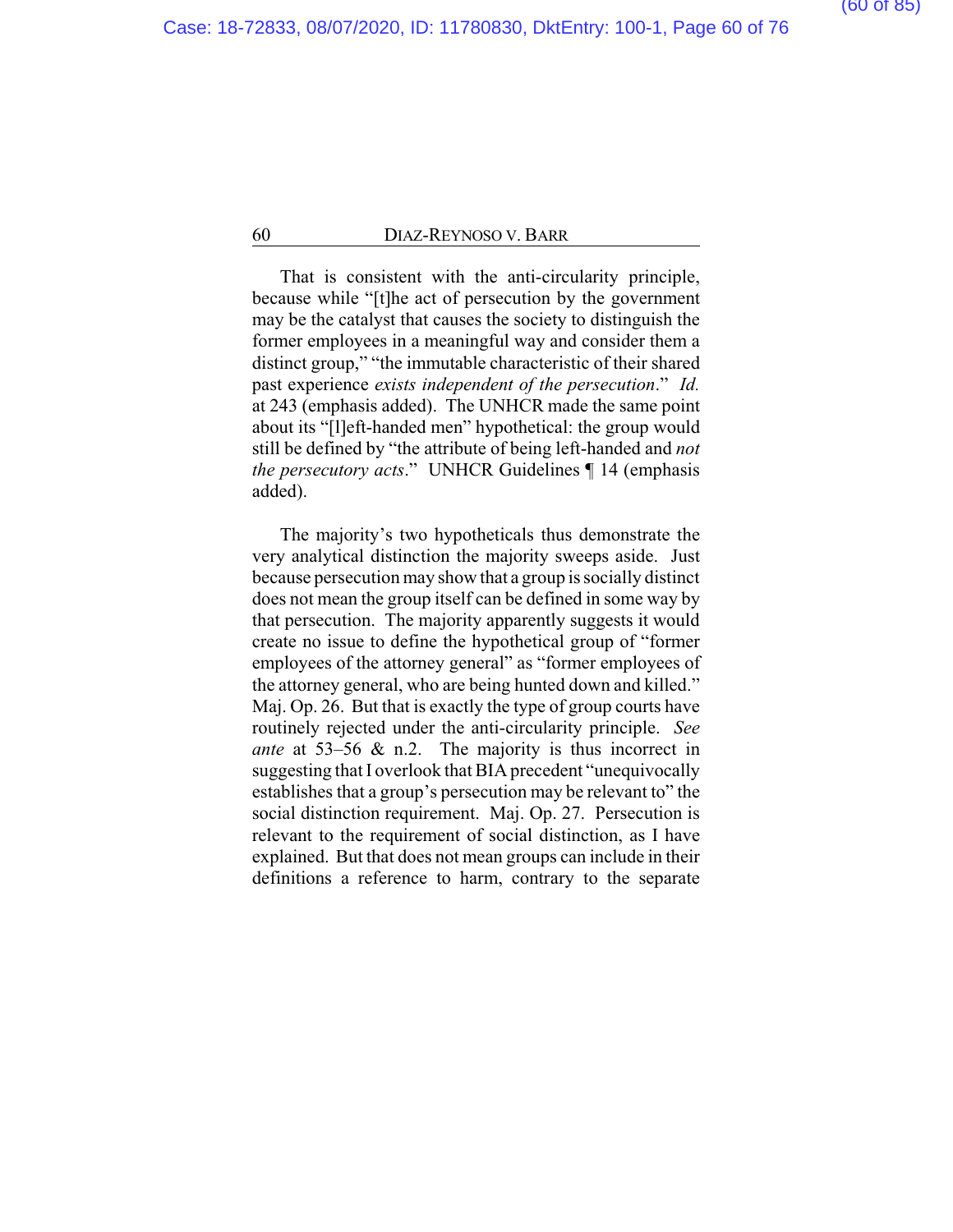That is consistent with the anti-circularity principle, because while "[t]he act of persecution by the government may be the catalyst that causes the society to distinguish the former employees in a meaningful way and consider them a distinct group," "the immutable characteristic of their shared past experience *exists independent of the persecution*." *Id.* at 243 (emphasis added). The UNHCR made the same point about its "[l]eft-handed men" hypothetical: the group would still be defined by "the attribute of being left-handed and *not the persecutory acts*." UNHCR Guidelines ¶ 14 (emphasis added).

The majority's two hypotheticals thus demonstrate the very analytical distinction the majority sweeps aside. Just because persecution may show that a group is socially distinct does not mean the group itself can be defined in some way by that persecution. The majority apparently suggests it would create no issue to define the hypothetical group of "former employees of the attorney general" as "former employees of the attorney general, who are being hunted down and killed." Maj. Op. 26. But that is exactly the type of group courts have routinely rejected under the anti-circularity principle. *See ante* at 53–56 & n.2. The majority is thus incorrect in suggesting that I overlook that BIA precedent "unequivocally establishes that a group's persecution may be relevant to" the social distinction requirement. Maj. Op. 27. Persecution is relevant to the requirement of social distinction, as I have explained. But that does not mean groups can include in their definitions a reference to harm, contrary to the separate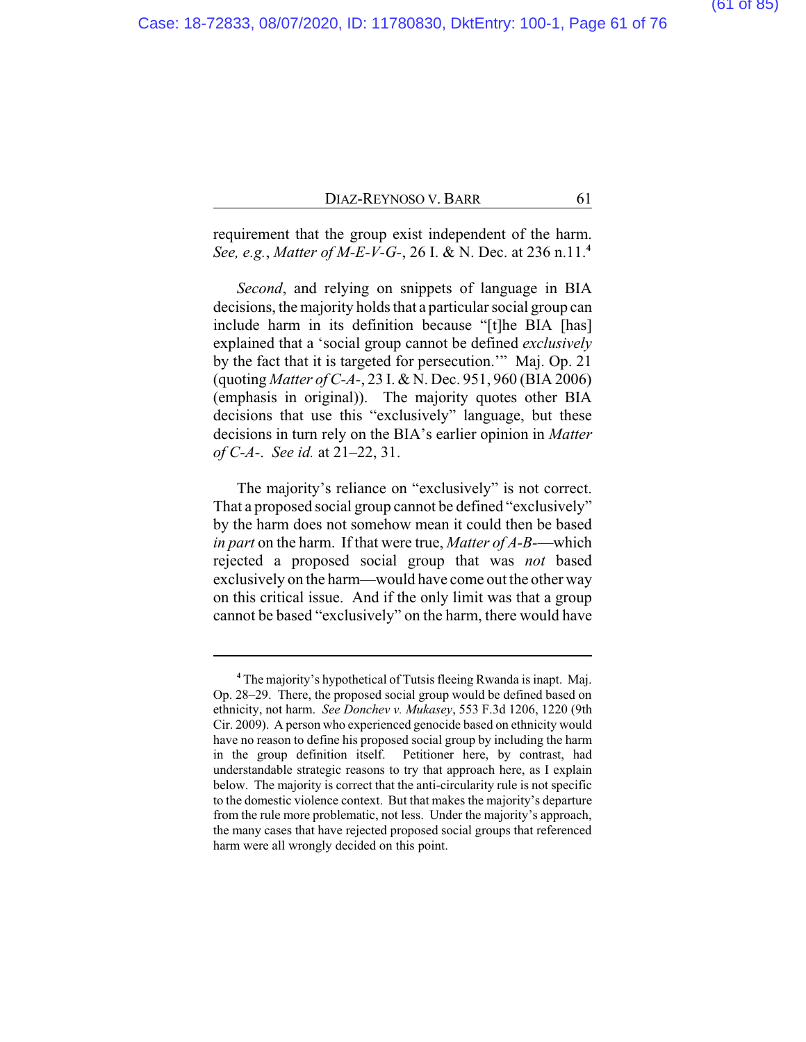requirement that the group exist independent of the harm. *See, e.g.*, *Matter of M-E-V-G-*, 26 I. & N. Dec. at 236 n.11.[4]

*Second*, and relying on snippets of language in BIA decisions, the majority holds that a particular social group can include harm in its definition because "[t]he BIA [has] explained that a 'social group cannot be defined *exclusively* by the fact that it is targeted for persecution.'" Maj. Op. 21 (quoting *Matter of C-A-*, 23 I. & N. Dec. 951, 960 (BIA 2006) (emphasis in original)). The majority quotes other BIA decisions that use this "exclusively" language, but these decisions in turn rely on the BIA's earlier opinion in *Matter of C-A-*. *See id.* at 21–22, 31.

The majority's reliance on "exclusively" is not correct. That a proposed social group cannot be defined "exclusively" by the harm does not somehow mean it could then be based *in part* on the harm. If that were true, *Matter of A-B-*—which rejected a proposed social group that was *not* based exclusively on the harm—would have come out the other way on this critical issue. And if the only limit was that a group cannot be based "exclusively" on the harm, there would have

---

[4] The majority's hypothetical of Tutsis fleeing Rwanda is inapt. Maj. Op. 28–29. There, the proposed social group would be defined based on ethnicity, not harm. *See Donchev v. Mukasey*, 553 F.3d 1206, 1220 (9th Cir. 2009). A person who experienced genocide based on ethnicity would have no reason to define his proposed social group by including the harm in the group definition itself. Petitioner here, by contrast, had understandable strategic reasons to try that approach here, as I explain below. The majority is correct that the anti-circularity rule is not specific to the domestic violence context. But that makes the majority's departure from the rule more problematic, not less. Under the majority's approach, the many cases that have rejected proposed social groups that referenced harm were all wrongly decided on this point.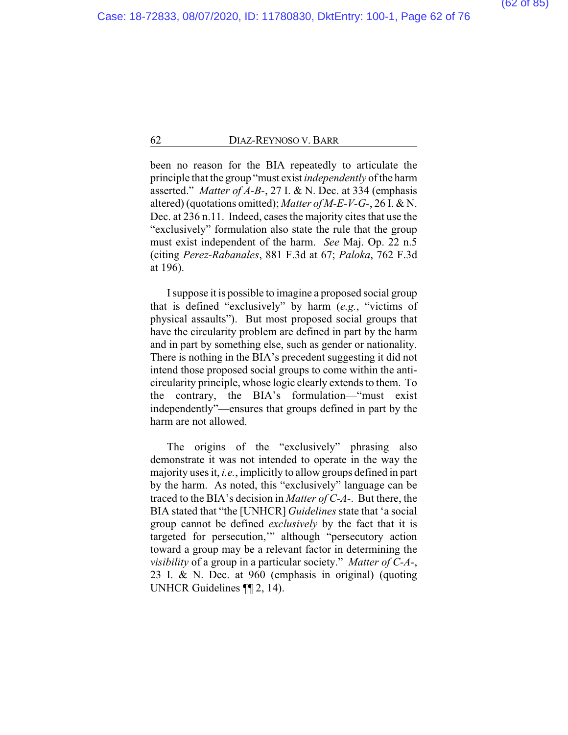been no reason for the BIA repeatedly to articulate the principle that the group "must exist *independently* of the harm asserted." *Matter of A-B-*, 27 I. & N. Dec. at 334 (emphasis altered) (quotations omitted); *Matter of M-E-V-G-*, 26 I. & N. Dec. at 236 n.11. Indeed, cases the majority cites that use the "exclusively" formulation also state the rule that the group must exist independent of the harm. *See* Maj. Op. 22 n.5 (citing *Perez-Rabanales*, 881 F.3d at 67; *Paloka*, 762 F.3d at 196).

I suppose it is possible to imagine a proposed social group that is defined "exclusively" by harm (*e.g.*, "victims of physical assaults"). But most proposed social groups that have the circularity problem are defined in part by the harm and in part by something else, such as gender or nationality. There is nothing in the BIA's precedent suggesting it did not intend those proposed social groups to come within the anti-circularity principle, whose logic clearly extends to them. To the contrary, the BIA's formulation—"must exist independently"—ensures that groups defined in part by the harm are not allowed.

The origins of the "exclusively" phrasing also demonstrate it was not intended to operate in the way the majority uses it, *i.e.*, implicitly to allow groups defined in part by the harm. As noted, this "exclusively" language can be traced to the BIA's decision in *Matter of C-A-*. But there, the BIA stated that "the [UNHCR] *Guidelines* state that 'a social group cannot be defined *exclusively* by the fact that it is targeted for persecution,'" although "persecutory action toward a group may be a relevant factor in determining the *visibility* of a group in a particular society." *Matter of C-A-*, 23 I. & N. Dec. at 960 (emphasis in original) (quoting UNHCR Guidelines ¶¶ 2, 14).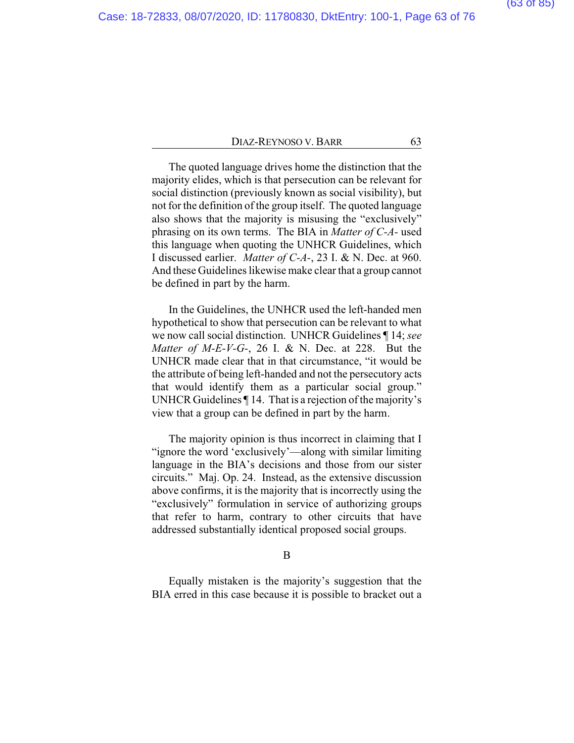The quoted language drives home the distinction that the majority elides, which is that persecution can be relevant for social distinction (previously known as social visibility), but not for the definition of the group itself. The quoted language also shows that the majority is misusing the "exclusively" phrasing on its own terms. The BIA in *Matter of C-A-* used this language when quoting the UNHCR Guidelines, which I discussed earlier. *Matter of C-A-*, 23 I. & N. Dec. at 960. And these Guidelines likewise make clear that a group cannot be defined in part by the harm.

In the Guidelines, the UNHCR used the left-handed men hypothetical to show that persecution can be relevant to what we now call social distinction. UNHCR Guidelines ¶ 14; *see Matter of M-E-V-G-*, 26 I. & N. Dec. at 228. But the UNHCR made clear that in that circumstance, "it would be the attribute of being left-handed and not the persecutory acts that would identify them as a particular social group." UNHCR Guidelines ¶ 14. That is a rejection of the majority's view that a group can be defined in part by the harm.

The majority opinion is thus incorrect in claiming that I "ignore the word 'exclusively'—along with similar limiting language in the BIA's decisions and those from our sister circuits." Maj. Op. 24. Instead, as the extensive discussion above confirms, it is the majority that is incorrectly using the "exclusively" formulation in service of authorizing groups that refer to harm, contrary to other circuits that have addressed substantially identical proposed social groups.

## B

Equally mistaken is the majority's suggestion that the BIA erred in this case because it is possible to bracket out a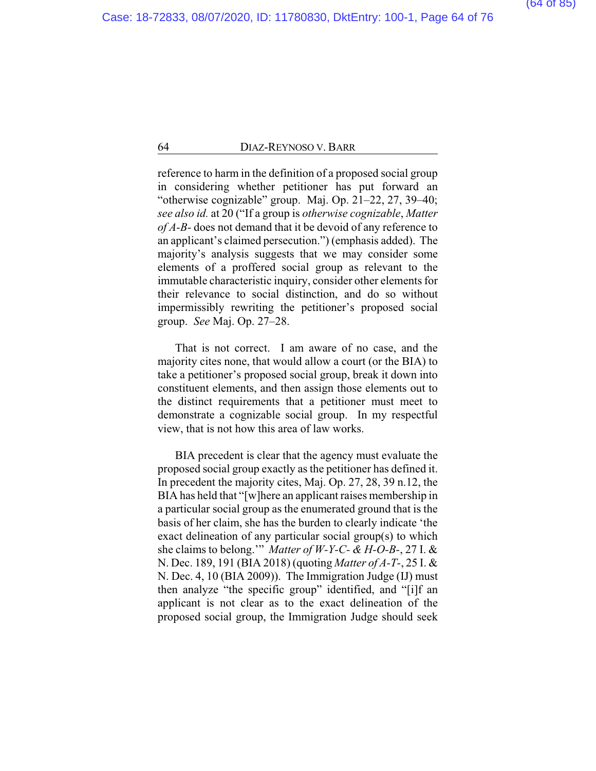reference to harm in the definition of a proposed social group in considering whether petitioner has put forward an "otherwise cognizable" group. Maj. Op. 21–22, 27, 39–40; *see also id.* at 20 ("If a group is *otherwise cognizable*, *Matter of A-B-* does not demand that it be devoid of any reference to an applicant's claimed persecution.") (emphasis added). The majority's analysis suggests that we may consider some elements of a proffered social group as relevant to the immutable characteristic inquiry, consider other elements for their relevance to social distinction, and do so without impermissibly rewriting the petitioner's proposed social group. *See* Maj. Op. 27–28.

That is not correct. I am aware of no case, and the majority cites none, that would allow a court (or the BIA) to take a petitioner's proposed social group, break it down into constituent elements, and then assign those elements out to the distinct requirements that a petitioner must meet to demonstrate a cognizable social group. In my respectful view, that is not how this area of law works.

BIA precedent is clear that the agency must evaluate the proposed social group exactly as the petitioner has defined it. In precedent the majority cites, Maj. Op. 27, 28, 39 n.12, the BIA has held that "[w]here an applicant raises membership in a particular social group as the enumerated ground that is the basis of her claim, she has the burden to clearly indicate 'the exact delineation of any particular social group(s) to which she claims to belong.'" *Matter of W-Y-C- & H-O-B-*, 27 I. & N. Dec. 189, 191 (BIA 2018) (quoting *Matter of A-T-*, 25 I. & N. Dec. 4, 10 (BIA 2009)). The Immigration Judge (IJ) must then analyze "the specific group" identified, and "[i]f an applicant is not clear as to the exact delineation of the proposed social group, the Immigration Judge should seek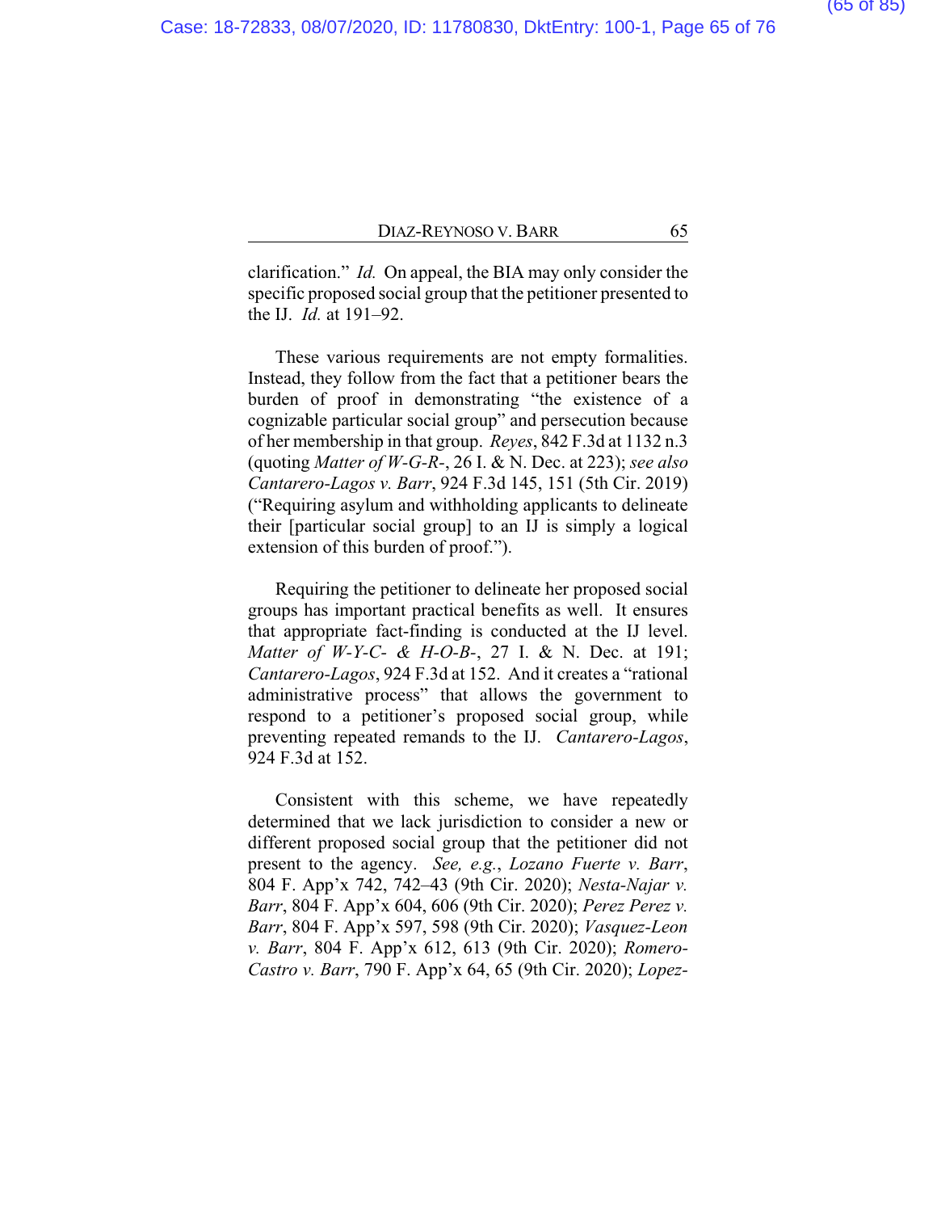clarification." *Id.* On appeal, the BIA may only consider the specific proposed social group that the petitioner presented to the IJ. *Id.* at 191–92.

These various requirements are not empty formalities. Instead, they follow from the fact that a petitioner bears the burden of proof in demonstrating "the existence of a cognizable particular social group" and persecution because of her membership in that group. *Reyes*, 842 F.3d at 1132 n.3 (quoting *Matter of W-G-R-*, 26 I. & N. Dec. at 223); *see also Cantarero-Lagos v. Barr*, 924 F.3d 145, 151 (5th Cir. 2019) ("Requiring asylum and withholding applicants to delineate their [particular social group] to an IJ is simply a logical extension of this burden of proof.").

Requiring the petitioner to delineate her proposed social groups has important practical benefits as well. It ensures that appropriate fact-finding is conducted at the IJ level. *Matter of W-Y-C- & H-O-B-*, 27 I. & N. Dec. at 191; *Cantarero-Lagos*, 924 F.3d at 152. And it creates a "rational administrative process" that allows the government to respond to a petitioner's proposed social group, while preventing repeated remands to the IJ. *Cantarero-Lagos*, 924 F.3d at 152.

Consistent with this scheme, we have repeatedly determined that we lack jurisdiction to consider a new or different proposed social group that the petitioner did not present to the agency. *See, e.g.*, *Lozano Fuerte v. Barr*, 804 F. App'x 742, 742–43 (9th Cir. 2020); *Nesta-Najar v. Barr*, 804 F. App'x 604, 606 (9th Cir. 2020); *Perez Perez v. Barr*, 804 F. App'x 597, 598 (9th Cir. 2020); *Vasquez-Leon v. Barr*, 804 F. App'x 612, 613 (9th Cir. 2020); *Romero-Castro v. Barr*, 790 F. App'x 64, 65 (9th Cir. 2020); *Lopez-*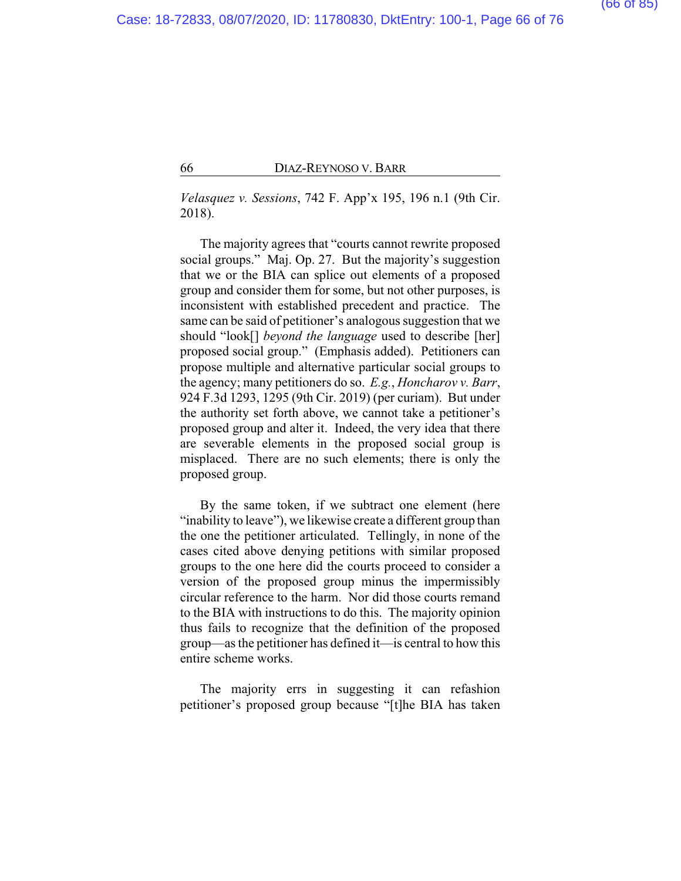*Velasquez v. Sessions*, 742 F. App'x 195, 196 n.1 (9th Cir. 2018).

The majority agrees that "courts cannot rewrite proposed social groups." Maj. Op. 27. But the majority's suggestion that we or the BIA can splice out elements of a proposed group and consider them for some, but not other purposes, is inconsistent with established precedent and practice. The same can be said of petitioner's analogous suggestion that we should "look[] *beyond the language* used to describe [her] proposed social group." (Emphasis added). Petitioners can propose multiple and alternative particular social groups to the agency; many petitioners do so. *E.g.*, *Honcharov v. Barr*, 924 F.3d 1293, 1295 (9th Cir. 2019) (per curiam). But under the authority set forth above, we cannot take a petitioner's proposed group and alter it. Indeed, the very idea that there are severable elements in the proposed social group is misplaced. There are no such elements; there is only the proposed group.

By the same token, if we subtract one element (here "inability to leave"), we likewise create a different group than the one the petitioner articulated. Tellingly, in none of the cases cited above denying petitions with similar proposed groups to the one here did the courts proceed to consider a version of the proposed group minus the impermissibly circular reference to the harm. Nor did those courts remand to the BIA with instructions to do this. The majority opinion thus fails to recognize that the definition of the proposed group—as the petitioner has defined it—is central to how this entire scheme works.

The majority errs in suggesting it can refashion petitioner's proposed group because "[t]he BIA has taken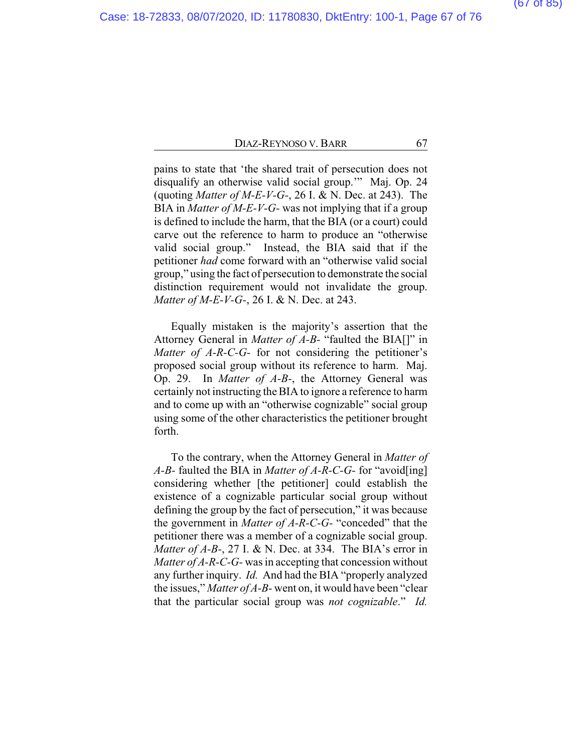pains to state that 'the shared trait of persecution does not disqualify an otherwise valid social group.'" Maj. Op. 24 (quoting *Matter of M-E-V-G-*, 26 I. & N. Dec. at 243). The BIA in *Matter of M-E-V-G-* was not implying that if a group is defined to include the harm, that the BIA (or a court) could carve out the reference to harm to produce an "otherwise valid social group." Instead, the BIA said that if the petitioner *had* come forward with an "otherwise valid social group," using the fact of persecution to demonstrate the social distinction requirement would not invalidate the group. *Matter of M-E-V-G-*, 26 I. & N. Dec. at 243.

Equally mistaken is the majority's assertion that the Attorney General in *Matter of A-B-* "faulted the BIA[]" in *Matter of A-R-C-G-* for not considering the petitioner's proposed social group without its reference to harm. Maj. Op. 29. In *Matter of A-B-*, the Attorney General was certainly not instructing the BIA to ignore a reference to harm and to come up with an "otherwise cognizable" social group using some of the other characteristics the petitioner brought forth.

To the contrary, when the Attorney General in *Matter of A-B-* faulted the BIA in *Matter of A-R-C-G-* for "avoid[ing] considering whether [the petitioner] could establish the existence of a cognizable particular social group without defining the group by the fact of persecution," it was because the government in *Matter of A-R-C-G-* "conceded" that the petitioner there was a member of a cognizable social group. *Matter of A-B-*, 27 I. & N. Dec. at 334. The BIA's error in *Matter of A-R-C-G-* was in accepting that concession without any further inquiry. *Id.* And had the BIA "properly analyzed the issues," *Matter of A-B-* went on, it would have been "clear that the particular social group was *not cognizable*." *Id.*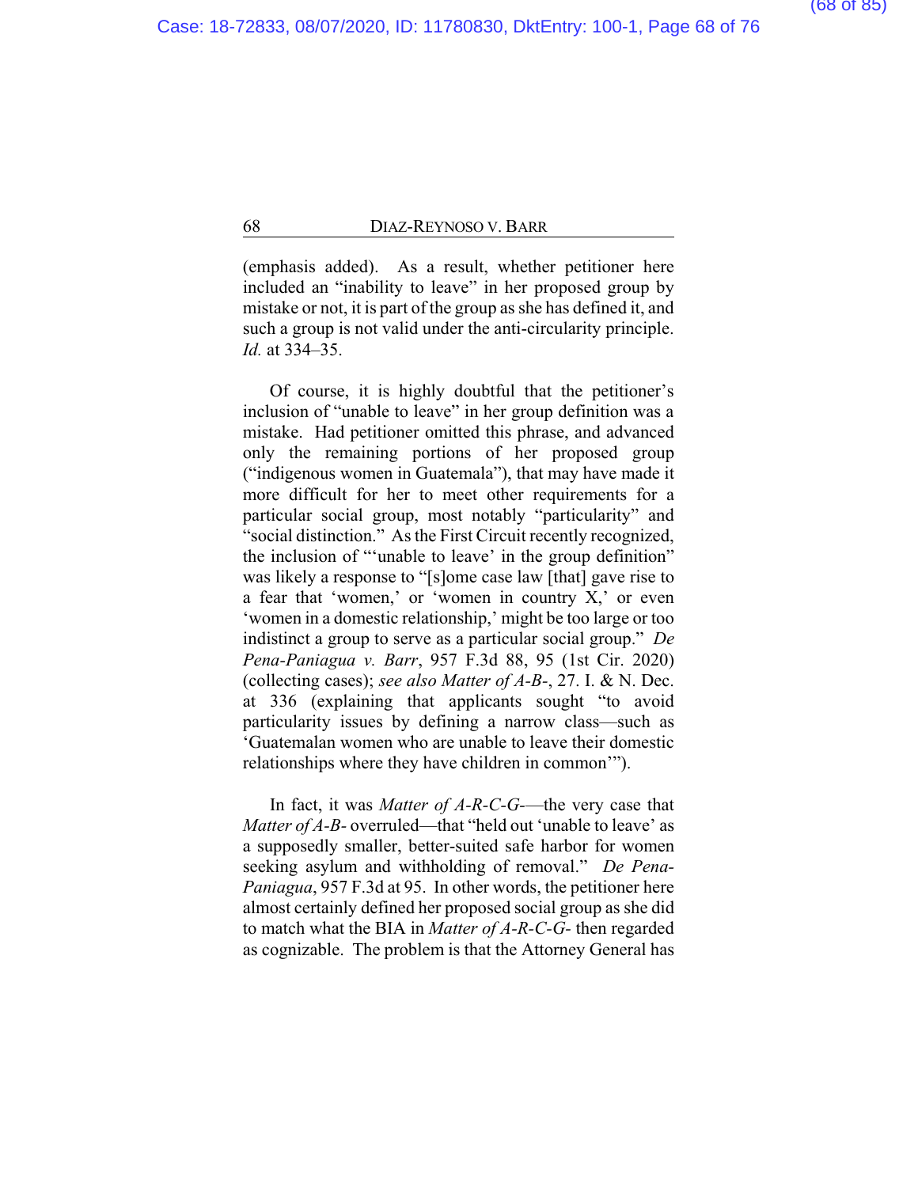(emphasis added). As a result, whether petitioner here included an "inability to leave" in her proposed group by mistake or not, it is part of the group as she has defined it, and such a group is not valid under the anti-circularity principle. *Id.* at 334–35.

Of course, it is highly doubtful that the petitioner's inclusion of "unable to leave" in her group definition was a mistake. Had petitioner omitted this phrase, and advanced only the remaining portions of her proposed group ("indigenous women in Guatemala"), that may have made it more difficult for her to meet other requirements for a particular social group, most notably "particularity" and "social distinction." As the First Circuit recently recognized, the inclusion of "'unable to leave' in the group definition" was likely a response to "[s]ome case law [that] gave rise to a fear that 'women,' or 'women in country X,' or even 'women in a domestic relationship,' might be too large or too indistinct a group to serve as a particular social group." *De Pena-Paniagua v. Barr*, 957 F.3d 88, 95 (1st Cir. 2020) (collecting cases); *see also Matter of A-B-*, 27. I. & N. Dec. at 336 (explaining that applicants sought "to avoid particularity issues by defining a narrow class—such as 'Guatemalan women who are unable to leave their domestic relationships where they have children in common'").

In fact, it was *Matter of A-R-C-G-*—the very case that *Matter of A-B-* overruled—that "held out 'unable to leave' as a supposedly smaller, better-suited safe harbor for women seeking asylum and withholding of removal." *De Pena-Paniagua*, 957 F.3d at 95. In other words, the petitioner here almost certainly defined her proposed social group as she did to match what the BIA in *Matter of A-R-C-G-* then regarded as cognizable. The problem is that the Attorney General has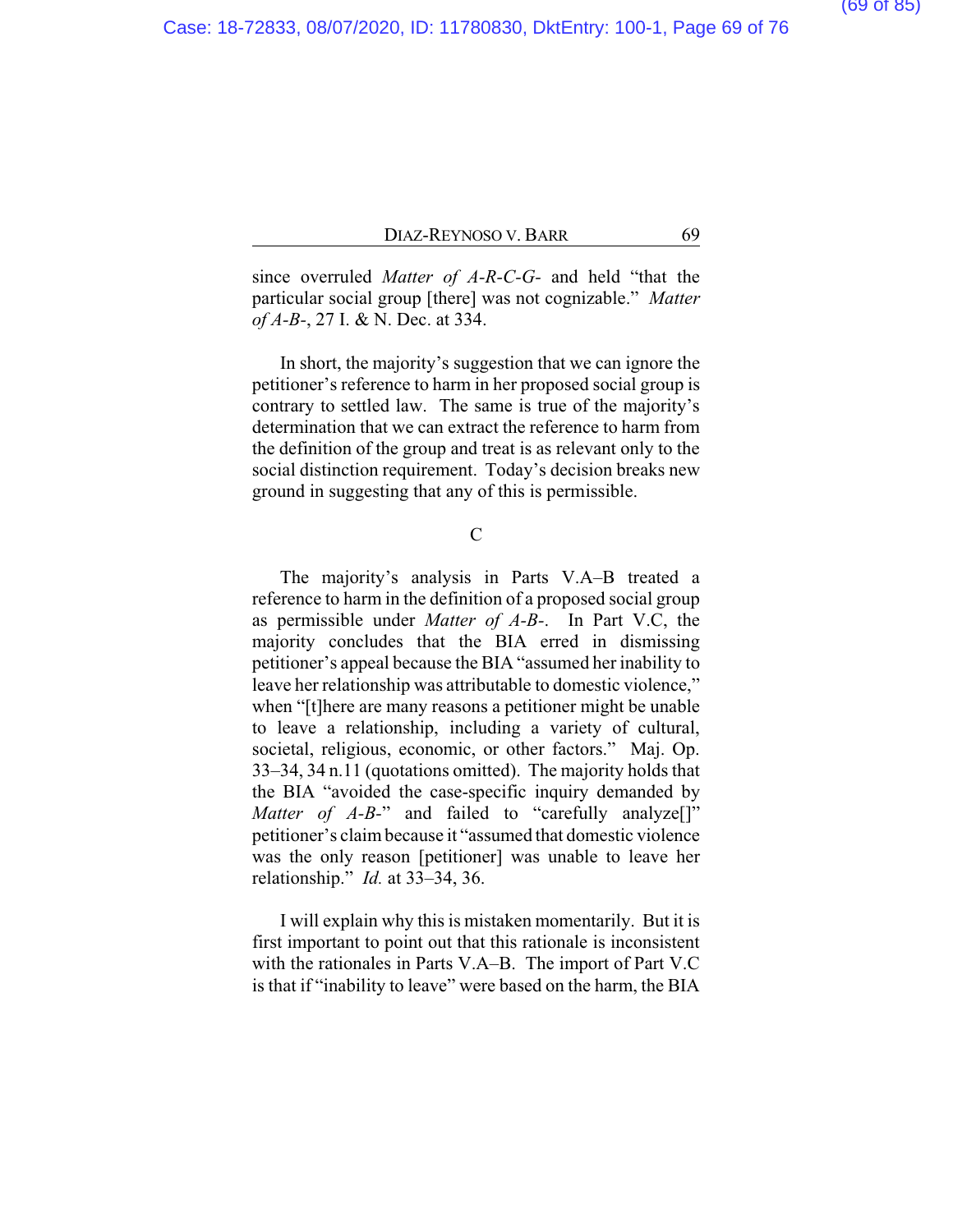since overruled *Matter of A-R-C-G-* and held "that the particular social group [there] was not cognizable." *Matter of A-B-*, 27 I. & N. Dec. at 334.

In short, the majority's suggestion that we can ignore the petitioner's reference to harm in her proposed social group is contrary to settled law. The same is true of the majority's determination that we can extract the reference to harm from the definition of the group and treat is as relevant only to the social distinction requirement. Today's decision breaks new ground in suggesting that any of this is permissible.

C

The majority's analysis in Parts V.A–B treated a reference to harm in the definition of a proposed social group as permissible under *Matter of A-B-*. In Part V.C, the majority concludes that the BIA erred in dismissing petitioner's appeal because the BIA "assumed her inability to leave her relationship was attributable to domestic violence," when "[t]here are many reasons a petitioner might be unable to leave a relationship, including a variety of cultural, societal, religious, economic, or other factors." Maj. Op. 33–34, 34 n.11 (quotations omitted). The majority holds that the BIA "avoided the case-specific inquiry demanded by *Matter of A-B-*" and failed to "carefully analyze[]" petitioner's claim because it "assumed that domestic violence was the only reason [petitioner] was unable to leave her relationship." *Id.* at 33–34, 36.

I will explain why this is mistaken momentarily. But it is first important to point out that this rationale is inconsistent with the rationales in Parts V.A–B. The import of Part V.C is that if "inability to leave" were based on the harm, the BIA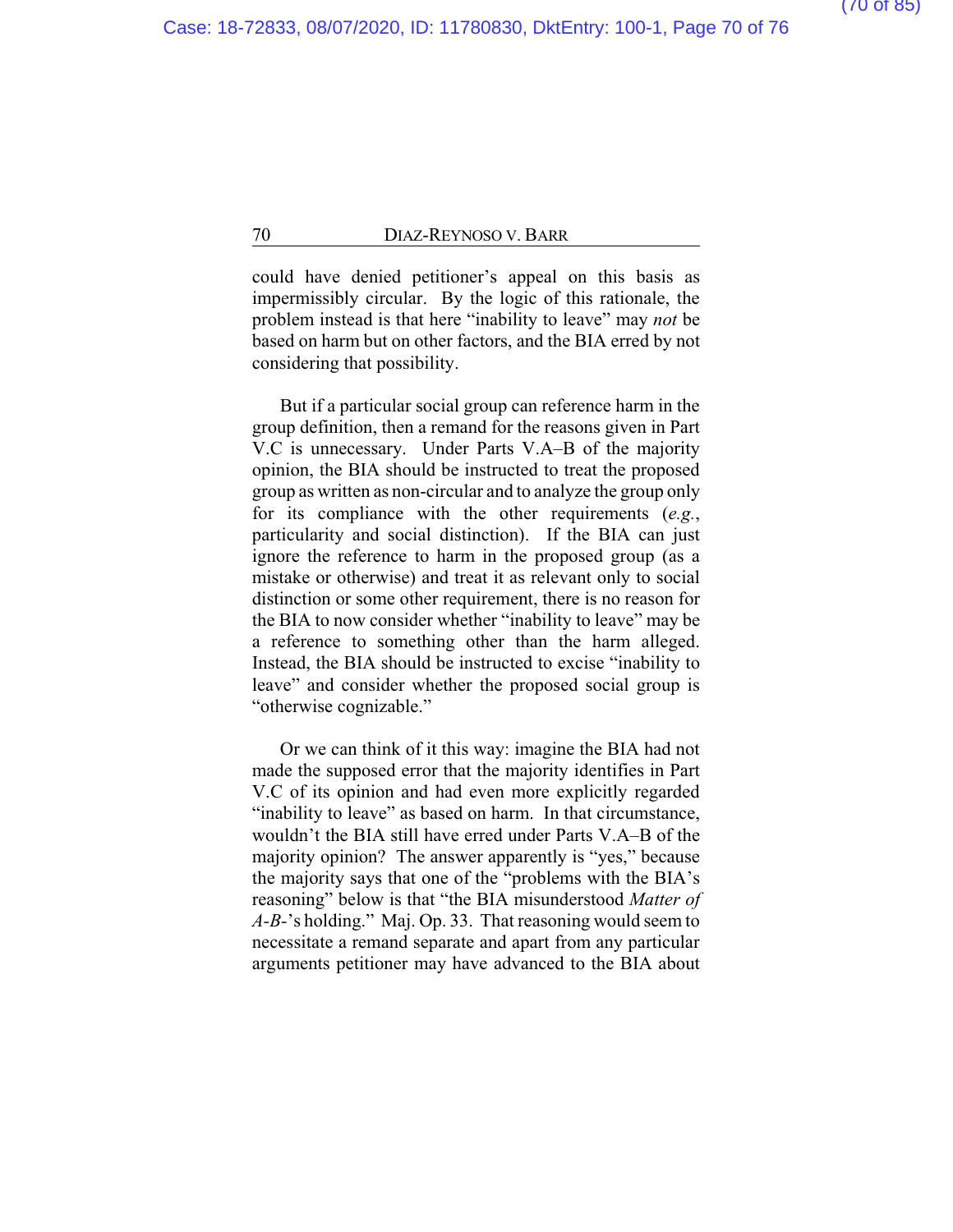could have denied petitioner's appeal on this basis as impermissibly circular. By the logic of this rationale, the problem instead is that here "inability to leave" may *not* be based on harm but on other factors, and the BIA erred by not considering that possibility.

But if a particular social group can reference harm in the group definition, then a remand for the reasons given in Part V.C is unnecessary. Under Parts V.A–B of the majority opinion, the BIA should be instructed to treat the proposed group as written as non-circular and to analyze the group only for its compliance with the other requirements (*e.g.*, particularity and social distinction). If the BIA can just ignore the reference to harm in the proposed group (as a mistake or otherwise) and treat it as relevant only to social distinction or some other requirement, there is no reason for the BIA to now consider whether "inability to leave" may be a reference to something other than the harm alleged. Instead, the BIA should be instructed to excise "inability to leave" and consider whether the proposed social group is "otherwise cognizable."

Or we can think of it this way: imagine the BIA had not made the supposed error that the majority identifies in Part V.C of its opinion and had even more explicitly regarded "inability to leave" as based on harm. In that circumstance, wouldn't the BIA still have erred under Parts V.A–B of the majority opinion? The answer apparently is "yes," because the majority says that one of the "problems with the BIA's reasoning" below is that "the BIA misunderstood *Matter of A-B-*'s holding." Maj. Op. 33. That reasoning would seem to necessitate a remand separate and apart from any particular arguments petitioner may have advanced to the BIA about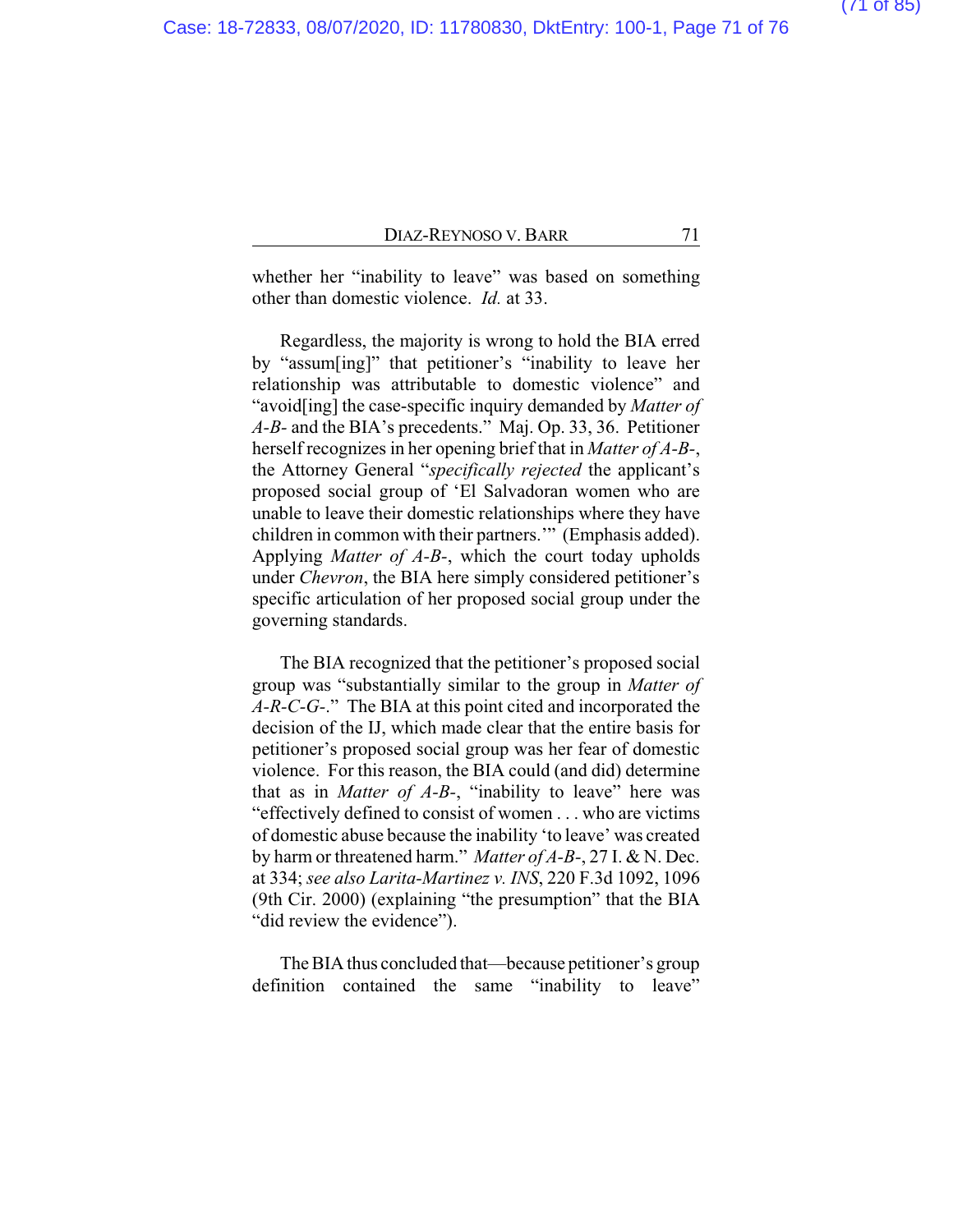whether her "inability to leave" was based on something other than domestic violence. *Id.* at 33.

Regardless, the majority is wrong to hold the BIA erred by "assum[ing]" that petitioner's "inability to leave her relationship was attributable to domestic violence" and "avoid[ing] the case-specific inquiry demanded by *Matter of A-B-* and the BIA's precedents." Maj. Op. 33, 36. Petitioner herself recognizes in her opening brief that in *Matter of A-B-*, the Attorney General "*specifically rejected* the applicant's proposed social group of 'El Salvadoran women who are unable to leave their domestic relationships where they have children in common with their partners.'" (Emphasis added). Applying *Matter of A-B-*, which the court today upholds under *Chevron*, the BIA here simply considered petitioner's specific articulation of her proposed social group under the governing standards.

The BIA recognized that the petitioner's proposed social group was "substantially similar to the group in *Matter of A-R-C-G-*." The BIA at this point cited and incorporated the decision of the IJ, which made clear that the entire basis for petitioner's proposed social group was her fear of domestic violence. For this reason, the BIA could (and did) determine that as in *Matter of A-B-*, "inability to leave" here was "effectively defined to consist of women . . . who are victims of domestic abuse because the inability 'to leave' was created by harm or threatened harm." *Matter of A-B-*, 27 I. & N. Dec. at 334; *see also Larita-Martinez v. INS*, 220 F.3d 1092, 1096 (9th Cir. 2000) (explaining "the presumption" that the BIA "did review the evidence").

The BIA thus concluded that—because petitioner's group definition contained the same "inability to leave"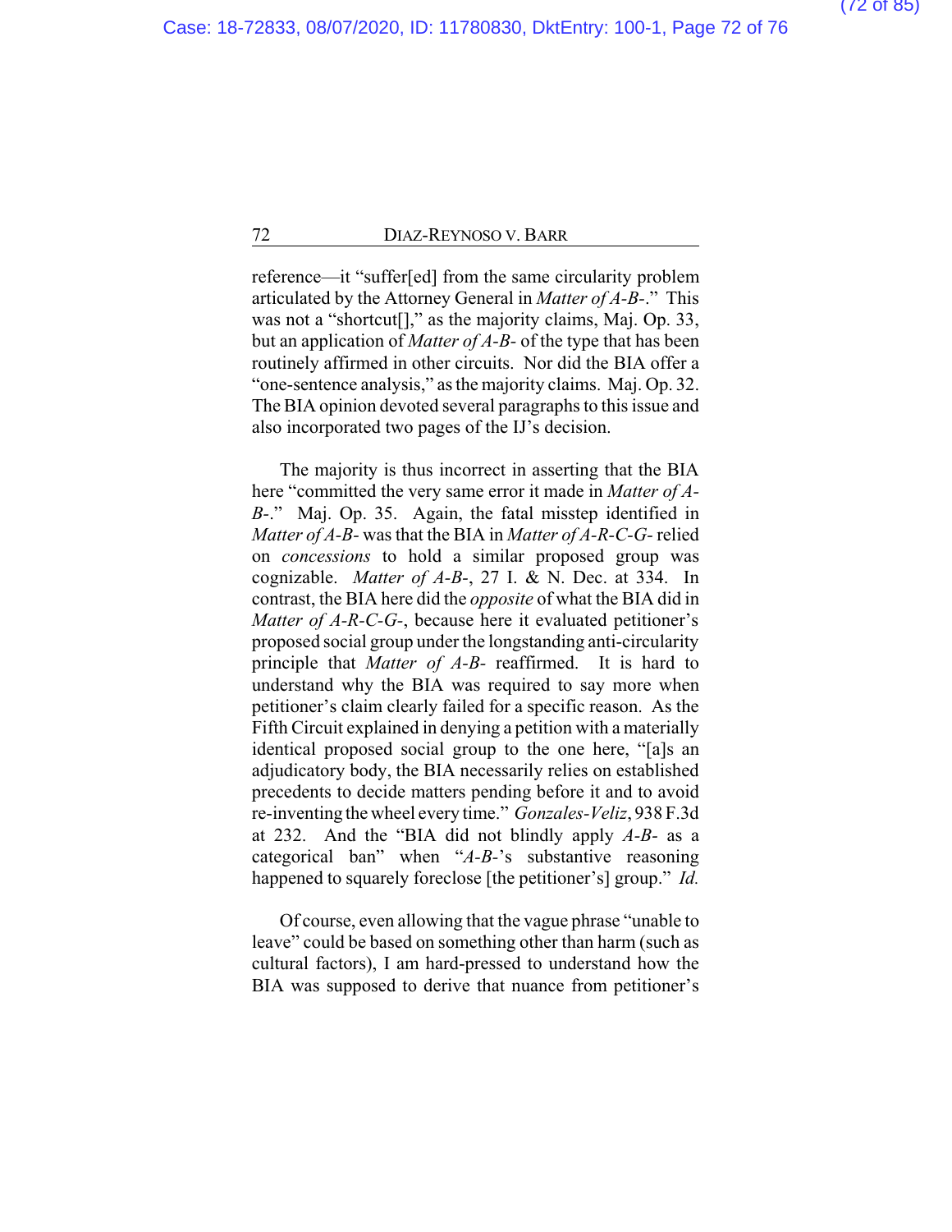reference—it "suffer[ed] from the same circularity problem articulated by the Attorney General in *Matter of A-B-*." This was not a "shortcut[]," as the majority claims, Maj. Op. 33, but an application of *Matter of A-B-* of the type that has been routinely affirmed in other circuits. Nor did the BIA offer a "one-sentence analysis," as the majority claims. Maj. Op. 32. The BIA opinion devoted several paragraphs to this issue and also incorporated two pages of the IJ's decision.

The majority is thus incorrect in asserting that the BIA here "committed the very same error it made in *Matter of A-B-*." Maj. Op. 35. Again, the fatal misstep identified in *Matter of A-B-* was that the BIA in *Matter of A-R-C-G-* relied on *concessions* to hold a similar proposed group was cognizable. *Matter of A-B-*, 27 I. & N. Dec. at 334. In contrast, the BIA here did the *opposite* of what the BIA did in *Matter of A-R-C-G-*, because here it evaluated petitioner's proposed social group under the longstanding anti-circularity principle that *Matter of A-B-* reaffirmed. It is hard to understand why the BIA was required to say more when petitioner's claim clearly failed for a specific reason. As the Fifth Circuit explained in denying a petition with a materially identical proposed social group to the one here, "[a]s an adjudicatory body, the BIA necessarily relies on established precedents to decide matters pending before it and to avoid re-inventing the wheel every time." *Gonzales-Veliz*, 938 F.3d at 232. And the "BIA did not blindly apply *A-B-* as a categorical ban" when "*A-B-*'s substantive reasoning happened to squarely foreclose [the petitioner's] group." *Id.*

Of course, even allowing that the vague phrase "unable to leave" could be based on something other than harm (such as cultural factors), I am hard-pressed to understand how the BIA was supposed to derive that nuance from petitioner's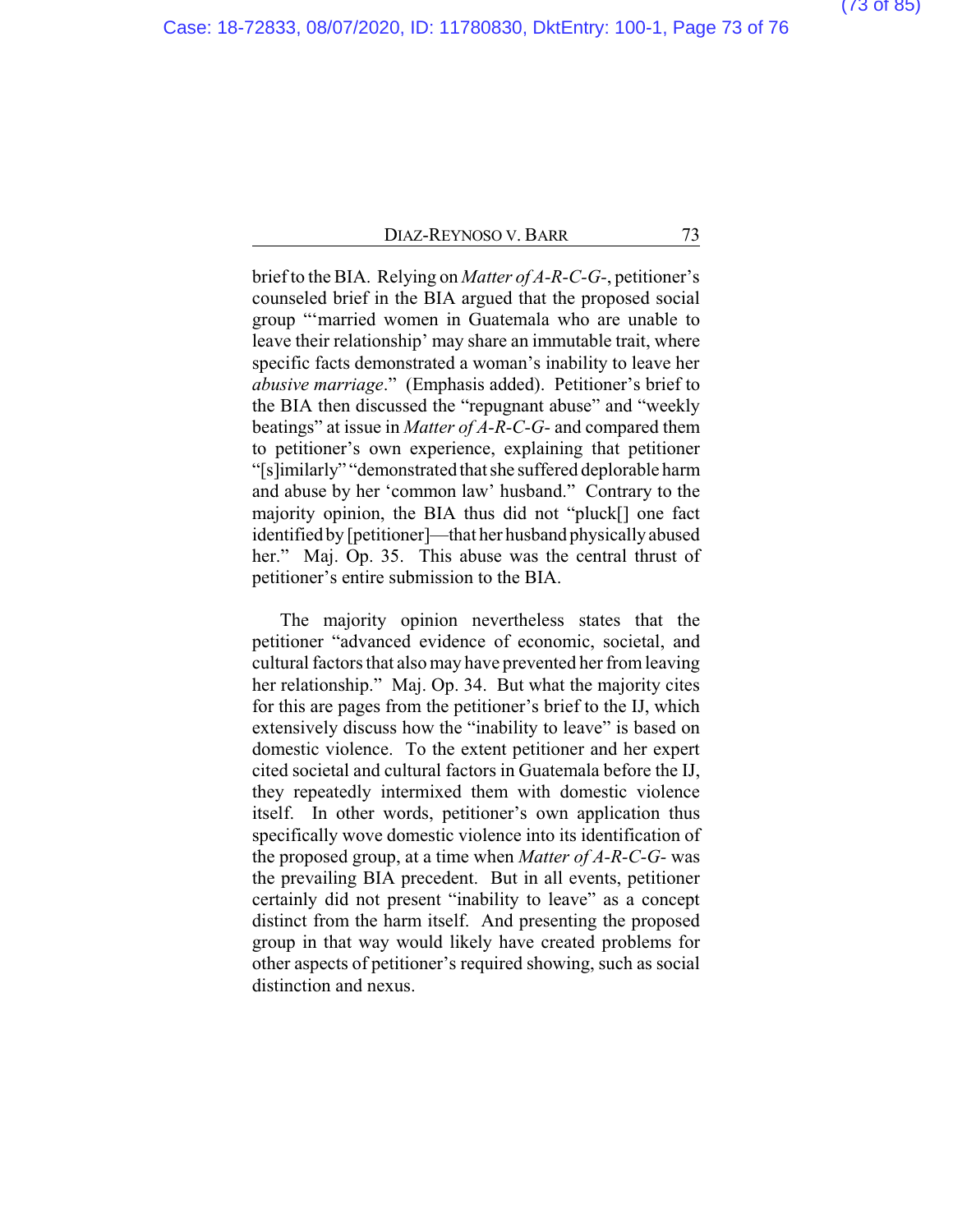brief to the BIA. Relying on *Matter of A-R-C-G-*, petitioner's counseled brief in the BIA argued that the proposed social group "'married women in Guatemala who are unable to leave their relationship' may share an immutable trait, where specific facts demonstrated a woman's inability to leave her *abusive marriage*." (Emphasis added). Petitioner's brief to the BIA then discussed the "repugnant abuse" and "weekly beatings" at issue in *Matter of A-R-C-G-* and compared them to petitioner's own experience, explaining that petitioner "[s]imilarly" "demonstrated that she suffered deplorable harm and abuse by her 'common law' husband." Contrary to the majority opinion, the BIA thus did not "pluck[] one fact identified by [petitioner]—that her husband physically abused her." Maj. Op. 35. This abuse was the central thrust of petitioner's entire submission to the BIA.

The majority opinion nevertheless states that the petitioner "advanced evidence of economic, societal, and cultural factors that also may have prevented her from leaving her relationship." Maj. Op. 34. But what the majority cites for this are pages from the petitioner's brief to the IJ, which extensively discuss how the "inability to leave" is based on domestic violence. To the extent petitioner and her expert cited societal and cultural factors in Guatemala before the IJ, they repeatedly intermixed them with domestic violence itself. In other words, petitioner's own application thus specifically wove domestic violence into its identification of the proposed group, at a time when *Matter of A-R-C-G-* was the prevailing BIA precedent. But in all events, petitioner certainly did not present "inability to leave" as a concept distinct from the harm itself. And presenting the proposed group in that way would likely have created problems for other aspects of petitioner's required showing, such as social distinction and nexus.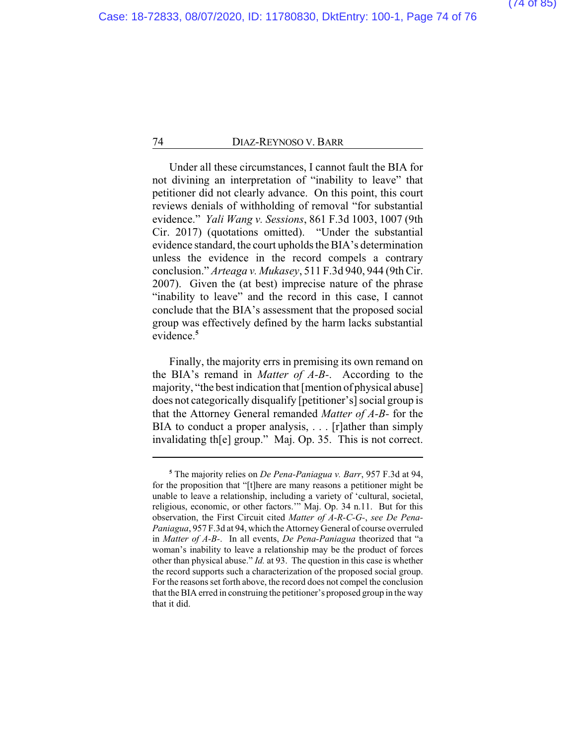Under all these circumstances, I cannot fault the BIA for not divining an interpretation of "inability to leave" that petitioner did not clearly advance. On this point, this court reviews denials of withholding of removal "for substantial evidence." *Yali Wang v. Sessions*, 861 F.3d 1003, 1007 (9th Cir. 2017) (quotations omitted). "Under the substantial evidence standard, the court upholds the BIA's determination unless the evidence in the record compels a contrary conclusion." *Arteaga v. Mukasey*, 511 F.3d 940, 944 (9th Cir. 2007). Given the (at best) imprecise nature of the phrase "inability to leave" and the record in this case, I cannot conclude that the BIA's assessment that the proposed social group was effectively defined by the harm lacks substantial evidence.[5]

Finally, the majority errs in premising its own remand on the BIA's remand in *Matter of A-B-*. According to the majority, "the best indication that [mention of physical abuse] does not categorically disqualify [petitioner's] social group is that the Attorney General remanded *Matter of A-B-* for the BIA to conduct a proper analysis, . . . [r]ather than simply invalidating th[e] group." Maj. Op. 35. This is not correct.

---

[5] The majority relies on *De Pena-Paniagua v. Barr*, 957 F.3d at 94, for the proposition that "[t]here are many reasons a petitioner might be unable to leave a relationship, including a variety of 'cultural, societal, religious, economic, or other factors.'" Maj. Op. 34 n.11. But for this observation, the First Circuit cited *Matter of A-R-C-G-*, *see De Pena-Paniagua*, 957 F.3d at 94, which the Attorney General of course overruled in *Matter of A-B-*. In all events, *De Pena-Paniagua* theorized that "a woman's inability to leave a relationship may be the product of forces other than physical abuse." *Id.* at 93. The question in this case is whether the record supports such a characterization of the proposed social group. For the reasons set forth above, the record does not compel the conclusion that the BIA erred in construing the petitioner's proposed group in the way that it did.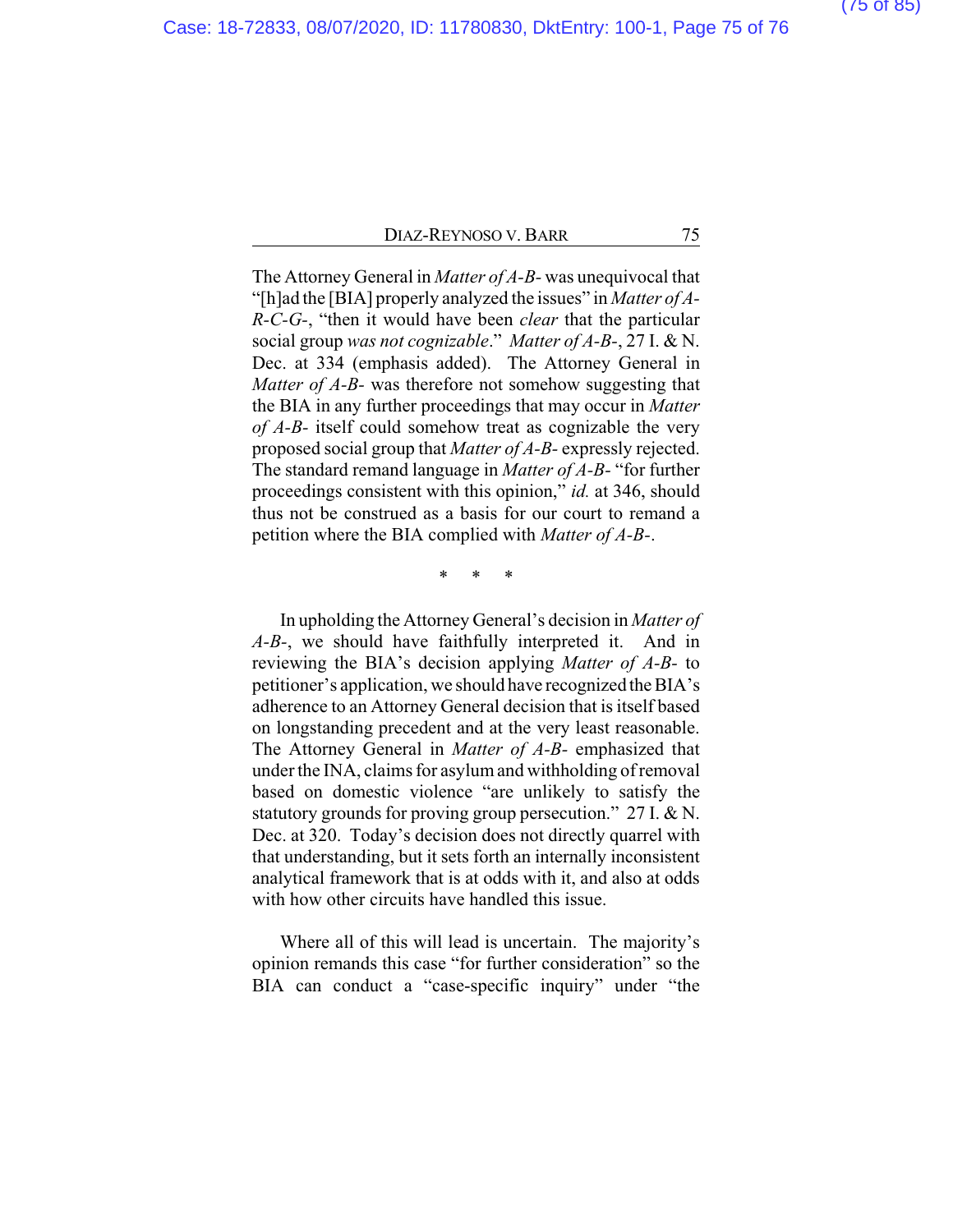The Attorney General in *Matter of A-B-* was unequivocal that "[h]ad the [BIA] properly analyzed the issues" in *Matter of A-R-C-G-*, "then it would have been *clear* that the particular social group *was not cognizable*." *Matter of A-B-*, 27 I. & N. Dec. at 334 (emphasis added). The Attorney General in *Matter of A-B-* was therefore not somehow suggesting that the BIA in any further proceedings that may occur in *Matter of A-B-* itself could somehow treat as cognizable the very proposed social group that *Matter of A-B-* expressly rejected. The standard remand language in *Matter of A-B-* "for further proceedings consistent with this opinion," *id.* at 346, should thus not be construed as a basis for our court to remand a petition where the BIA complied with *Matter of A-B-*.

\* \* \*

In upholding the Attorney General's decision in *Matter of A-B-*, we should have faithfully interpreted it. And in reviewing the BIA's decision applying *Matter of A-B-* to petitioner's application, we should have recognized the BIA's adherence to an Attorney General decision that is itself based on longstanding precedent and at the very least reasonable. The Attorney General in *Matter of A-B-* emphasized that under the INA, claims for asylum and withholding of removal based on domestic violence "are unlikely to satisfy the statutory grounds for proving group persecution." 27 I. & N. Dec. at 320. Today's decision does not directly quarrel with that understanding, but it sets forth an internally inconsistent analytical framework that is at odds with it, and also at odds with how other circuits have handled this issue.

Where all of this will lead is uncertain. The majority's opinion remands this case "for further consideration" so the BIA can conduct a "case-specific inquiry" under "the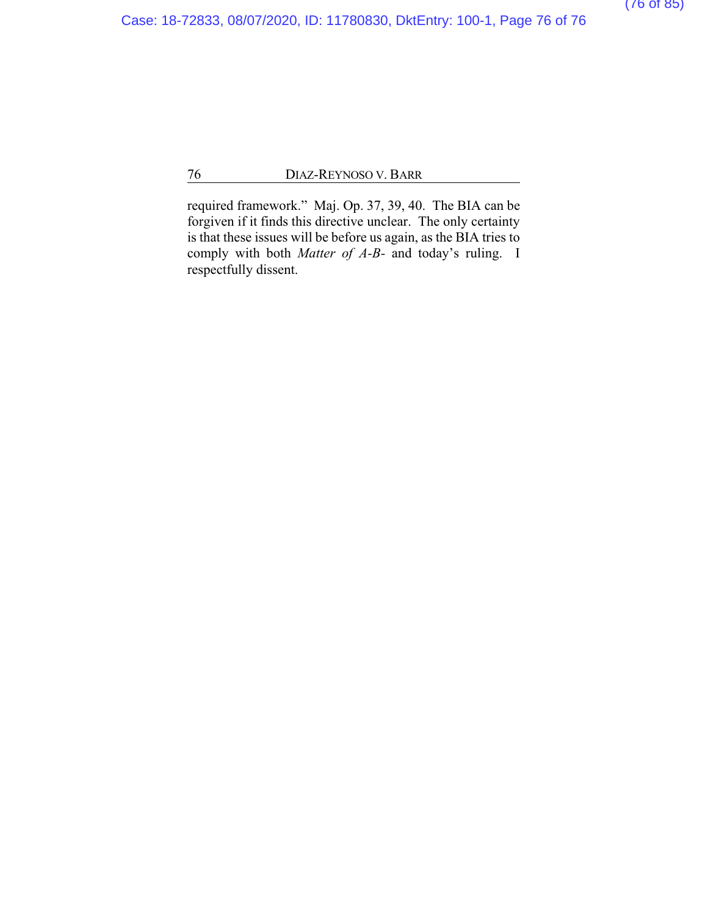required framework." Maj. Op. 37, 39, 40. The BIA can be forgiven if it finds this directive unclear. The only certainty is that these issues will be before us again, as the BIA tries to comply with both *Matter of A-B-* and today's ruling. I respectfully dissent.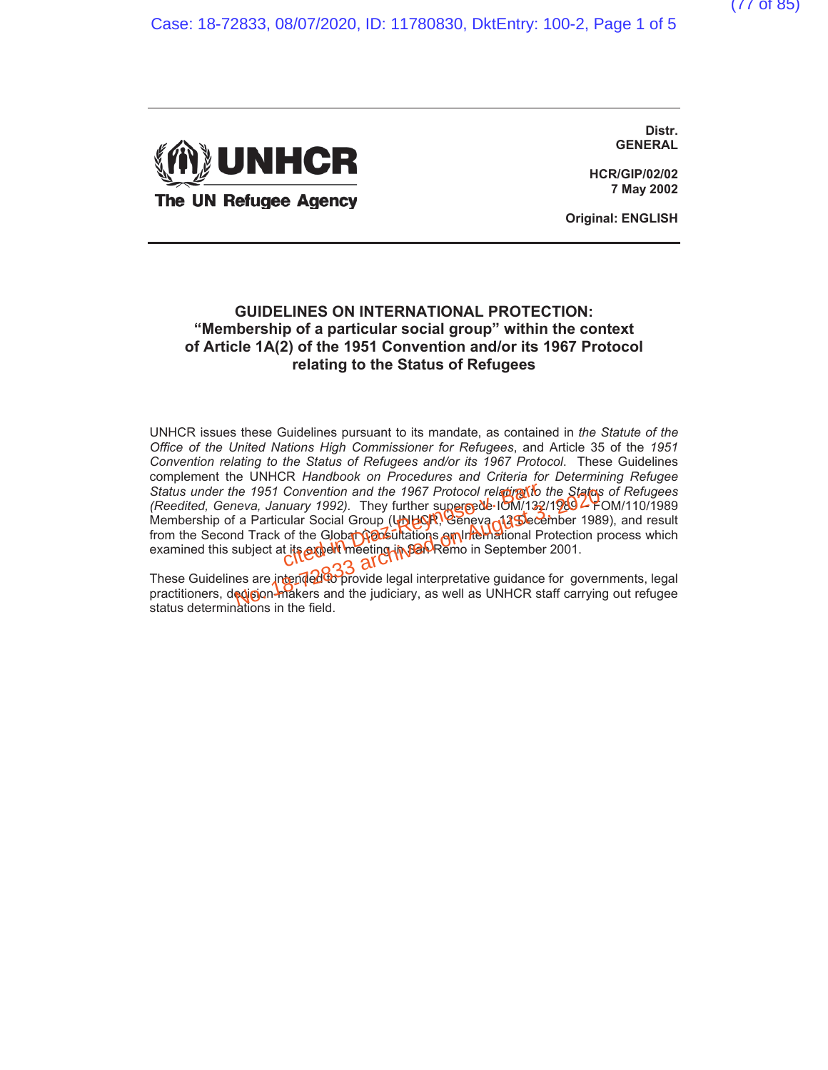**UNHCR**
**The UN Refugee Agency**

**Distr.**
**GENERAL**

**HCR/GIP/02/02**
**7 May 2002**

**Original: ENGLISH**

# GUIDELINES ON INTERNATIONAL PROTECTION: "Membership of a particular social group" within the context of Article 1A(2) of the 1951 Convention and/or its 1967 Protocol relating to the Status of Refugees

UNHCR issues these Guidelines pursuant to its mandate, as contained in *the Statute of the Office of the United Nations High Commissioner for Refugees*, and Article 35 of the *1951 Convention relating to the Status of Refugees and/or its 1967 Protocol*. These Guidelines complement the UNHCR *Handbook on Procedures and Criteria for Determining Refugee Status under the 1951 Convention and the 1967 Protocol relating to the Status of Refugees (Reedited, Geneva, January 1992)*. They further supersede IOM/132/1989 – FOM/110/1989 Membership of a Particular Social Group (UNHCR, Geneva, 12 December 1989), and result from the Second Track of the Global Consultations on International Protection process which examined this subject at its expert meeting in San Remo in September 2001.

These Guidelines are intended to provide legal interpretative guidance for governments, legal practitioners, decision-makers and the judiciary, as well as UNHCR staff carrying out refugee status determinations in the field.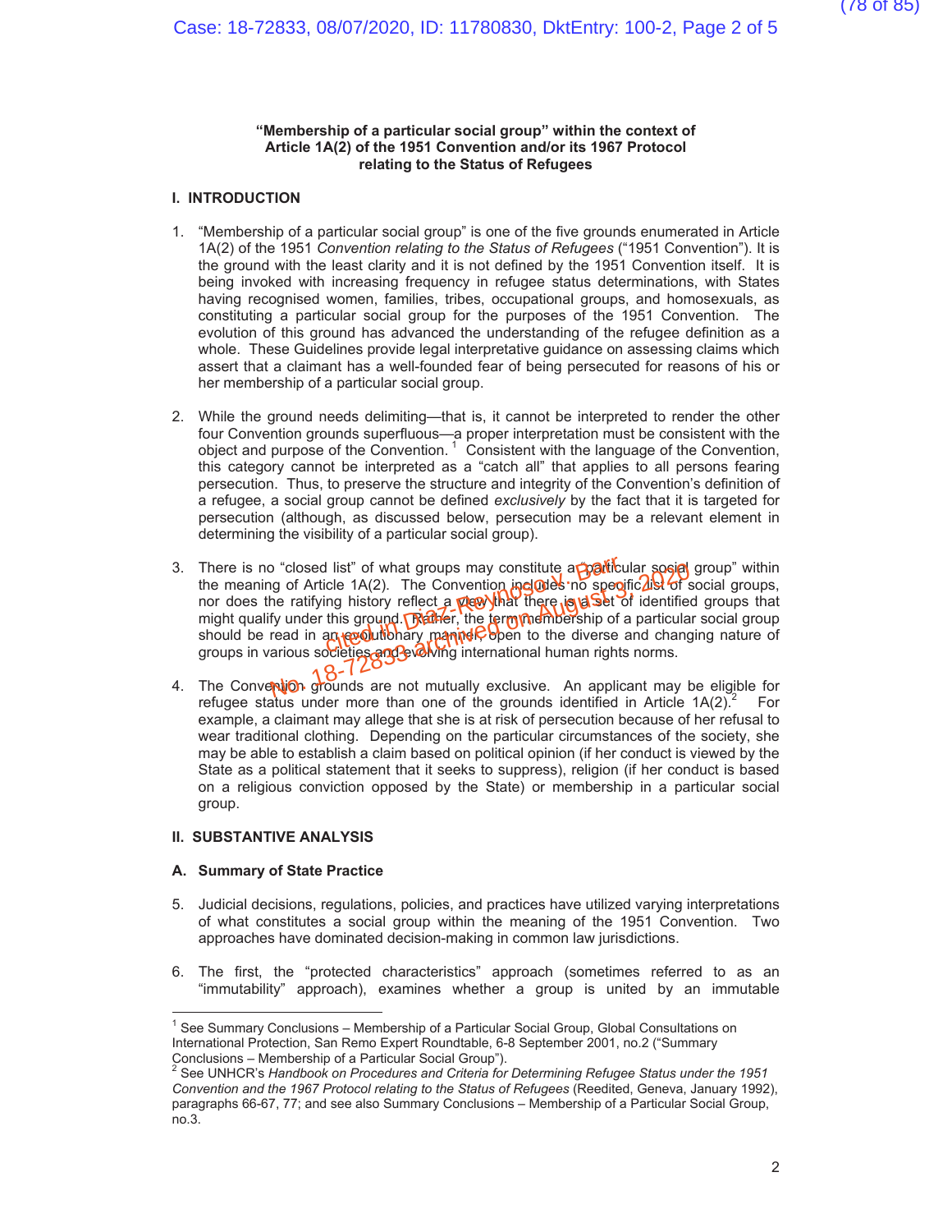**"Membership of a particular social group" within the context of Article 1A(2) of the 1951 Convention and/or its 1967 Protocol relating to the Status of Refugees**

## I. INTRODUCTION

1. "Membership of a particular social group" is one of the five grounds enumerated in Article 1A(2) of the 1951 *Convention relating to the Status of Refugees* ("1951 Convention"). It is the ground with the least clarity and it is not defined by the 1951 Convention itself. It is being invoked with increasing frequency in refugee status determinations, with States having recognised women, families, tribes, occupational groups, and homosexuals, as constituting a particular social group for the purposes of the 1951 Convention. The evolution of this ground has advanced the understanding of the refugee definition as a whole. These Guidelines provide legal interpretative guidance on assessing claims which assert that a claimant has a well-founded fear of being persecuted for reasons of his or her membership of a particular social group.

2. While the ground needs delimiting—that is, it cannot be interpreted to render the other four Convention grounds superfluous—a proper interpretation must be consistent with the object and purpose of the Convention.[1] Consistent with the language of the Convention, this category cannot be interpreted as a "catch all" that applies to all persons fearing persecution. Thus, to preserve the structure and integrity of the Convention's definition of a refugee, a social group cannot be defined *exclusively* by the fact that it is targeted for persecution (although, as discussed below, persecution may be a relevant element in determining the visibility of a particular social group).

3. There is no "closed list" of what groups may constitute a "particular social group" within the meaning of Article 1A(2). The Convention includes no specific list of social groups, nor does the ratifying history reflect a view that there is a set of identified groups that might qualify under this ground. Rather, the term membership of a particular social group should be read in an evolutionary manner, open to the diverse and changing nature of groups in various societies and evolving international human rights norms.

4. The Convention grounds are not mutually exclusive. An applicant may be eligible for refugee status under more than one of the grounds identified in Article 1A(2).[2] For example, a claimant may allege that she is at risk of persecution because of her refusal to wear traditional clothing. Depending on the particular circumstances of the society, she may be able to establish a claim based on political opinion (if her conduct is viewed by the State as a political statement that it seeks to suppress), religion (if her conduct is based on a religious conviction opposed by the State) or membership in a particular social group.

## II. SUBSTANTIVE ANALYSIS

### A. Summary of State Practice

5. Judicial decisions, regulations, policies, and practices have utilized varying interpretations of what constitutes a social group within the meaning of the 1951 Convention. Two approaches have dominated decision-making in common law jurisdictions.

6. The first, the "protected characteristics" approach (sometimes referred to as an "immutability" approach), examines whether a group is united by an immutable

---

[1] See Summary Conclusions – Membership of a Particular Social Group, Global Consultations on International Protection, San Remo Expert Roundtable, 6-8 September 2001, no.2 ("Summary Conclusions – Membership of a Particular Social Group").

[2] See UNHCR's *Handbook on Procedures and Criteria for Determining Refugee Status under the 1951 Convention and the 1967 Protocol relating to the Status of Refugees* (Reedited, Geneva, January 1992), paragraphs 66-67, 77; and see also Summary Conclusions – Membership of a Particular Social Group, no.3.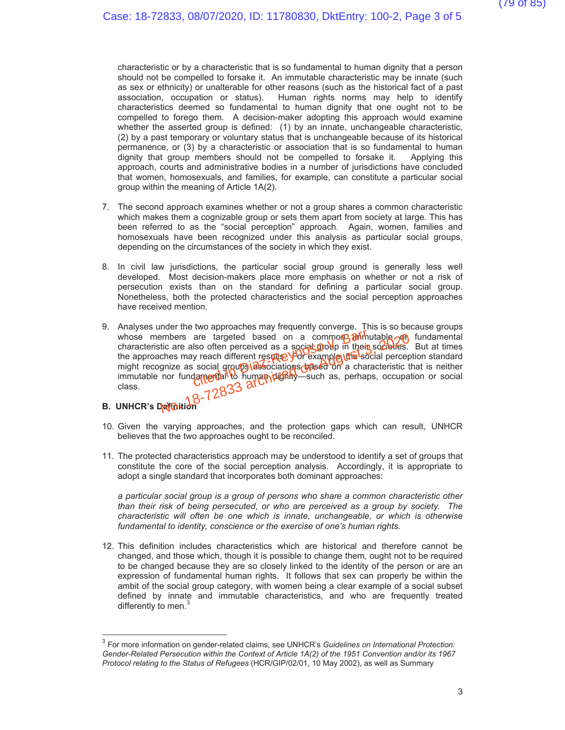characteristic or by a characteristic that is so fundamental to human dignity that a person should not be compelled to forsake it. An immutable characteristic may be innate (such as sex or ethnicity) or unalterable for other reasons (such as the historical fact of a past association, occupation or status). Human rights norms may help to identify characteristics deemed so fundamental to human dignity that one ought not to be compelled to forego them. A decision-maker adopting this approach would examine whether the asserted group is defined: (1) by an innate, unchangeable characteristic, (2) by a past temporary or voluntary status that is unchangeable because of its historical permanence, or (3) by a characteristic or association that is so fundamental to human dignity that group members should not be compelled to forsake it. Applying this approach, courts and administrative bodies in a number of jurisdictions have concluded that women, homosexuals, and families, for example, can constitute a particular social group within the meaning of Article 1A(2).

7. The second approach examines whether or not a group shares a common characteristic which makes them a cognizable group or sets them apart from society at large. This has been referred to as the "social perception" approach. Again, women, families and homosexuals have been recognized under this analysis as particular social groups, depending on the circumstances of the society in which they exist.

8. In civil law jurisdictions, the particular social group ground is generally less well developed. Most decision-makers place more emphasis on whether or not a risk of persecution exists than on the standard for defining a particular social group. Nonetheless, both the protected characteristics and the social perception approaches have received mention.

9. Analyses under the two approaches may frequently converge. This is so because groups whose members are targeted based on a common immutable or fundamental characteristic are also often perceived as a social group in their societies. But at times the approaches may reach different results. For example, the social perception standard might recognize as social groups associations based on a characteristic that is neither immutable nor fundamental to human dignity—such as, perhaps, occupation or social class.

Cited in Diaz-Reynoso v. Barr, No. 18-72833 archived on August 3, 2020

**B. UNHCR's Definition**

10. Given the varying approaches, and the protection gaps which can result, UNHCR believes that the two approaches ought to be reconciled.

11. The protected characteristics approach may be understood to identify a set of groups that constitute the core of the social perception analysis. Accordingly, it is appropriate to adopt a single standard that incorporates both dominant approaches:

    *a particular social group is a group of persons who share a common characteristic other than their risk of being persecuted, or who are perceived as a group by society. The characteristic will often be one which is innate, unchangeable, or which is otherwise fundamental to identity, conscience or the exercise of one's human rights.*

12. This definition includes characteristics which are historical and therefore cannot be changed, and those which, though it is possible to change them, ought not to be required to be changed because they are so closely linked to the identity of the person or are an expression of fundamental human rights. It follows that sex can properly be within the ambit of the social group category, with women being a clear example of a social subset defined by innate and immutable characteristics, and who are frequently treated differently to men.[3]

---

[3] For more information on gender-related claims, see UNHCR's *Guidelines on International Protection: Gender-Related Persecution within the Context of Article 1A(2) of the 1951 Convention and/or its 1967 Protocol relating to the Status of Refugees* (HCR/GIP/02/01, 10 May 2002), as well as Summary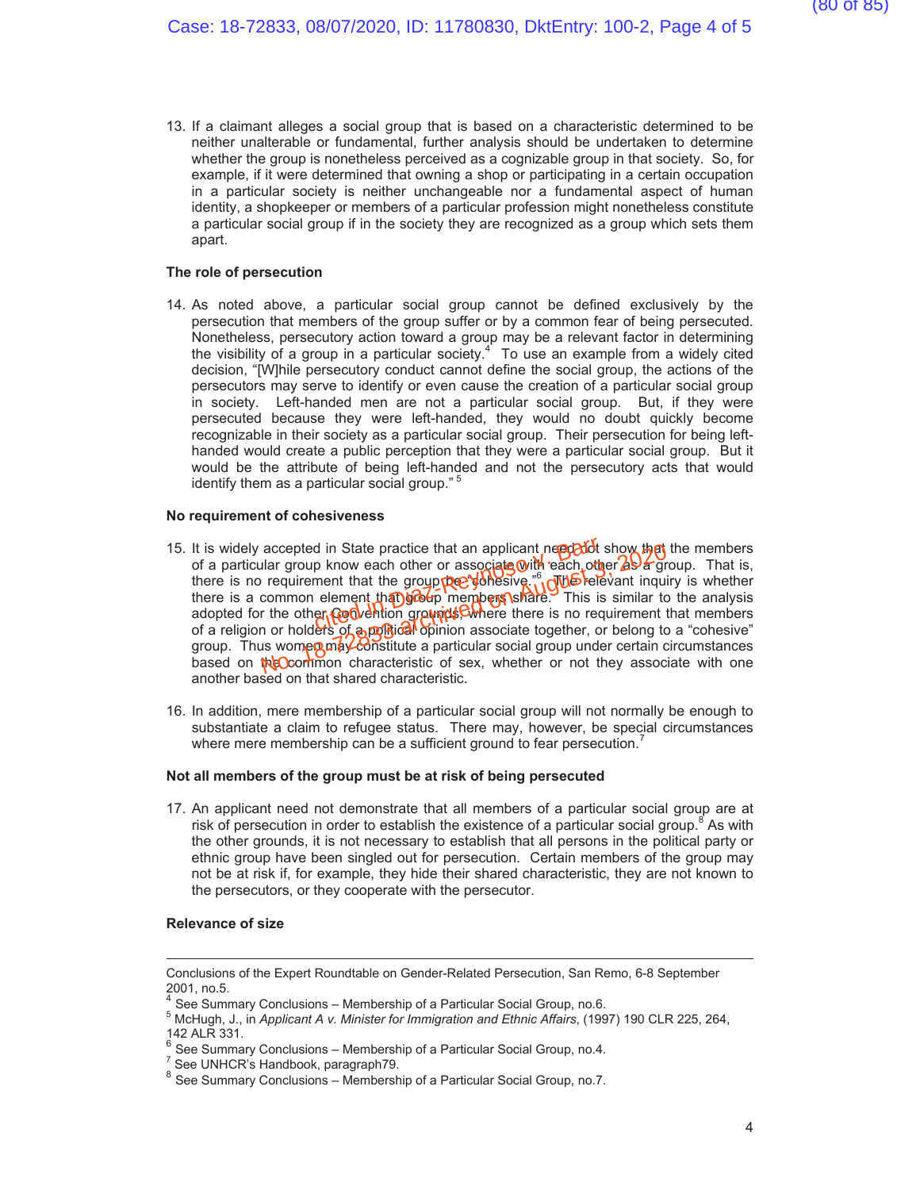13. If a claimant alleges a social group that is based on a characteristic determined to be neither unalterable or fundamental, further analysis should be undertaken to determine whether the group is nonetheless perceived as a cognizable group in that society. So, for example, if it were determined that owning a shop or participating in a certain occupation in a particular society is neither unchangeable nor a fundamental aspect of human identity, a shopkeeper or members of a particular profession might nonetheless constitute a particular social group if in the society they are recognized as a group which sets them apart.

**The role of persecution**

14. As noted above, a particular social group cannot be defined exclusively by the persecution that members of the group suffer or by a common fear of being persecuted. Nonetheless, persecutory action toward a group may be a relevant factor in determining the visibility of a group in a particular society.[4] To use an example from a widely cited decision, "[W]hile persecutory conduct cannot define the social group, the actions of the persecutors may serve to identify or even cause the creation of a particular social group in society. Left-handed men are not a particular social group. But, if they were persecuted because they were left-handed, they would no doubt quickly become recognizable in their society as a particular social group. Their persecution for being left-handed would create a public perception that they were a particular social group. But it would be the attribute of being left-handed and not the persecutory acts that would identify them as a particular social group." [5]

**No requirement of cohesiveness**

15. It is widely accepted in State practice that an applicant need not show that the members of a particular group know each other or associate with each other as a group. That is, there is no requirement that the group be "cohesive."[6] The relevant inquiry is whether there is a common element that group members share. This is similar to the analysis adopted for the other Convention grounds, where there is no requirement that members of a religion or holders of a political opinion associate together, or belong to a "cohesive" group. Thus women may constitute a particular social group under certain circumstances based on the common characteristic of sex, whether or not they associate with one another based on that shared characteristic.

16. In addition, mere membership of a particular social group will not normally be enough to substantiate a claim to refugee status. There may, however, be special circumstances where mere membership can be a sufficient ground to fear persecution.[7]

**Not all members of the group must be at risk of being persecuted**

17. An applicant need not demonstrate that all members of a particular social group are at risk of persecution in order to establish the existence of a particular social group.[8] As with the other grounds, it is not necessary to establish that all persons in the political party or ethnic group have been singled out for persecution. Certain members of the group may not be at risk if, for example, they hide their shared characteristic, they are not known to the persecutors, or they cooperate with the persecutor.

**Relevance of size**

---

Conclusions of the Expert Roundtable on Gender-Related Persecution, San Remo, 6-8 September 2001, no.5.

[4] See Summary Conclusions – Membership of a Particular Social Group, no.6.

[5] McHugh, J., in *Applicant A v. Minister for Immigration and Ethnic Affairs*, (1997) 190 CLR 225, 264, 142 ALR 331.

[6] See Summary Conclusions – Membership of a Particular Social Group, no.4.

[7] See UNHCR's Handbook, paragraph79.

[8] See Summary Conclusions – Membership of a Particular Social Group, no.7.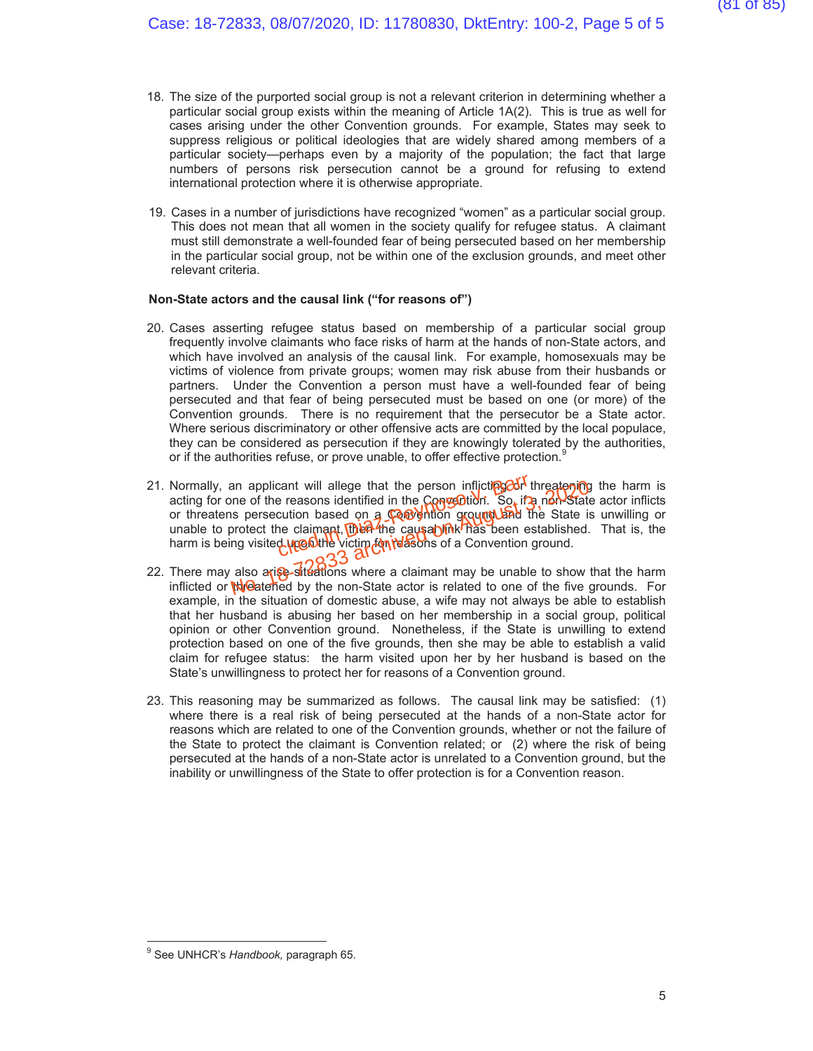18. The size of the purported social group is not a relevant criterion in determining whether a particular social group exists within the meaning of Article 1A(2). This is true as well for cases arising under the other Convention grounds. For example, States may seek to suppress religious or political ideologies that are widely shared among members of a particular society—perhaps even by a majority of the population; the fact that large numbers of persons risk persecution cannot be a ground for refusing to extend international protection where it is otherwise appropriate.

19. Cases in a number of jurisdictions have recognized "women" as a particular social group. This does not mean that all women in the society qualify for refugee status. A claimant must still demonstrate a well-founded fear of being persecuted based on her membership in the particular social group, not be within one of the exclusion grounds, and meet other relevant criteria.

**Non-State actors and the causal link ("for reasons of")**

20. Cases asserting refugee status based on membership of a particular social group frequently involve claimants who face risks of harm at the hands of non-State actors, and which have involved an analysis of the causal link. For example, homosexuals may be victims of violence from private groups; women may risk abuse from their husbands or partners. Under the Convention a person must have a well-founded fear of being persecuted and that fear of being persecuted must be based on one (or more) of the Convention grounds. There is no requirement that the persecutor be a State actor. Where serious discriminatory or other offensive acts are committed by the local populace, they can be considered as persecution if they are knowingly tolerated by the authorities, or if the authorities refuse, or prove unable, to offer effective protection.[9]

21. Normally, an applicant will allege that the person inflicting or threatening the harm is acting for one of the reasons identified in the Convention. So, if a non-State actor inflicts or threatens persecution based on a Convention ground and the State is unwilling or unable to protect the claimant, then the causal link has been established. That is, the harm is being visited upon the victim for reasons of a Convention ground.

22. There may also arise situations where a claimant may be unable to show that the harm inflicted or threatened by the non-State actor is related to one of the five grounds. For example, in the situation of domestic abuse, a wife may not always be able to establish that her husband is abusing her based on her membership in a social group, political opinion or other Convention ground. Nonetheless, if the State is unwilling to extend protection based on one of the five grounds, then she may be able to establish a valid claim for refugee status: the harm visited upon her by her husband is based on the State's unwillingness to protect her for reasons of a Convention ground.

23. This reasoning may be summarized as follows. The causal link may be satisfied: (1) where there is a real risk of being persecuted at the hands of a non-State actor for reasons which are related to one of the Convention grounds, whether or not the failure of the State to protect the claimant is Convention related; or (2) where the risk of being persecuted at the hands of a non-State actor is unrelated to a Convention ground, but the inability or unwillingness of the State to offer protection is for a Convention reason.

---

[9] See UNHCR's *Handbook,* paragraph 65.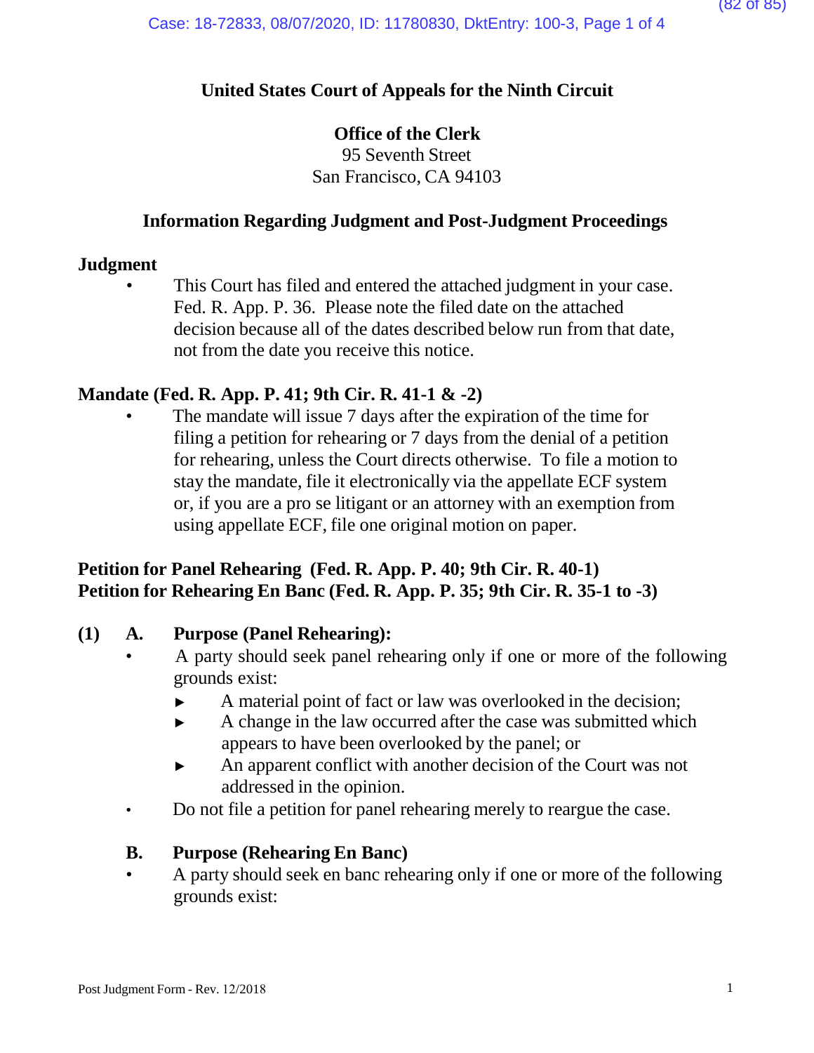**United States Court of Appeals for the Ninth Circuit**

**Office of the Clerk**
95 Seventh Street
San Francisco, CA 94103

**Information Regarding Judgment and Post-Judgment Proceedings**

**Judgment**

- This Court has filed and entered the attached judgment in your case. Fed. R. App. P. 36. Please note the filed date on the attached decision because all of the dates described below run from that date, not from the date you receive this notice.

**Mandate (Fed. R. App. P. 41; 9th Cir. R. 41-1 & -2)**

- The mandate will issue 7 days after the expiration of the time for filing a petition for rehearing or 7 days from the denial of a petition for rehearing, unless the Court directs otherwise. To file a motion to stay the mandate, file it electronically via the appellate ECF system or, if you are a pro se litigant or an attorney with an exemption from using appellate ECF, file one original motion on paper.

**Petition for Panel Rehearing (Fed. R. App. P. 40; 9th Cir. R. 40-1)**
**Petition for Rehearing En Banc (Fed. R. App. P. 35; 9th Cir. R. 35-1 to -3)**

**(1) A. Purpose (Panel Rehearing):**

- A party should seek panel rehearing only if one or more of the following grounds exist:
  - ► A material point of fact or law was overlooked in the decision;
  - ► A change in the law occurred after the case was submitted which appears to have been overlooked by the panel; or
  - ► An apparent conflict with another decision of the Court was not addressed in the opinion.
- Do not file a petition for panel rehearing merely to reargue the case.

**B. Purpose (Rehearing En Banc)**

- A party should seek en banc rehearing only if one or more of the following grounds exist: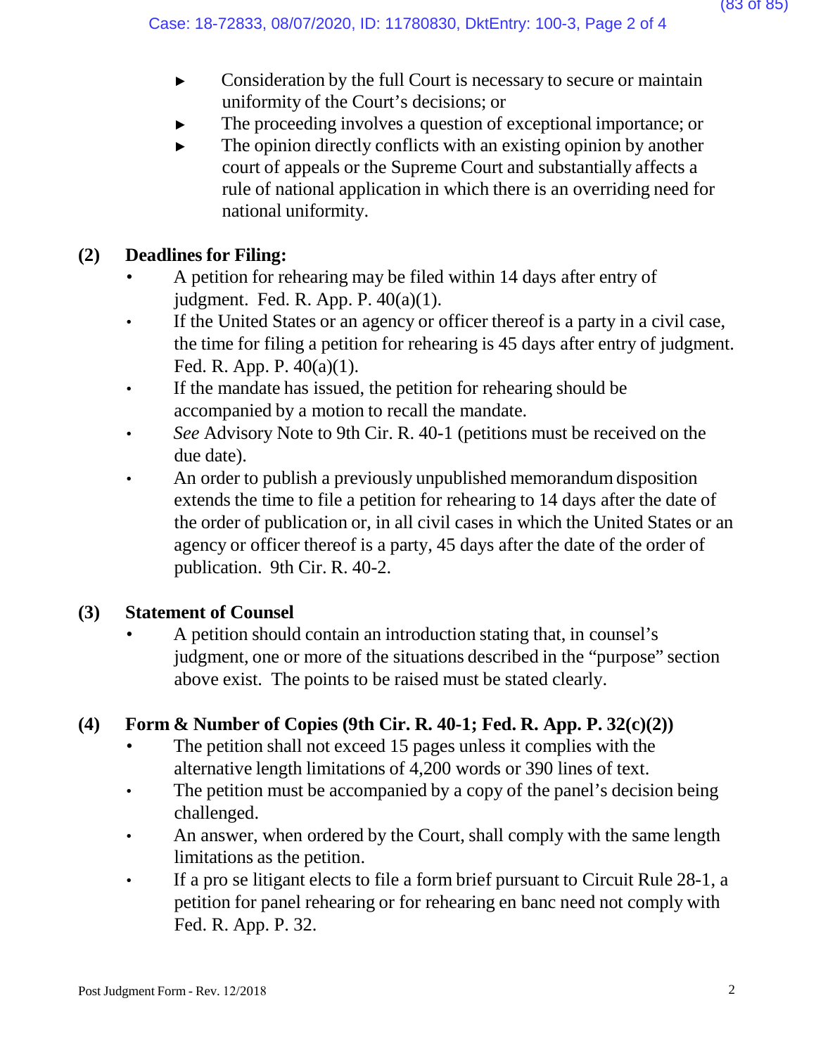- Consideration by the full Court is necessary to secure or maintain uniformity of the Court's decisions; or
- The proceeding involves a question of exceptional importance; or
- The opinion directly conflicts with an existing opinion by another court of appeals or the Supreme Court and substantially affects a rule of national application in which there is an overriding need for national uniformity.

**(2) Deadlines for Filing:**

- A petition for rehearing may be filed within 14 days after entry of judgment. Fed. R. App. P. 40(a)(1).
- If the United States or an agency or officer thereof is a party in a civil case, the time for filing a petition for rehearing is 45 days after entry of judgment. Fed. R. App. P. 40(a)(1).
- If the mandate has issued, the petition for rehearing should be accompanied by a motion to recall the mandate.
- *See* Advisory Note to 9th Cir. R. 40-1 (petitions must be received on the due date).
- An order to publish a previously unpublished memorandum disposition extends the time to file a petition for rehearing to 14 days after the date of the order of publication or, in all civil cases in which the United States or an agency or officer thereof is a party, 45 days after the date of the order of publication. 9th Cir. R. 40-2.

**(3) Statement of Counsel**

- A petition should contain an introduction stating that, in counsel's judgment, one or more of the situations described in the "purpose" section above exist. The points to be raised must be stated clearly.

**(4) Form & Number of Copies (9th Cir. R. 40-1; Fed. R. App. P. 32(c)(2))**

- The petition shall not exceed 15 pages unless it complies with the alternative length limitations of 4,200 words or 390 lines of text.
- The petition must be accompanied by a copy of the panel's decision being challenged.
- An answer, when ordered by the Court, shall comply with the same length limitations as the petition.
- If a pro se litigant elects to file a form brief pursuant to Circuit Rule 28-1, a petition for panel rehearing or for rehearing en banc need not comply with Fed. R. App. P. 32.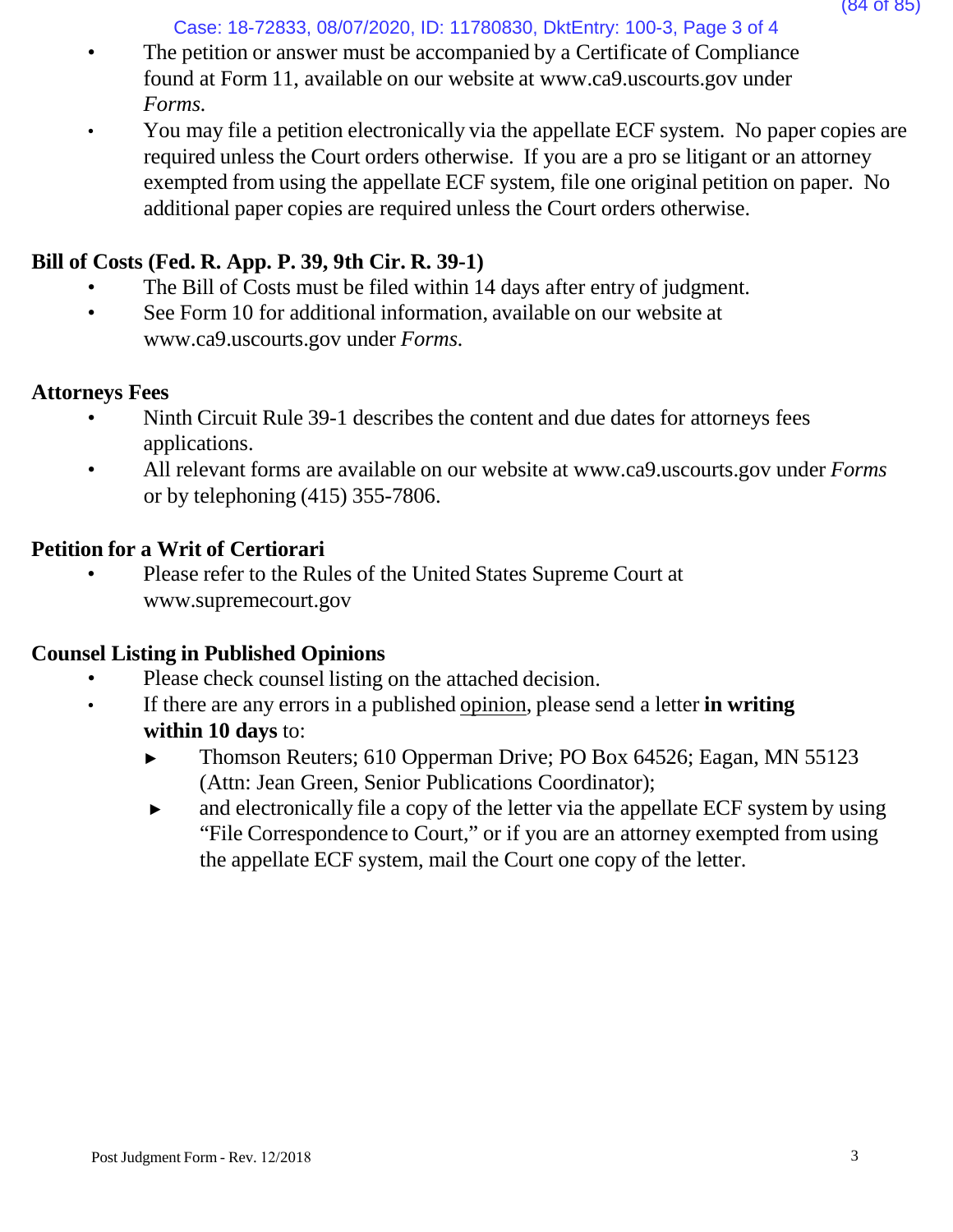- The petition or answer must be accompanied by a Certificate of Compliance found at Form 11, available on our website at www.ca9.uscourts.gov under *Forms.*
- You may file a petition electronically via the appellate ECF system. No paper copies are required unless the Court orders otherwise. If you are a pro se litigant or an attorney exempted from using the appellate ECF system, file one original petition on paper. No additional paper copies are required unless the Court orders otherwise.

**Bill of Costs (Fed. R. App. P. 39, 9th Cir. R. 39-1)**

- The Bill of Costs must be filed within 14 days after entry of judgment.
- See Form 10 for additional information, available on our website at www.ca9.uscourts.gov under *Forms.*

**Attorneys Fees**

- Ninth Circuit Rule 39-1 describes the content and due dates for attorneys fees applications.
- All relevant forms are available on our website at www.ca9.uscourts.gov under *Forms* or by telephoning (415) 355-7806.

**Petition for a Writ of Certiorari**

- Please refer to the Rules of the United States Supreme Court at www.supremecourt.gov

**Counsel Listing in Published Opinions**

- Please check counsel listing on the attached decision.
- If there are any errors in a published opinion, please send a letter **in writing within 10 days** to:
  - Thomson Reuters; 610 Opperman Drive; PO Box 64526; Eagan, MN 55123 (Attn: Jean Green, Senior Publications Coordinator);
  - and electronically file a copy of the letter via the appellate ECF system by using "File Correspondence to Court," or if you are an attorney exempted from using the appellate ECF system, mail the Court one copy of the letter.

Post Judgment Form - Rev. 12/2018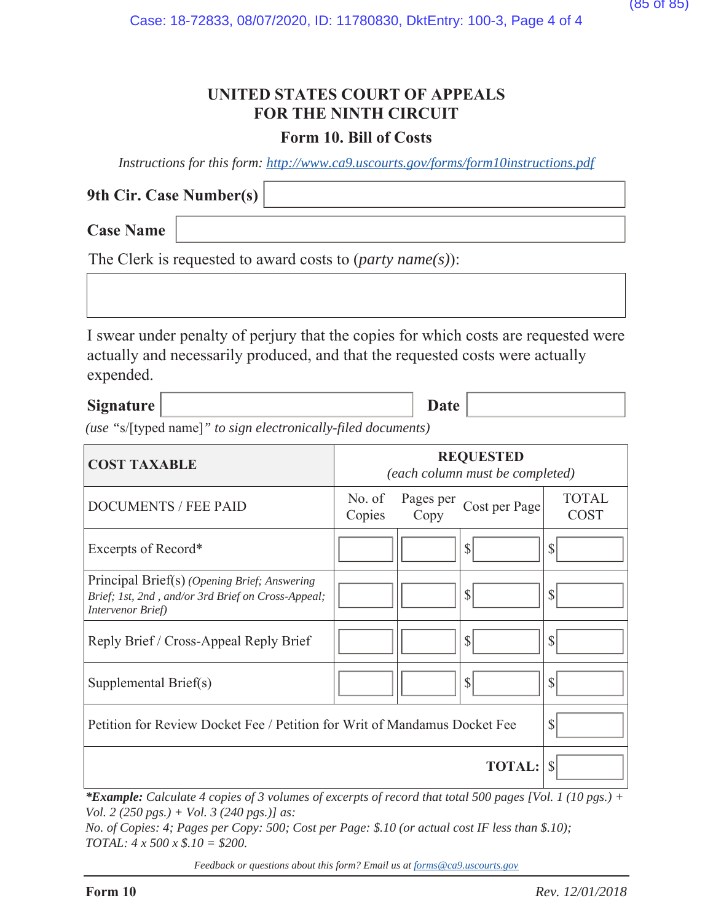# UNITED STATES COURT OF APPEALS FOR THE NINTH CIRCUIT

## Form 10. Bill of Costs

*Instructions for this form: http://www.ca9.uscourts.gov/forms/form10instructions.pdf*

**9th Cir. Case Number(s)**

**Case Name**

The Clerk is requested to award costs to (*party name(s)*):

I swear under penalty of perjury that the copies for which costs are requested were actually and necessarily produced, and that the requested costs were actually expended.

**Signature** &nbsp;&nbsp;&nbsp;&nbsp; **Date**

*(use* "s/[typed name]" *to sign electronically-filed documents)*

| **COST TAXABLE** | **REQUESTED** *(each column must be completed)* | | | |
|---|---|---|---|---|
| DOCUMENTS / FEE PAID | No. of Copies | Pages per Copy | Cost per Page | TOTAL COST |
| Excerpts of Record* | | | $ | $ |
| Principal Brief(s) *(Opening Brief; Answering Brief; 1st, 2nd , and/or 3rd Brief on Cross-Appeal; Intervenor Brief)* | | | $ | $ |
| Reply Brief / Cross-Appeal Reply Brief | | | $ | $ |
| Supplemental Brief(s) | | | $ | $ |
| Petition for Review Docket Fee / Petition for Writ of Mandamus Docket Fee | | | | $ |
| | | | **TOTAL:** | $ |

***Example:** *Calculate 4 copies of 3 volumes of excerpts of record that total 500 pages [Vol. 1 (10 pgs.) + Vol. 2 (250 pgs.) + Vol. 3 (240 pgs.)] as:*
*No. of Copies: 4; Pages per Copy: 500; Cost per Page: $.10 (or actual cost IF less than $.10);*
*TOTAL: 4 x 500 x $.10 = $200.*

*Feedback or questions about this form? Email us at forms@ca9.uscourts.gov*

**Form 10** &nbsp;&nbsp;&nbsp;&nbsp; *Rev. 12/01/2018*